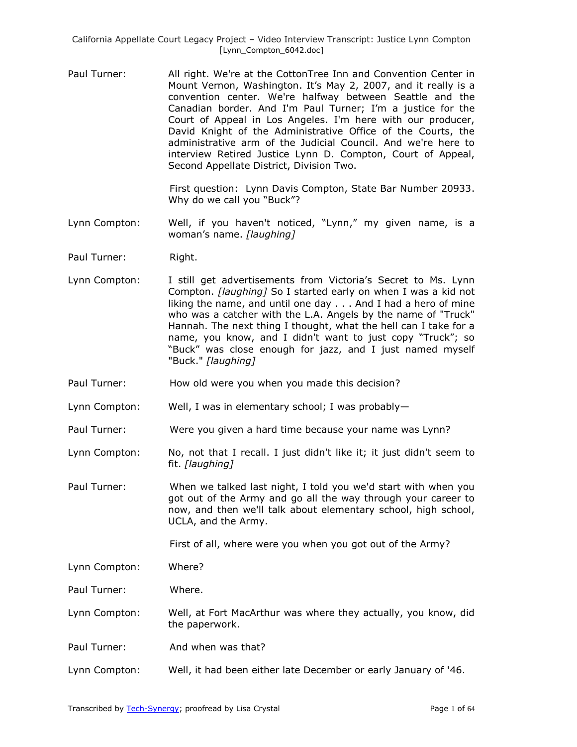Paul Turner: All right. We're at the CottonTree Inn and Convention Center in Mount Vernon, Washington. It's May 2, 2007, and it really is a convention center. We're halfway between Seattle and the Canadian border. And I'm Paul Turner; I'm a justice for the Court of Appeal in Los Angeles. I'm here with our producer, David Knight of the Administrative Office of the Courts, the administrative arm of the Judicial Council. And we're here to interview Retired Justice Lynn D. Compton, Court of Appeal, Second Appellate District, Division Two.

First question: Lynn Davis Compton, State Bar Number 20933. Why do we call you "Buck"?

Lynn Compton: Well, if you haven't noticed, "Lynn," my given name, is a woman's name. *[laughing]*

Paul Turner: Right.

Lynn Compton: I still get advertisements from Victoria's Secret to Ms. Lynn Compton. *[laughing]* So I started early on when I was a kid not liking the name, and until one day . . . And I had a hero of mine who was a catcher with the L.A. Angels by the name of "Truck" Hannah. The next thing I thought, what the hell can I take for a name, you know, and I didn't want to just copy "Truck"; so "Buck" was close enough for jazz, and I just named myself "Buck." *[laughing]*

Paul Turner: How old were you when you made this decision?

Lynn Compton: Well, I was in elementary school; I was probably—

Paul Turner: Were you given a hard time because your name was Lynn?

Lynn Compton: No, not that I recall. I just didn't like it; it just didn't seem to fit. *[laughing]*

Paul Turner: When we talked last night, I told you we'd start with when you got out of the Army and go all the way through your career to now, and then we'll talk about elementary school, high school, UCLA, and the Army.

First of all, where were you when you got out of the Army?

Lynn Compton: Where?

Paul Turner: Where.

Lynn Compton: Well, at Fort MacArthur was where they actually, you know, did the paperwork.

Paul Turner: And when was that?

Lynn Compton: Well, it had been either late December or early January of '46.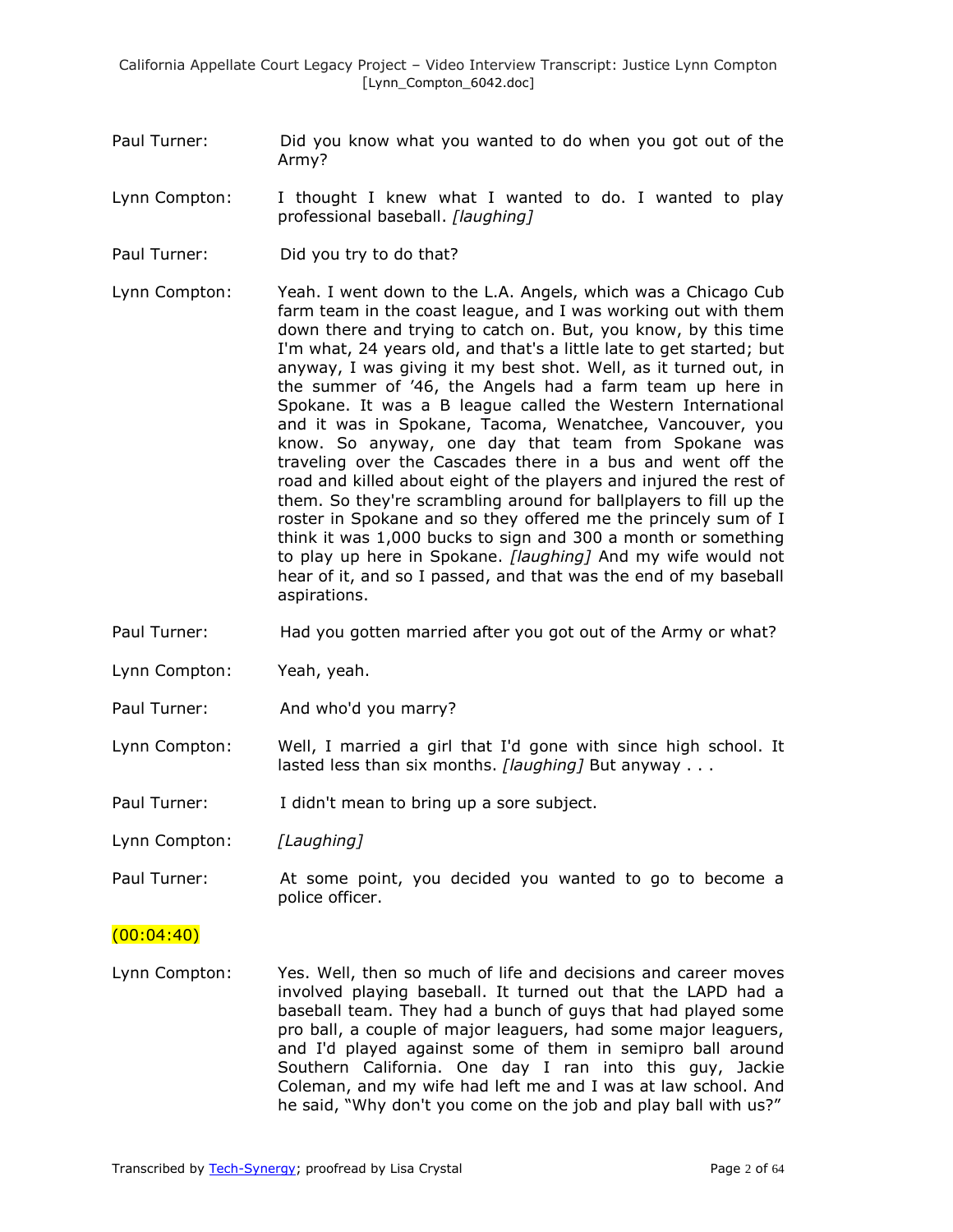Paul Turner: Did you know what you wanted to do when you got out of the Army?

Lynn Compton: I thought I knew what I wanted to do. I wanted to play professional baseball. *[laughing]*

Paul Turner: Did you try to do that?

Lynn Compton: Yeah. I went down to the L.A. Angels, which was a Chicago Cub farm team in the coast league, and I was working out with them down there and trying to catch on. But, you know, by this time I'm what, 24 years old, and that's a little late to get started; but anyway, I was giving it my best shot. Well, as it turned out, in the summer of '46, the Angels had a farm team up here in Spokane. It was a B league called the Western International and it was in Spokane, Tacoma, Wenatchee, Vancouver, you know. So anyway, one day that team from Spokane was traveling over the Cascades there in a bus and went off the road and killed about eight of the players and injured the rest of them. So they're scrambling around for ballplayers to fill up the roster in Spokane and so they offered me the princely sum of I think it was 1,000 bucks to sign and 300 a month or something to play up here in Spokane. *[laughing]* And my wife would not hear of it, and so I passed, and that was the end of my baseball aspirations.

Paul Turner: Had you gotten married after you got out of the Army or what?

Lynn Compton: Yeah, yeah.

Paul Turner: And who'd you marry?

Lynn Compton: Well, I married a girl that I'd gone with since high school. It lasted less than six months. *[laughing]* But anyway . . .

Paul Turner: I didn't mean to bring up a sore subject.

Lynn Compton: *[Laughing]*

Paul Turner: At some point, you decided you wanted to go to become a police officer.

(00:04:40)

Lynn Compton: Yes. Well, then so much of life and decisions and career moves involved playing baseball. It turned out that the LAPD had a baseball team. They had a bunch of guys that had played some pro ball, a couple of major leaguers, had some major leaguers, and I'd played against some of them in semipro ball around Southern California. One day I ran into this guy, Jackie Coleman, and my wife had left me and I was at law school. And he said, "Why don't you come on the job and play ball with us?"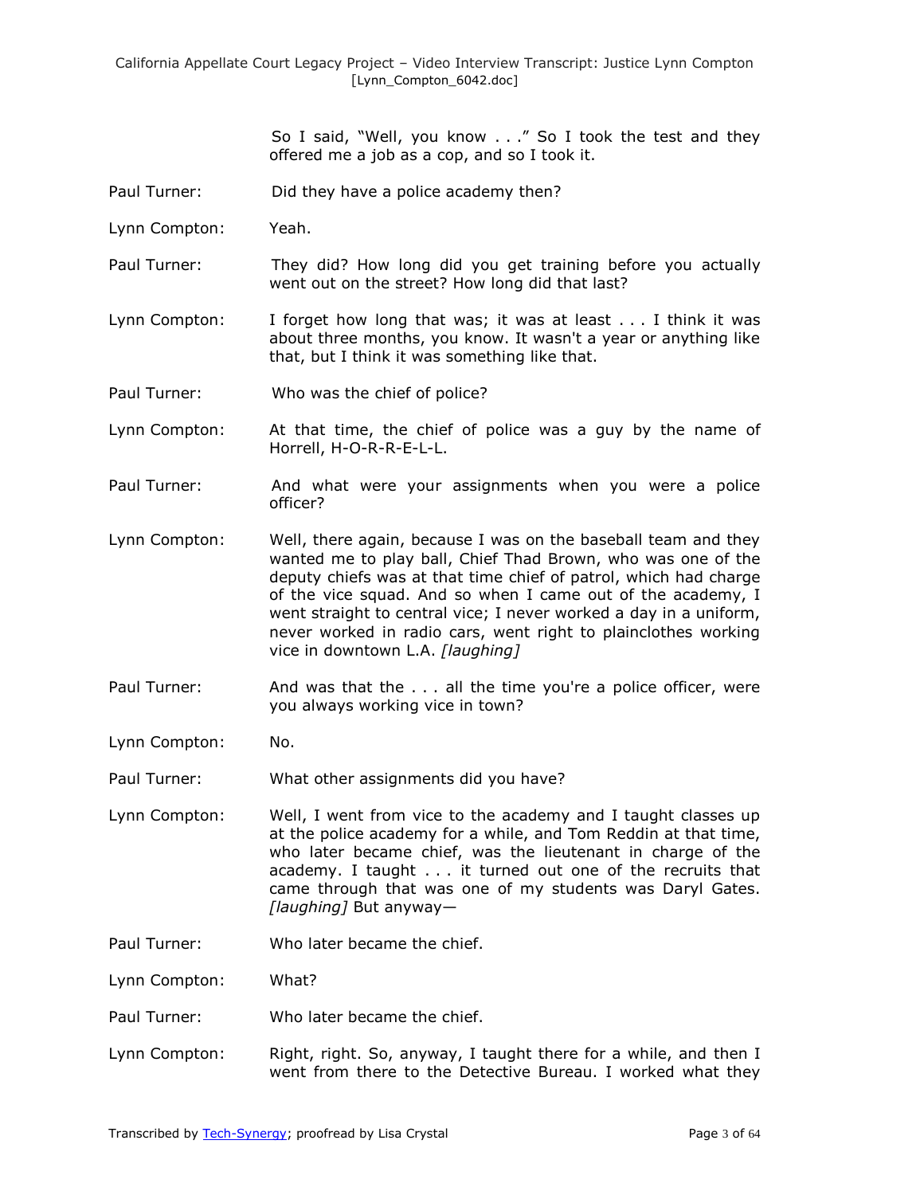So I said, "Well, you know . . ." So I took the test and they offered me a job as a cop, and so I took it.

Paul Turner: Did they have a police academy then?

Lynn Compton: Yeah.

Paul Turner: They did? How long did you get training before you actually went out on the street? How long did that last?

Lynn Compton: I forget how long that was; it was at least . . . I think it was about three months, you know. It wasn't a year or anything like that, but I think it was something like that.

Paul Turner: Who was the chief of police?

Lynn Compton: At that time, the chief of police was a guy by the name of Horrell, H-O-R-R-E-L-L.

Paul Turner: And what were your assignments when you were a police officer?

Lynn Compton: Well, there again, because I was on the baseball team and they wanted me to play ball, Chief Thad Brown, who was one of the deputy chiefs was at that time chief of patrol, which had charge of the vice squad. And so when I came out of the academy, I went straight to central vice; I never worked a day in a uniform, never worked in radio cars, went right to plainclothes working vice in downtown L.A. *[laughing]*

Paul Turner: And was that the . . . all the time you're a police officer, were you always working vice in town?

Lynn Compton: No.

Paul Turner: What other assignments did you have?

Lynn Compton: Well, I went from vice to the academy and I taught classes up at the police academy for a while, and Tom Reddin at that time, who later became chief, was the lieutenant in charge of the academy. I taught . . . it turned out one of the recruits that came through that was one of my students was Daryl Gates. *[laughing]* But anyway—

Paul Turner: Who later became the chief.

Lynn Compton: What?

Paul Turner: Who later became the chief.

Lynn Compton: Right, right. So, anyway, I taught there for a while, and then I went from there to the Detective Bureau. I worked what they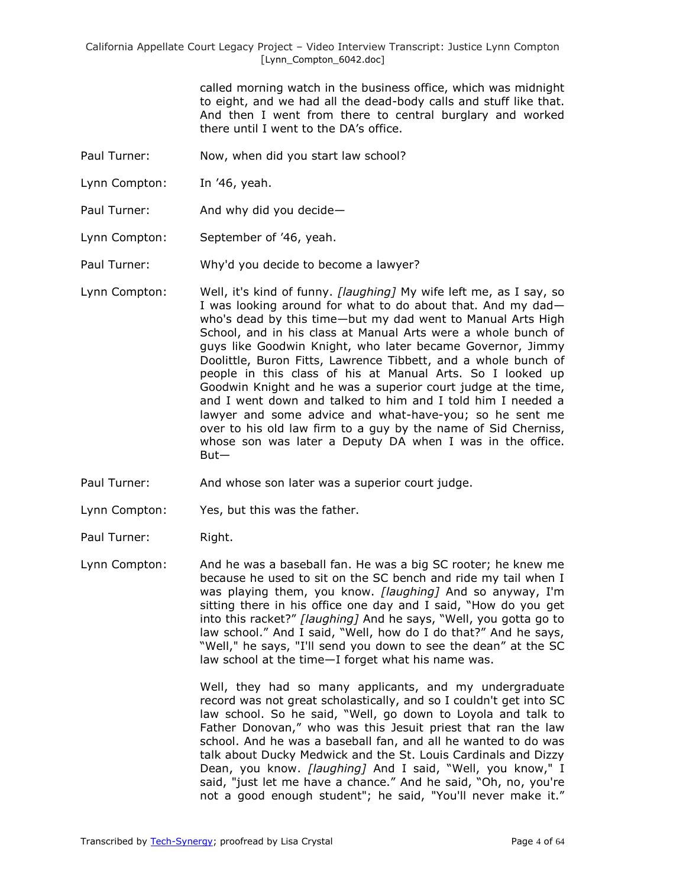called morning watch in the business office, which was midnight to eight, and we had all the dead-body calls and stuff like that. And then I went from there to central burglary and worked there until I went to the DA's office.

Paul Turner: Now, when did you start law school?

Lynn Compton: In '46, yeah.

Paul Turner: And why did you decide—

Lynn Compton: September of '46, yeah.

Paul Turner: Why'd you decide to become a lawyer?

Lynn Compton: Well, it's kind of funny. *[laughing]* My wife left me, as I say, so I was looking around for what to do about that. And my dad—who's dead by this time—but my dad went to Manual Arts High School, and in his class at Manual Arts were a whole bunch of guys like Goodwin Knight, who later became Governor, Jimmy Doolittle, Buron Fitts, Lawrence Tibbett, and a whole bunch of people in this class of his at Manual Arts. So I looked up Goodwin Knight and he was a superior court judge at the time, and I went down and talked to him and I told him I needed a lawyer and some advice and what-have-you; so he sent me over to his old law firm to a guy by the name of Sid Cherniss, whose son was later a Deputy DA when I was in the office. But—

Paul Turner: And whose son later was a superior court judge.

Lynn Compton: Yes, but this was the father.

Paul Turner: Right.

Lynn Compton: And he was a baseball fan. He was a big SC rooter; he knew me because he used to sit on the SC bench and ride my tail when I was playing them, you know. *[laughing]* And so anyway, I'm sitting there in his office one day and I said, "How do you get into this racket?" *[laughing]* And he says, "Well, you gotta go to law school." And I said, "Well, how do I do that?" And he says, "Well," he says, "I'll send you down to see the dean" at the SC law school at the time—I forget what his name was.

Well, they had so many applicants, and my undergraduate record was not great scholastically, and so I couldn't get into SC law school. So he said, "Well, go down to Loyola and talk to Father Donovan," who was this Jesuit priest that ran the law school. And he was a baseball fan, and all he wanted to do was talk about Ducky Medwick and the St. Louis Cardinals and Dizzy Dean, you know. *[laughing]* And I said, "Well, you know," I said, "just let me have a chance." And he said, "Oh, no, you're not a good enough student"; he said, "You'll never make it."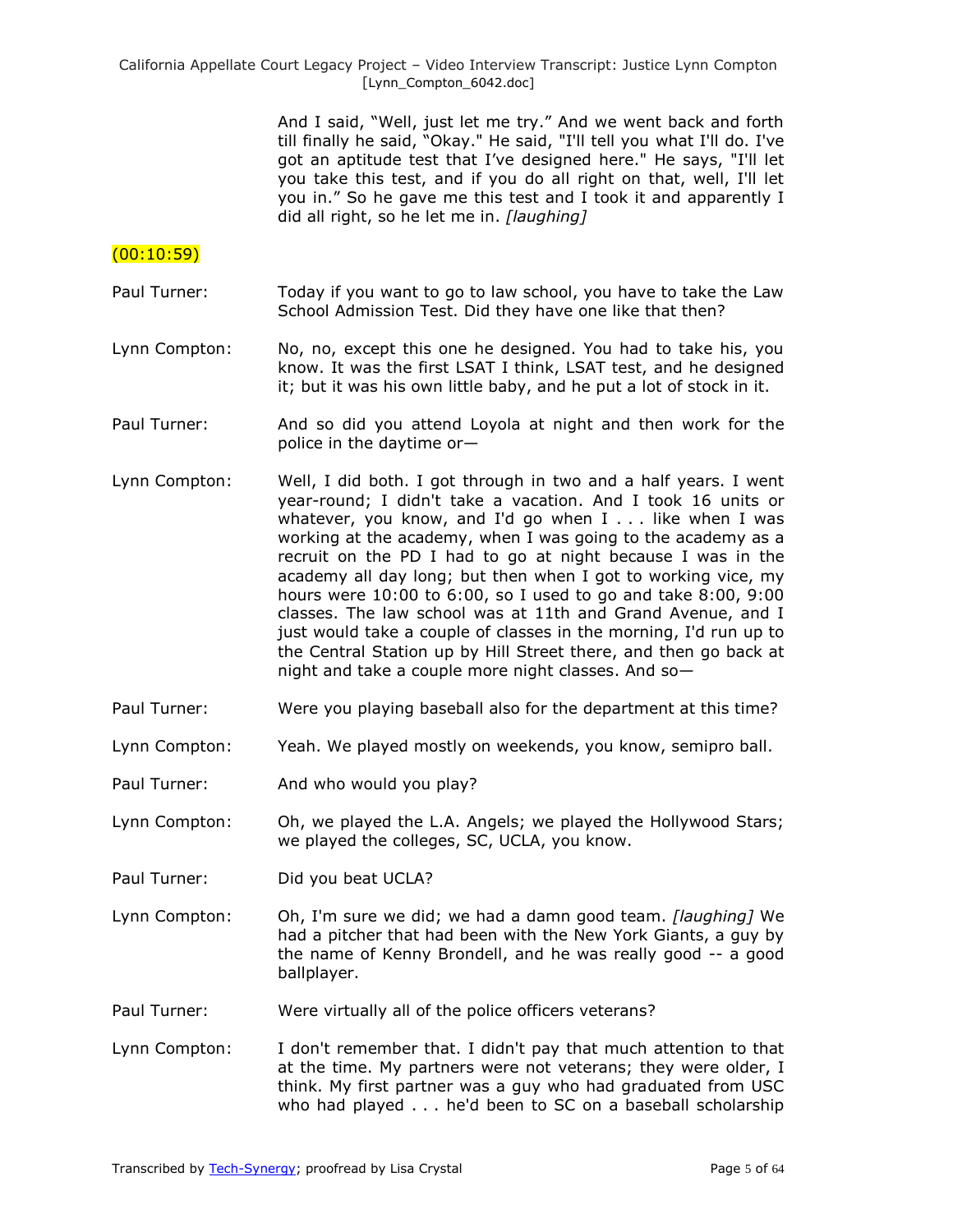And I said, "Well, just let me try." And we went back and forth till finally he said, "Okay." He said, "I'll tell you what I'll do. I've got an aptitude test that I've designed here." He says, "I'll let you take this test, and if you do all right on that, well, I'll let you in." So he gave me this test and I took it and apparently I did all right, so he let me in. *[laughing]*

(00:10:59)

Paul Turner: Today if you want to go to law school, you have to take the Law School Admission Test. Did they have one like that then?

Lynn Compton: No, no, except this one he designed. You had to take his, you know. It was the first LSAT I think, LSAT test, and he designed it; but it was his own little baby, and he put a lot of stock in it.

Paul Turner: And so did you attend Loyola at night and then work for the police in the daytime or—

Lynn Compton: Well, I did both. I got through in two and a half years. I went year-round; I didn't take a vacation. And I took 16 units or whatever, you know, and I'd go when I . . . like when I was working at the academy, when I was going to the academy as a recruit on the PD I had to go at night because I was in the academy all day long; but then when I got to working vice, my hours were 10:00 to 6:00, so I used to go and take 8:00, 9:00 classes. The law school was at 11th and Grand Avenue, and I just would take a couple of classes in the morning, I'd run up to the Central Station up by Hill Street there, and then go back at night and take a couple more night classes. And so—

Paul Turner: Were you playing baseball also for the department at this time?

Lynn Compton: Yeah. We played mostly on weekends, you know, semipro ball.

Paul Turner: And who would you play?

Lynn Compton: Oh, we played the L.A. Angels; we played the Hollywood Stars; we played the colleges, SC, UCLA, you know.

Paul Turner: Did you beat UCLA?

Lynn Compton: Oh, I'm sure we did; we had a damn good team. *[laughing]* We had a pitcher that had been with the New York Giants, a guy by the name of Kenny Brondell, and he was really good -- a good ballplayer.

Paul Turner: Were virtually all of the police officers veterans?

Lynn Compton: I don't remember that. I didn't pay that much attention to that at the time. My partners were not veterans; they were older, I think. My first partner was a guy who had graduated from USC who had played . . . he'd been to SC on a baseball scholarship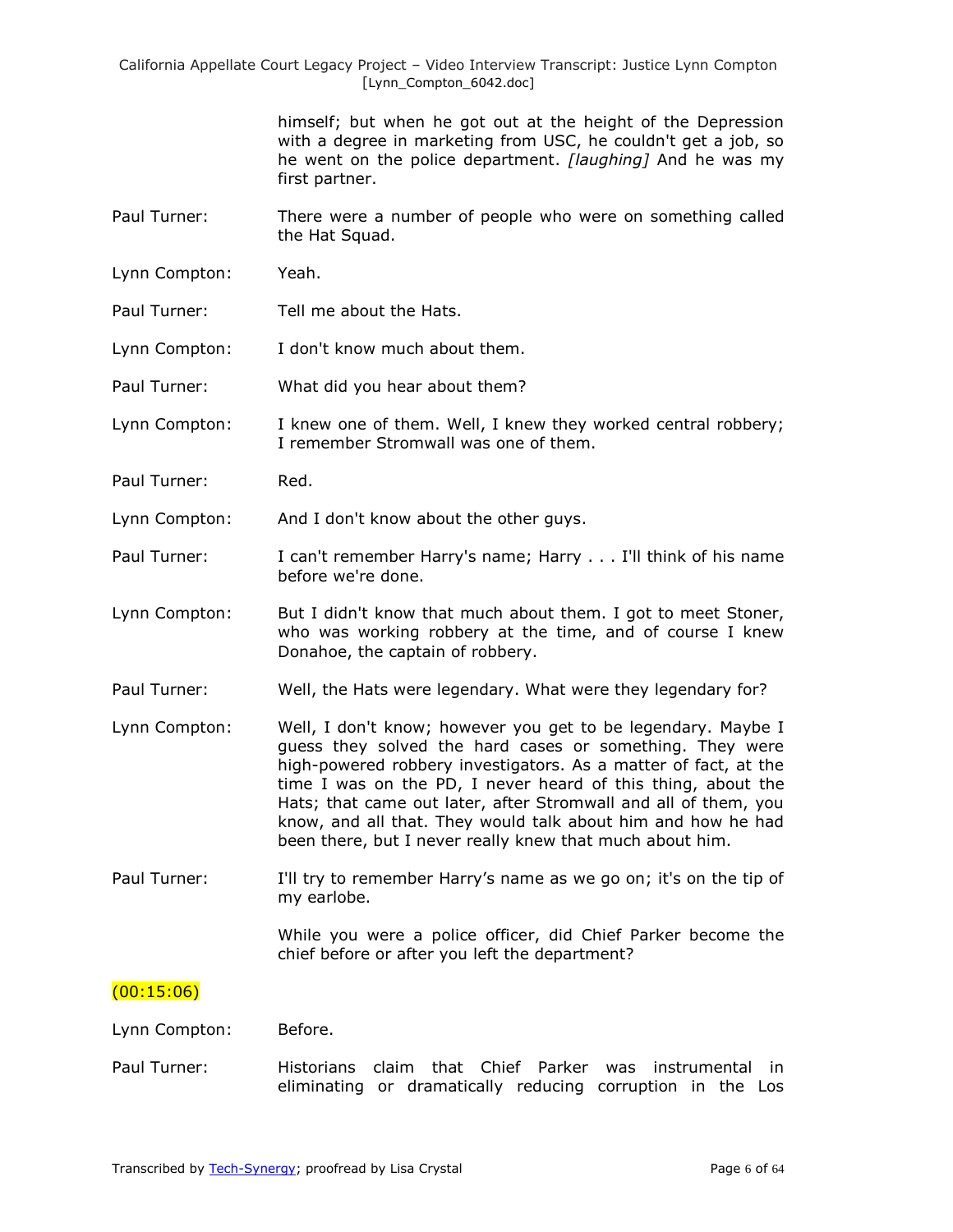himself; but when he got out at the height of the Depression with a degree in marketing from USC, he couldn't get a job, so he went on the police department. *[laughing]* And he was my first partner.

Paul Turner: There were a number of people who were on something called the Hat Squad.

Lynn Compton: Yeah.

Paul Turner: Tell me about the Hats.

Lynn Compton: I don't know much about them.

Paul Turner: What did you hear about them?

Lynn Compton: I knew one of them. Well, I knew they worked central robbery; I remember Stromwall was one of them.

Paul Turner: Red.

Lynn Compton: And I don't know about the other guys.

Paul Turner: I can't remember Harry's name; Harry . . . I'll think of his name before we're done.

Lynn Compton: But I didn't know that much about them. I got to meet Stoner, who was working robbery at the time, and of course I knew Donahoe, the captain of robbery.

Paul Turner: Well, the Hats were legendary. What were they legendary for?

Lynn Compton: Well, I don't know; however you get to be legendary. Maybe I guess they solved the hard cases or something. They were high-powered robbery investigators. As a matter of fact, at the time I was on the PD, I never heard of this thing, about the Hats; that came out later, after Stromwall and all of them, you know, and all that. They would talk about him and how he had been there, but I never really knew that much about him.

Paul Turner: I'll try to remember Harry's name as we go on; it's on the tip of my earlobe.

While you were a police officer, did Chief Parker become the chief before or after you left the department?

(00:15:06)

Lynn Compton: Before.

Paul Turner: Historians claim that Chief Parker was instrumental in eliminating or dramatically reducing corruption in the Los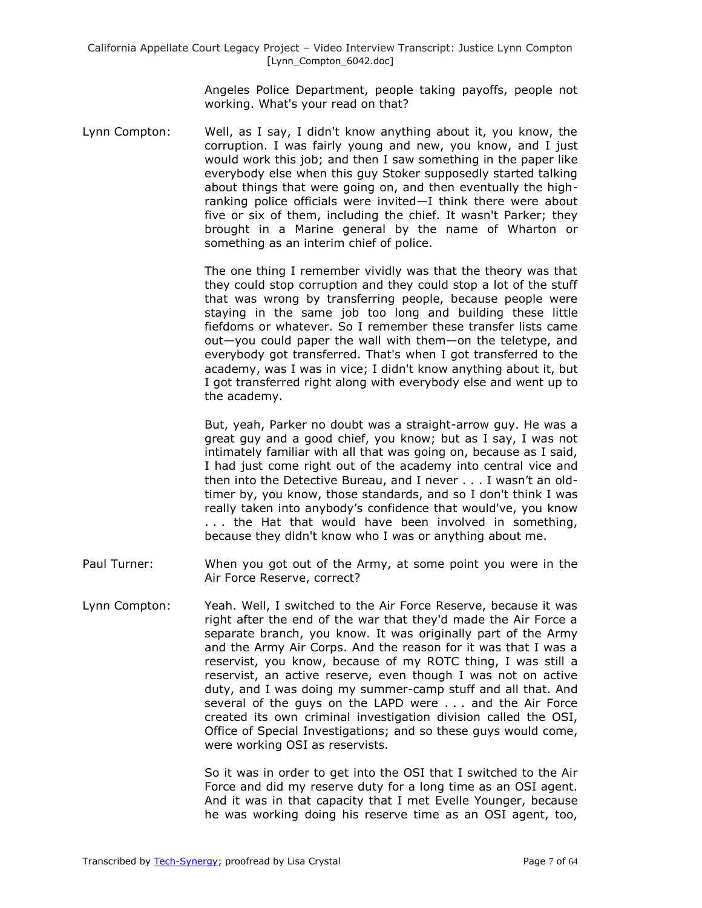Angeles Police Department, people taking payoffs, people not working. What's your read on that?

Lynn Compton: Well, as I say, I didn't know anything about it, you know, the corruption. I was fairly young and new, you know, and I just would work this job; and then I saw something in the paper like everybody else when this guy Stoker supposedly started talking about things that were going on, and then eventually the high-ranking police officials were invited—I think there were about five or six of them, including the chief. It wasn't Parker; they brought in a Marine general by the name of Wharton or something as an interim chief of police.

The one thing I remember vividly was that the theory was that they could stop corruption and they could stop a lot of the stuff that was wrong by transferring people, because people were staying in the same job too long and building these little fiefdoms or whatever. So I remember these transfer lists came out—you could paper the wall with them—on the teletype, and everybody got transferred. That's when I got transferred to the academy, was I was in vice; I didn't know anything about it, but I got transferred right along with everybody else and went up to the academy.

But, yeah, Parker no doubt was a straight-arrow guy. He was a great guy and a good chief, you know; but as I say, I was not intimately familiar with all that was going on, because as I said, I had just come right out of the academy into central vice and then into the Detective Bureau, and I never . . . I wasn't an old-timer by, you know, those standards, and so I don't think I was really taken into anybody's confidence that would've, you know . . . the Hat that would have been involved in something, because they didn't know who I was or anything about me.

Paul Turner: When you got out of the Army, at some point you were in the Air Force Reserve, correct?

Lynn Compton: Yeah. Well, I switched to the Air Force Reserve, because it was right after the end of the war that they'd made the Air Force a separate branch, you know. It was originally part of the Army and the Army Air Corps. And the reason for it was that I was a reservist, you know, because of my ROTC thing, I was still a reservist, an active reserve, even though I was not on active duty, and I was doing my summer-camp stuff and all that. And several of the guys on the LAPD were . . . and the Air Force created its own criminal investigation division called the OSI, Office of Special Investigations; and so these guys would come, were working OSI as reservists.

So it was in order to get into the OSI that I switched to the Air Force and did my reserve duty for a long time as an OSI agent. And it was in that capacity that I met Evelle Younger, because he was working doing his reserve time as an OSI agent, too,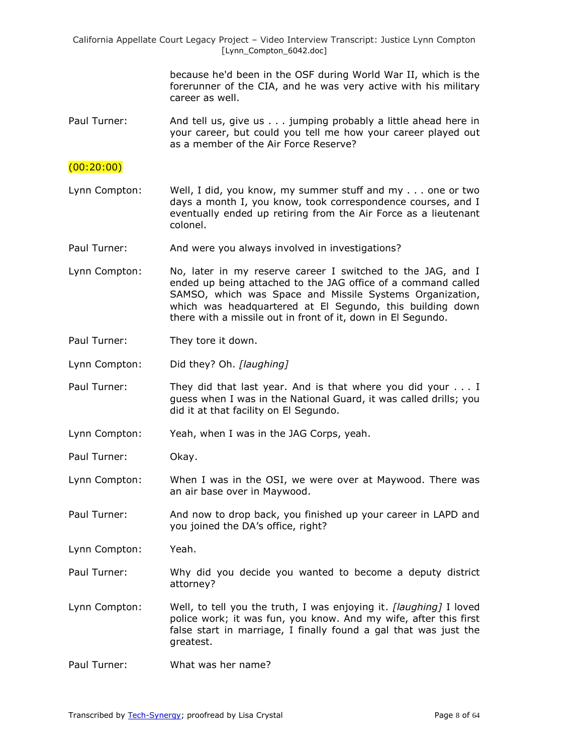because he'd been in the OSF during World War II, which is the forerunner of the CIA, and he was very active with his military career as well.

Paul Turner: And tell us, give us . . . jumping probably a little ahead here in your career, but could you tell me how your career played out as a member of the Air Force Reserve?

(00:20:00)

Lynn Compton: Well, I did, you know, my summer stuff and my . . . one or two days a month I, you know, took correspondence courses, and I eventually ended up retiring from the Air Force as a lieutenant colonel.

Paul Turner: And were you always involved in investigations?

Lynn Compton: No, later in my reserve career I switched to the JAG, and I ended up being attached to the JAG office of a command called SAMSO, which was Space and Missile Systems Organization, which was headquartered at El Segundo, this building down there with a missile out in front of it, down in El Segundo.

Paul Turner: They tore it down.

Lynn Compton: Did they? Oh. *[laughing]*

Paul Turner: They did that last year. And is that where you did your . . . I guess when I was in the National Guard, it was called drills; you did it at that facility on El Segundo.

Lynn Compton: Yeah, when I was in the JAG Corps, yeah.

Paul Turner: Okay.

Lynn Compton: When I was in the OSI, we were over at Maywood. There was an air base over in Maywood.

Paul Turner: And now to drop back, you finished up your career in LAPD and you joined the DA's office, right?

Lynn Compton: Yeah.

Paul Turner: Why did you decide you wanted to become a deputy district attorney?

Lynn Compton: Well, to tell you the truth, I was enjoying it. *[laughing]* I loved police work; it was fun, you know. And my wife, after this first false start in marriage, I finally found a gal that was just the greatest.

Paul Turner: What was her name?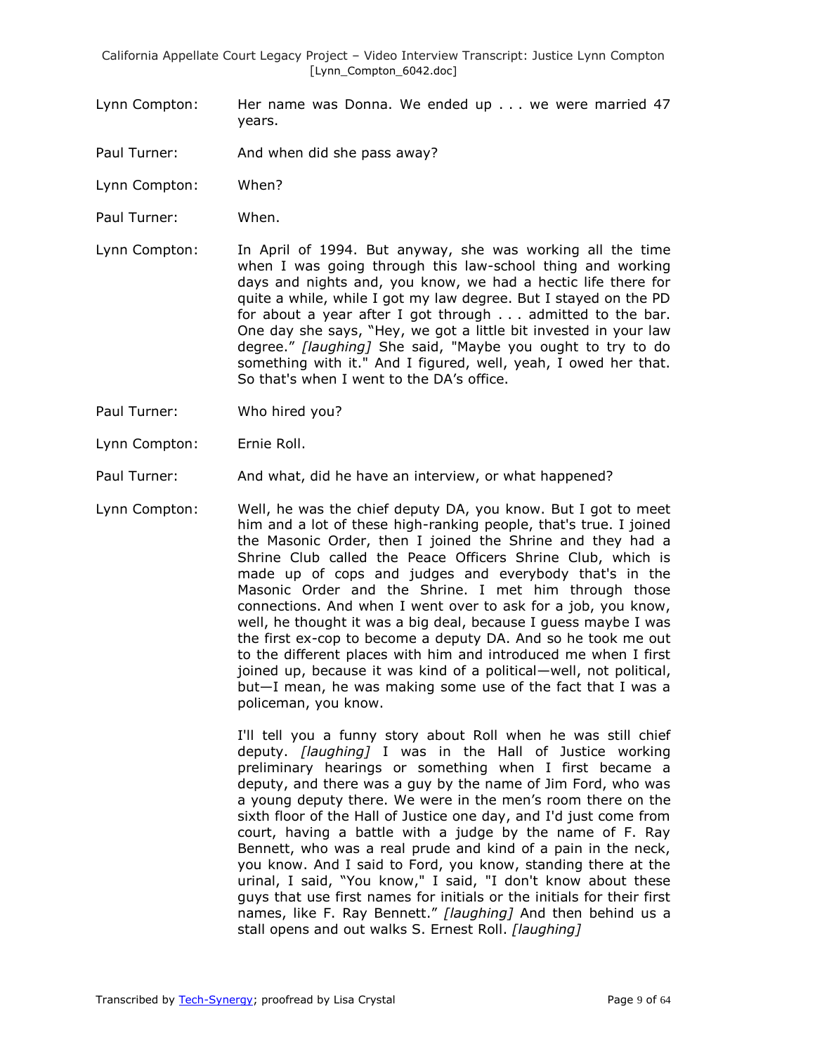Lynn Compton: Her name was Donna. We ended up . . . we were married 47 years.

Paul Turner: And when did she pass away?

Lynn Compton: When?

Paul Turner: When.

Lynn Compton: In April of 1994. But anyway, she was working all the time when I was going through this law-school thing and working days and nights and, you know, we had a hectic life there for quite a while, while I got my law degree. But I stayed on the PD for about a year after I got through . . . admitted to the bar. One day she says, "Hey, we got a little bit invested in your law degree." *[laughing]* She said, "Maybe you ought to try to do something with it." And I figured, well, yeah, I owed her that. So that's when I went to the DA's office.

Paul Turner: Who hired you?

Lynn Compton: Ernie Roll.

Paul Turner: And what, did he have an interview, or what happened?

Lynn Compton: Well, he was the chief deputy DA, you know. But I got to meet him and a lot of these high-ranking people, that's true. I joined the Masonic Order, then I joined the Shrine and they had a Shrine Club called the Peace Officers Shrine Club, which is made up of cops and judges and everybody that's in the Masonic Order and the Shrine. I met him through those connections. And when I went over to ask for a job, you know, well, he thought it was a big deal, because I guess maybe I was the first ex-cop to become a deputy DA. And so he took me out to the different places with him and introduced me when I first joined up, because it was kind of a political—well, not political, but—I mean, he was making some use of the fact that I was a policeman, you know.

I'll tell you a funny story about Roll when he was still chief deputy. *[laughing]* I was in the Hall of Justice working preliminary hearings or something when I first became a deputy, and there was a guy by the name of Jim Ford, who was a young deputy there. We were in the men's room there on the sixth floor of the Hall of Justice one day, and I'd just come from court, having a battle with a judge by the name of F. Ray Bennett, who was a real prude and kind of a pain in the neck, you know. And I said to Ford, you know, standing there at the urinal, I said, "You know," I said, "I don't know about these guys that use first names for initials or the initials for their first names, like F. Ray Bennett." *[laughing]* And then behind us a stall opens and out walks S. Ernest Roll. *[laughing]*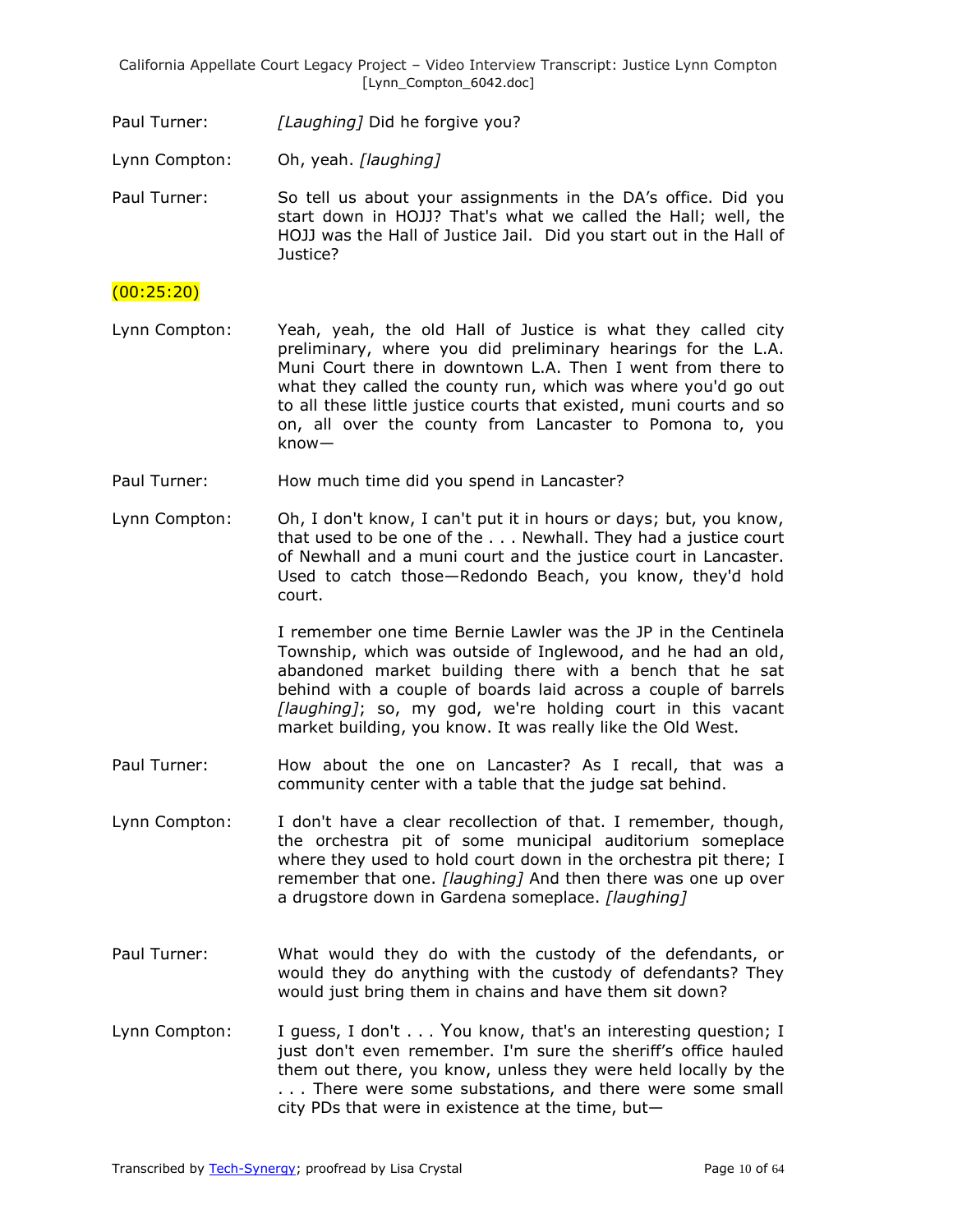Paul Turner: *[Laughing]* Did he forgive you?

Lynn Compton: Oh, yeah. *[laughing]*

Paul Turner: So tell us about your assignments in the DA's office. Did you start down in HOJJ? That's what we called the Hall; well, the HOJJ was the Hall of Justice Jail. Did you start out in the Hall of Justice?

(00:25:20)

Lynn Compton: Yeah, yeah, the old Hall of Justice is what they called city preliminary, where you did preliminary hearings for the L.A. Muni Court there in downtown L.A. Then I went from there to what they called the county run, which was where you'd go out to all these little justice courts that existed, muni courts and so on, all over the county from Lancaster to Pomona to, you know—

Paul Turner: How much time did you spend in Lancaster?

Lynn Compton: Oh, I don't know, I can't put it in hours or days; but, you know, that used to be one of the . . . Newhall. They had a justice court of Newhall and a muni court and the justice court in Lancaster. Used to catch those—Redondo Beach, you know, they'd hold court.

I remember one time Bernie Lawler was the JP in the Centinela Township, which was outside of Inglewood, and he had an old, abandoned market building there with a bench that he sat behind with a couple of boards laid across a couple of barrels *[laughing]*; so, my god, we're holding court in this vacant market building, you know. It was really like the Old West.

Paul Turner: How about the one on Lancaster? As I recall, that was a community center with a table that the judge sat behind.

Lynn Compton: I don't have a clear recollection of that. I remember, though, the orchestra pit of some municipal auditorium someplace where they used to hold court down in the orchestra pit there; I remember that one. *[laughing]* And then there was one up over a drugstore down in Gardena someplace. *[laughing]*

Paul Turner: What would they do with the custody of the defendants, or would they do anything with the custody of defendants? They would just bring them in chains and have them sit down?

Lynn Compton: I guess, I don't . . . You know, that's an interesting question; I just don't even remember. I'm sure the sheriff's office hauled them out there, you know, unless they were held locally by the . . . There were some substations, and there were some small city PDs that were in existence at the time, but—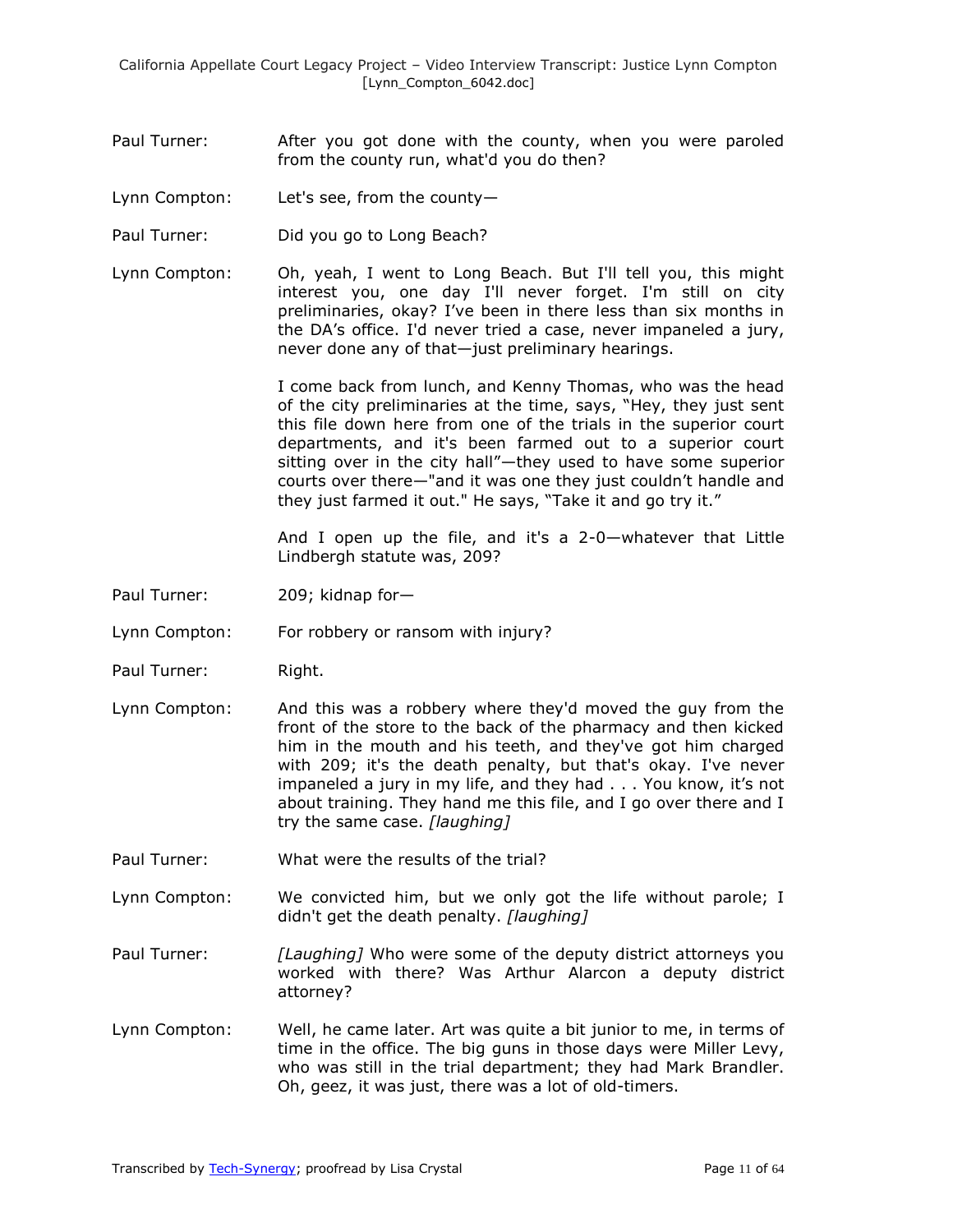Paul Turner: After you got done with the county, when you were paroled from the county run, what'd you do then?

Lynn Compton: Let's see, from the county—

Paul Turner: Did you go to Long Beach?

Lynn Compton: Oh, yeah, I went to Long Beach. But I'll tell you, this might interest you, one day I'll never forget. I'm still on city preliminaries, okay? I've been in there less than six months in the DA's office. I'd never tried a case, never impaneled a jury, never done any of that—just preliminary hearings.

I come back from lunch, and Kenny Thomas, who was the head of the city preliminaries at the time, says, "Hey, they just sent this file down here from one of the trials in the superior court departments, and it's been farmed out to a superior court sitting over in the city hall"—they used to have some superior courts over there—"and it was one they just couldn't handle and they just farmed it out." He says, "Take it and go try it."

And I open up the file, and it's a 2-0—whatever that Little Lindbergh statute was, 209?

Paul Turner: 209; kidnap for—

Lynn Compton: For robbery or ransom with injury?

Paul Turner: Right.

Lynn Compton: And this was a robbery where they'd moved the guy from the front of the store to the back of the pharmacy and then kicked him in the mouth and his teeth, and they've got him charged with 209; it's the death penalty, but that's okay. I've never impaneled a jury in my life, and they had . . . You know, it's not about training. They hand me this file, and I go over there and I try the same case. *[laughing]*

Paul Turner: What were the results of the trial?

Lynn Compton: We convicted him, but we only got the life without parole; I didn't get the death penalty. *[laughing]*

Paul Turner: *[Laughing]* Who were some of the deputy district attorneys you worked with there? Was Arthur Alarcon a deputy district attorney?

Lynn Compton: Well, he came later. Art was quite a bit junior to me, in terms of time in the office. The big guns in those days were Miller Levy, who was still in the trial department; they had Mark Brandler. Oh, geez, it was just, there was a lot of old-timers.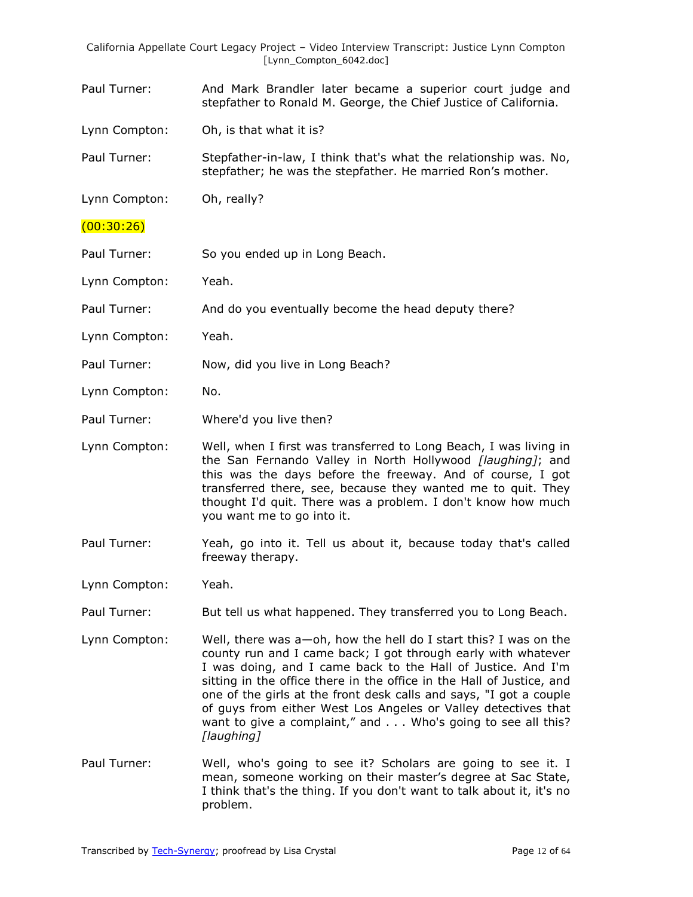Paul Turner: And Mark Brandler later became a superior court judge and stepfather to Ronald M. George, the Chief Justice of California.

Lynn Compton: Oh, is that what it is?

Paul Turner: Stepfather-in-law, I think that's what the relationship was. No, stepfather; he was the stepfather. He married Ron's mother.

Lynn Compton: Oh, really?

(00:30:26)

Paul Turner: So you ended up in Long Beach.

Lynn Compton: Yeah.

Paul Turner: And do you eventually become the head deputy there?

Lynn Compton: Yeah.

Paul Turner: Now, did you live in Long Beach?

Lynn Compton: No.

Paul Turner: Where'd you live then?

Lynn Compton: Well, when I first was transferred to Long Beach, I was living in the San Fernando Valley in North Hollywood *[laughing]*; and this was the days before the freeway. And of course, I got transferred there, see, because they wanted me to quit. They thought I'd quit. There was a problem. I don't know how much you want me to go into it.

Paul Turner: Yeah, go into it. Tell us about it, because today that's called freeway therapy.

Lynn Compton: Yeah.

Paul Turner: But tell us what happened. They transferred you to Long Beach.

Lynn Compton: Well, there was a—oh, how the hell do I start this? I was on the county run and I came back; I got through early with whatever I was doing, and I came back to the Hall of Justice. And I'm sitting in the office there in the office in the Hall of Justice, and one of the girls at the front desk calls and says, "I got a couple of guys from either West Los Angeles or Valley detectives that want to give a complaint," and . . . Who's going to see all this? *[laughing]*

Paul Turner: Well, who's going to see it? Scholars are going to see it. I mean, someone working on their master's degree at Sac State, I think that's the thing. If you don't want to talk about it, it's no problem.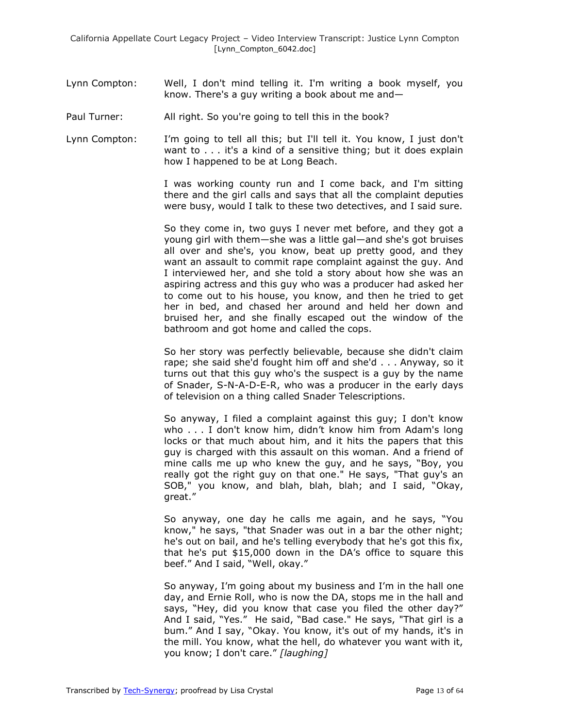Lynn Compton: Well, I don't mind telling it. I'm writing a book myself, you know. There's a guy writing a book about me and—

Paul Turner: All right. So you're going to tell this in the book?

Lynn Compton: I'm going to tell all this; but I'll tell it. You know, I just don't want to . . . it's a kind of a sensitive thing; but it does explain how I happened to be at Long Beach.

I was working county run and I come back, and I'm sitting there and the girl calls and says that all the complaint deputies were busy, would I talk to these two detectives, and I said sure.

So they come in, two guys I never met before, and they got a young girl with them—she was a little gal—and she's got bruises all over and she's, you know, beat up pretty good, and they want an assault to commit rape complaint against the guy. And I interviewed her, and she told a story about how she was an aspiring actress and this guy who was a producer had asked her to come out to his house, you know, and then he tried to get her in bed, and chased her around and held her down and bruised her, and she finally escaped out the window of the bathroom and got home and called the cops.

So her story was perfectly believable, because she didn't claim rape; she said she'd fought him off and she'd . . . Anyway, so it turns out that this guy who's the suspect is a guy by the name of Snader, S-N-A-D-E-R, who was a producer in the early days of television on a thing called Snader Telescriptions.

So anyway, I filed a complaint against this guy; I don't know who . . . I don't know him, didn't know him from Adam's long locks or that much about him, and it hits the papers that this guy is charged with this assault on this woman. And a friend of mine calls me up who knew the guy, and he says, "Boy, you really got the right guy on that one." He says, "That guy's an SOB," you know, and blah, blah, blah; and I said, "Okay, great."

So anyway, one day he calls me again, and he says, "You know," he says, "that Snader was out in a bar the other night; he's out on bail, and he's telling everybody that he's got this fix, that he's put $15,000 down in the DA's office to square this beef." And I said, "Well, okay."

So anyway, I'm going about my business and I'm in the hall one day, and Ernie Roll, who is now the DA, stops me in the hall and says, "Hey, did you know that case you filed the other day?" And I said, "Yes." He said, "Bad case." He says, "That girl is a bum." And I say, "Okay. You know, it's out of my hands, it's in the mill. You know, what the hell, do whatever you want with it, you know; I don't care." *[laughing]*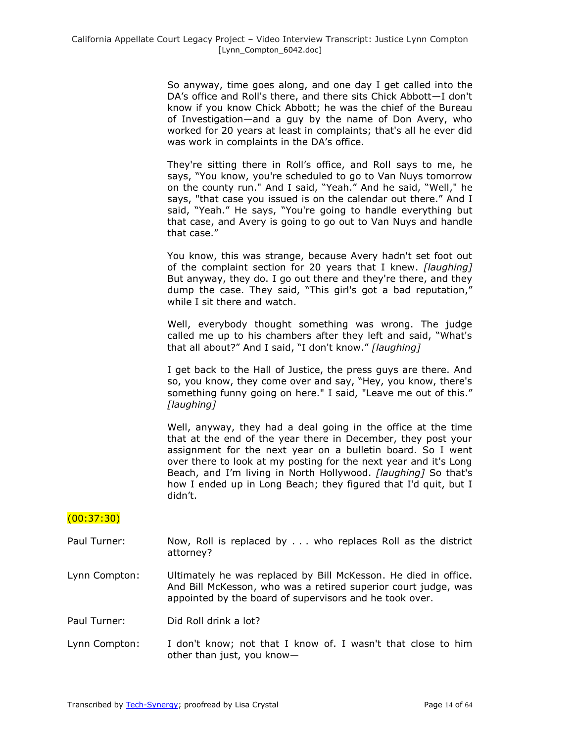So anyway, time goes along, and one day I get called into the DA's office and Roll's there, and there sits Chick Abbott—I don't know if you know Chick Abbott; he was the chief of the Bureau of Investigation—and a guy by the name of Don Avery, who worked for 20 years at least in complaints; that's all he ever did was work in complaints in the DA's office.

They're sitting there in Roll's office, and Roll says to me, he says, "You know, you're scheduled to go to Van Nuys tomorrow on the county run." And I said, "Yeah." And he said, "Well," he says, "that case you issued is on the calendar out there." And I said, "Yeah." He says, "You're going to handle everything but that case, and Avery is going to go out to Van Nuys and handle that case."

You know, this was strange, because Avery hadn't set foot out of the complaint section for 20 years that I knew. *[laughing]* But anyway, they do. I go out there and they're there, and they dump the case. They said, "This girl's got a bad reputation," while I sit there and watch.

Well, everybody thought something was wrong. The judge called me up to his chambers after they left and said, "What's that all about?" And I said, "I don't know." *[laughing]*

I get back to the Hall of Justice, the press guys are there. And so, you know, they come over and say, "Hey, you know, there's something funny going on here." I said, "Leave me out of this." *[laughing]*

Well, anyway, they had a deal going in the office at the time that at the end of the year there in December, they post your assignment for the next year on a bulletin board. So I went over there to look at my posting for the next year and it's Long Beach, and I'm living in North Hollywood. *[laughing]* So that's how I ended up in Long Beach; they figured that I'd quit, but I didn't.

(00:37:30)

Paul Turner: Now, Roll is replaced by . . . who replaces Roll as the district attorney?

Lynn Compton: Ultimately he was replaced by Bill McKesson. He died in office. And Bill McKesson, who was a retired superior court judge, was appointed by the board of supervisors and he took over.

Paul Turner: Did Roll drink a lot?

Lynn Compton: I don't know; not that I know of. I wasn't that close to him other than just, you know—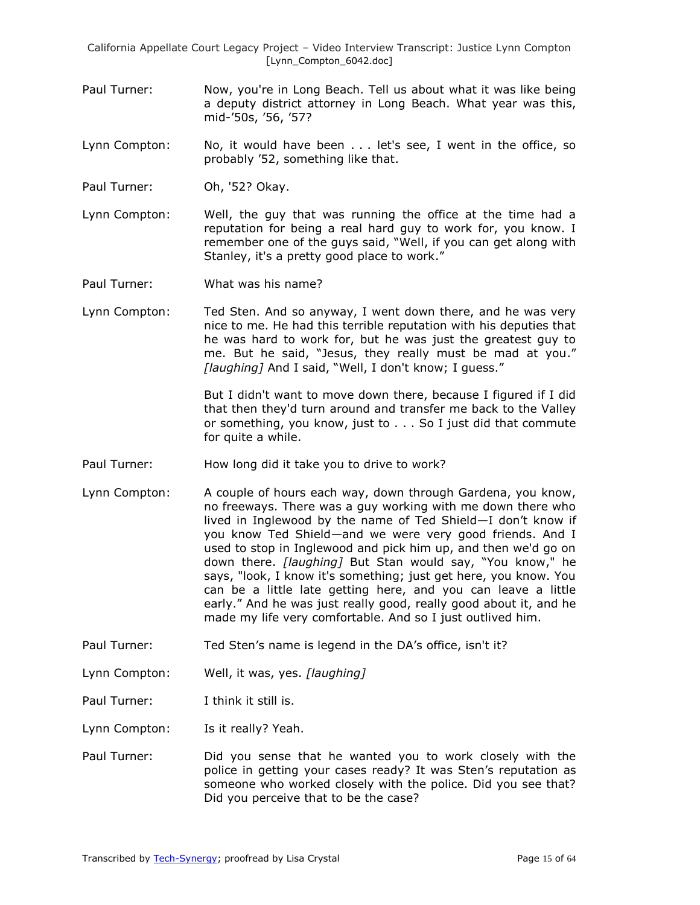Paul Turner: Now, you're in Long Beach. Tell us about what it was like being a deputy district attorney in Long Beach. What year was this, mid-'50s, '56, '57?

Lynn Compton: No, it would have been . . . let's see, I went in the office, so probably '52, something like that.

Paul Turner: Oh, '52? Okay.

Lynn Compton: Well, the guy that was running the office at the time had a reputation for being a real hard guy to work for, you know. I remember one of the guys said, "Well, if you can get along with Stanley, it's a pretty good place to work."

Paul Turner: What was his name?

Lynn Compton: Ted Sten. And so anyway, I went down there, and he was very nice to me. He had this terrible reputation with his deputies that he was hard to work for, but he was just the greatest guy to me. But he said, "Jesus, they really must be mad at you." *[laughing]* And I said, "Well, I don't know; I guess."

But I didn't want to move down there, because I figured if I did that then they'd turn around and transfer me back to the Valley or something, you know, just to . . . So I just did that commute for quite a while.

Paul Turner: How long did it take you to drive to work?

Lynn Compton: A couple of hours each way, down through Gardena, you know, no freeways. There was a guy working with me down there who lived in Inglewood by the name of Ted Shield—I don't know if you know Ted Shield—and we were very good friends. And I used to stop in Inglewood and pick him up, and then we'd go on down there. *[laughing]* But Stan would say, "You know," he says, "look, I know it's something; just get here, you know. You can be a little late getting here, and you can leave a little early." And he was just really good, really good about it, and he made my life very comfortable. And so I just outlived him.

Paul Turner: Ted Sten's name is legend in the DA's office, isn't it?

Lynn Compton: Well, it was, yes. *[laughing]*

Paul Turner: I think it still is.

Lynn Compton: Is it really? Yeah.

Paul Turner: Did you sense that he wanted you to work closely with the police in getting your cases ready? It was Sten's reputation as someone who worked closely with the police. Did you see that? Did you perceive that to be the case?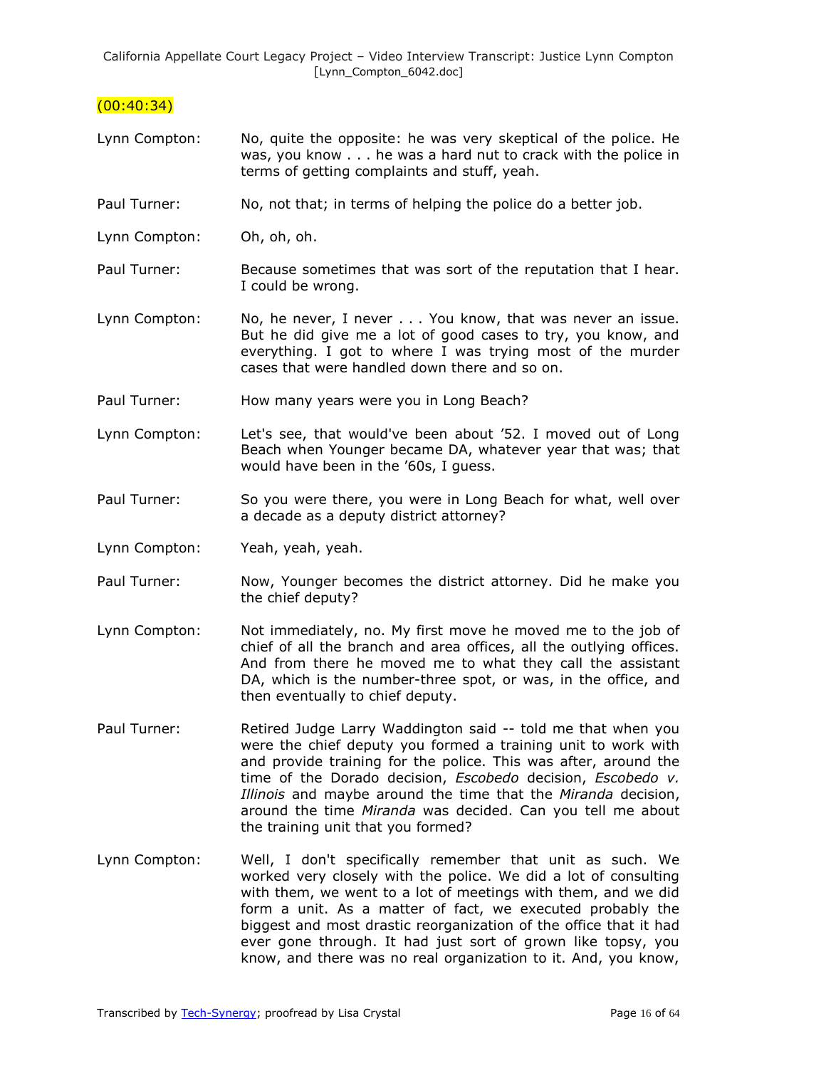(00:40:34)

Lynn Compton: No, quite the opposite: he was very skeptical of the police. He was, you know . . . he was a hard nut to crack with the police in terms of getting complaints and stuff, yeah.

Paul Turner: No, not that; in terms of helping the police do a better job.

Lynn Compton: Oh, oh, oh.

Paul Turner: Because sometimes that was sort of the reputation that I hear. I could be wrong.

Lynn Compton: No, he never, I never . . . You know, that was never an issue. But he did give me a lot of good cases to try, you know, and everything. I got to where I was trying most of the murder cases that were handled down there and so on.

Paul Turner: How many years were you in Long Beach?

Lynn Compton: Let's see, that would've been about '52. I moved out of Long Beach when Younger became DA, whatever year that was; that would have been in the '60s, I guess.

Paul Turner: So you were there, you were in Long Beach for what, well over a decade as a deputy district attorney?

Lynn Compton: Yeah, yeah, yeah.

Paul Turner: Now, Younger becomes the district attorney. Did he make you the chief deputy?

Lynn Compton: Not immediately, no. My first move he moved me to the job of chief of all the branch and area offices, all the outlying offices. And from there he moved me to what they call the assistant DA, which is the number-three spot, or was, in the office, and then eventually to chief deputy.

Paul Turner: Retired Judge Larry Waddington said -- told me that when you were the chief deputy you formed a training unit to work with and provide training for the police. This was after, around the time of the Dorado decision, *Escobedo* decision, *Escobedo v. Illinois* and maybe around the time that the *Miranda* decision, around the time *Miranda* was decided. Can you tell me about the training unit that you formed?

Lynn Compton: Well, I don't specifically remember that unit as such. We worked very closely with the police. We did a lot of consulting with them, we went to a lot of meetings with them, and we did form a unit. As a matter of fact, we executed probably the biggest and most drastic reorganization of the office that it had ever gone through. It had just sort of grown like topsy, you know, and there was no real organization to it. And, you know,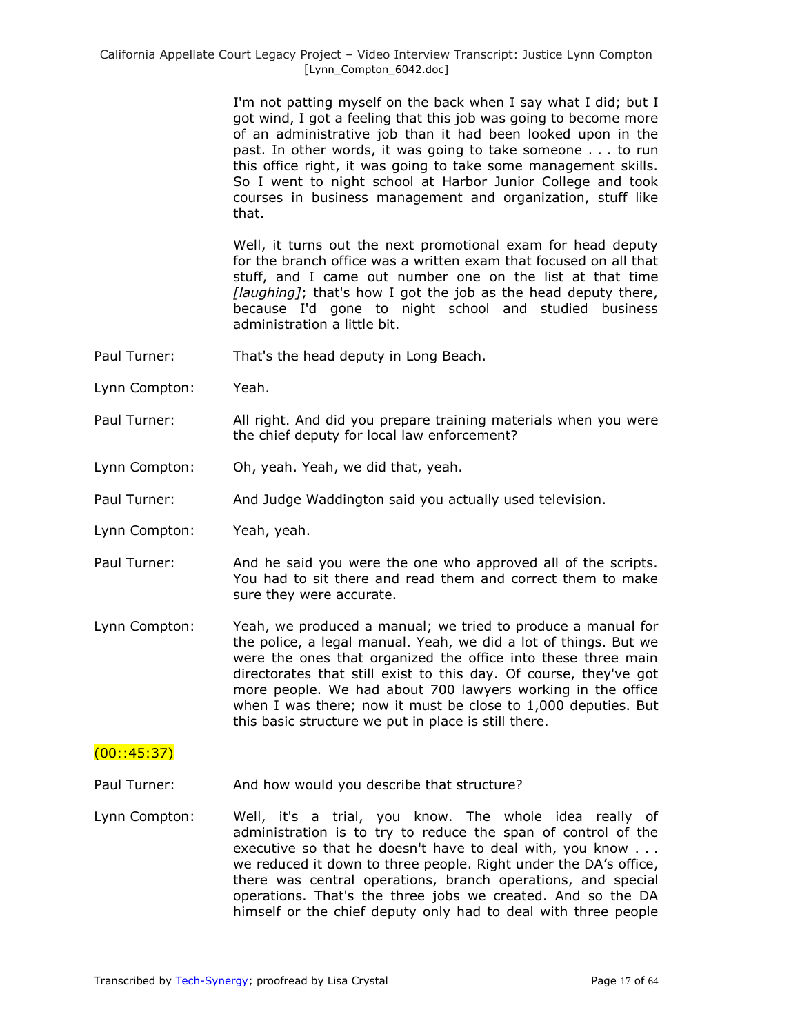I'm not patting myself on the back when I say what I did; but I got wind, I got a feeling that this job was going to become more of an administrative job than it had been looked upon in the past. In other words, it was going to take someone . . . to run this office right, it was going to take some management skills. So I went to night school at Harbor Junior College and took courses in business management and organization, stuff like that.

Well, it turns out the next promotional exam for head deputy for the branch office was a written exam that focused on all that stuff, and I came out number one on the list at that time *[laughing]*; that's how I got the job as the head deputy there, because I'd gone to night school and studied business administration a little bit.

Paul Turner: That's the head deputy in Long Beach.

Lynn Compton: Yeah.

Paul Turner: All right. And did you prepare training materials when you were the chief deputy for local law enforcement?

Lynn Compton: Oh, yeah. Yeah, we did that, yeah.

Paul Turner: And Judge Waddington said you actually used television.

Lynn Compton: Yeah, yeah.

Paul Turner: And he said you were the one who approved all of the scripts. You had to sit there and read them and correct them to make sure they were accurate.

Lynn Compton: Yeah, we produced a manual; we tried to produce a manual for the police, a legal manual. Yeah, we did a lot of things. But we were the ones that organized the office into these three main directorates that still exist to this day. Of course, they've got more people. We had about 700 lawyers working in the office when I was there; now it must be close to 1,000 deputies. But this basic structure we put in place is still there.

(00::45:37)

Paul Turner: And how would you describe that structure?

Lynn Compton: Well, it's a trial, you know. The whole idea really of administration is to try to reduce the span of control of the executive so that he doesn't have to deal with, you know . . . we reduced it down to three people. Right under the DA's office, there was central operations, branch operations, and special operations. That's the three jobs we created. And so the DA himself or the chief deputy only had to deal with three people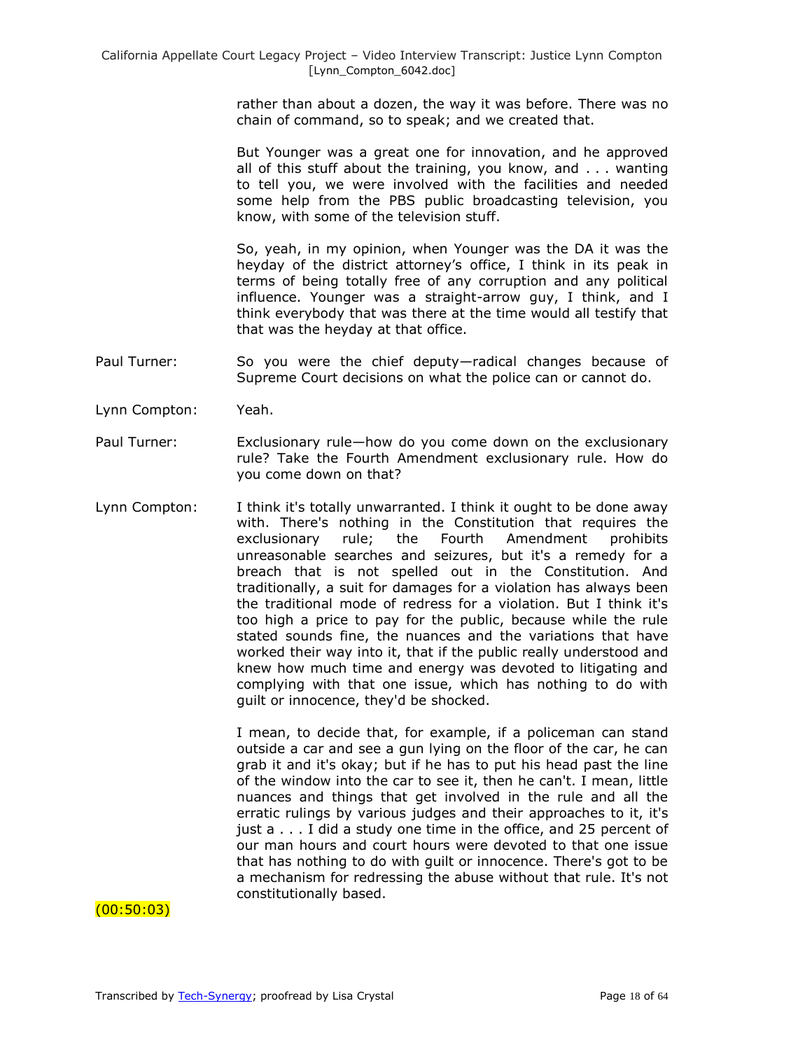rather than about a dozen, the way it was before. There was no chain of command, so to speak; and we created that.

But Younger was a great one for innovation, and he approved all of this stuff about the training, you know, and . . . wanting to tell you, we were involved with the facilities and needed some help from the PBS public broadcasting television, you know, with some of the television stuff.

So, yeah, in my opinion, when Younger was the DA it was the heyday of the district attorney's office, I think in its peak in terms of being totally free of any corruption and any political influence. Younger was a straight-arrow guy, I think, and I think everybody that was there at the time would all testify that that was the heyday at that office.

Paul Turner: So you were the chief deputy—radical changes because of Supreme Court decisions on what the police can or cannot do.

Lynn Compton: Yeah.

Paul Turner: Exclusionary rule—how do you come down on the exclusionary rule? Take the Fourth Amendment exclusionary rule. How do you come down on that?

Lynn Compton: I think it's totally unwarranted. I think it ought to be done away with. There's nothing in the Constitution that requires the exclusionary rule; the Fourth Amendment prohibits unreasonable searches and seizures, but it's a remedy for a breach that is not spelled out in the Constitution. And traditionally, a suit for damages for a violation has always been the traditional mode of redress for a violation. But I think it's too high a price to pay for the public, because while the rule stated sounds fine, the nuances and the variations that have worked their way into it, that if the public really understood and knew how much time and energy was devoted to litigating and complying with that one issue, which has nothing to do with guilt or innocence, they'd be shocked.

I mean, to decide that, for example, if a policeman can stand outside a car and see a gun lying on the floor of the car, he can grab it and it's okay; but if he has to put his head past the line of the window into the car to see it, then he can't. I mean, little nuances and things that get involved in the rule and all the erratic rulings by various judges and their approaches to it, it's just a . . . I did a study one time in the office, and 25 percent of our man hours and court hours were devoted to that one issue that has nothing to do with guilt or innocence. There's got to be a mechanism for redressing the abuse without that rule. It's not constitutionally based.

(00:50:03)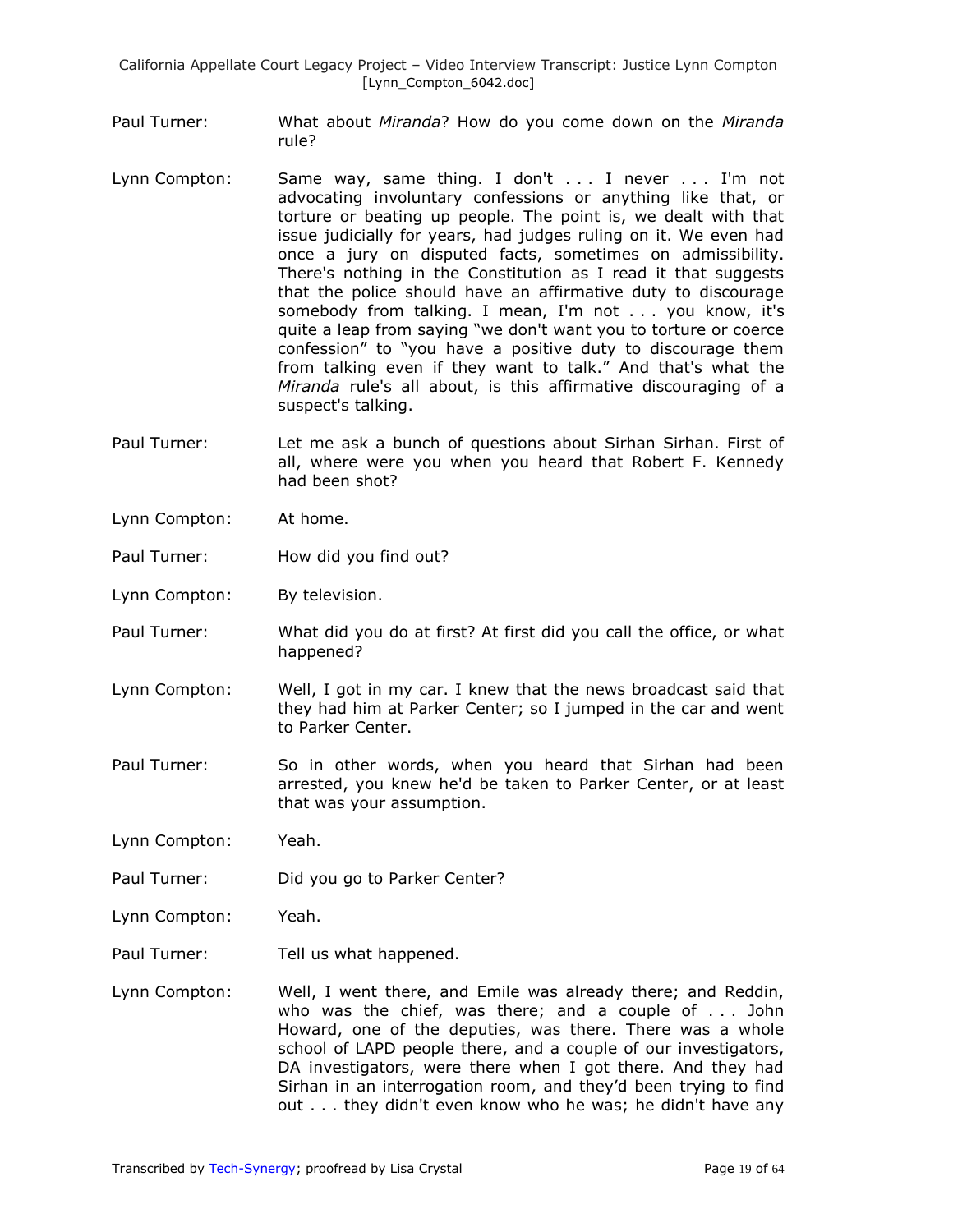Paul Turner: What about *Miranda*? How do you come down on the *Miranda* rule?

Lynn Compton: Same way, same thing. I don't . . . I never . . . I'm not advocating involuntary confessions or anything like that, or torture or beating up people. The point is, we dealt with that issue judicially for years, had judges ruling on it. We even had once a jury on disputed facts, sometimes on admissibility. There's nothing in the Constitution as I read it that suggests that the police should have an affirmative duty to discourage somebody from talking. I mean, I'm not . . . you know, it's quite a leap from saying "we don't want you to torture or coerce confession" to "you have a positive duty to discourage them from talking even if they want to talk." And that's what the *Miranda* rule's all about, is this affirmative discouraging of a suspect's talking.

Paul Turner: Let me ask a bunch of questions about Sirhan Sirhan. First of all, where were you when you heard that Robert F. Kennedy had been shot?

Lynn Compton: At home.

Paul Turner: How did you find out?

Lynn Compton: By television.

Paul Turner: What did you do at first? At first did you call the office, or what happened?

Lynn Compton: Well, I got in my car. I knew that the news broadcast said that they had him at Parker Center; so I jumped in the car and went to Parker Center.

Paul Turner: So in other words, when you heard that Sirhan had been arrested, you knew he'd be taken to Parker Center, or at least that was your assumption.

Lynn Compton: Yeah.

Paul Turner: Did you go to Parker Center?

Lynn Compton: Yeah.

Paul Turner: Tell us what happened.

Lynn Compton: Well, I went there, and Emile was already there; and Reddin, who was the chief, was there; and a couple of . . . John Howard, one of the deputies, was there. There was a whole school of LAPD people there, and a couple of our investigators, DA investigators, were there when I got there. And they had Sirhan in an interrogation room, and they'd been trying to find out . . . they didn't even know who he was; he didn't have any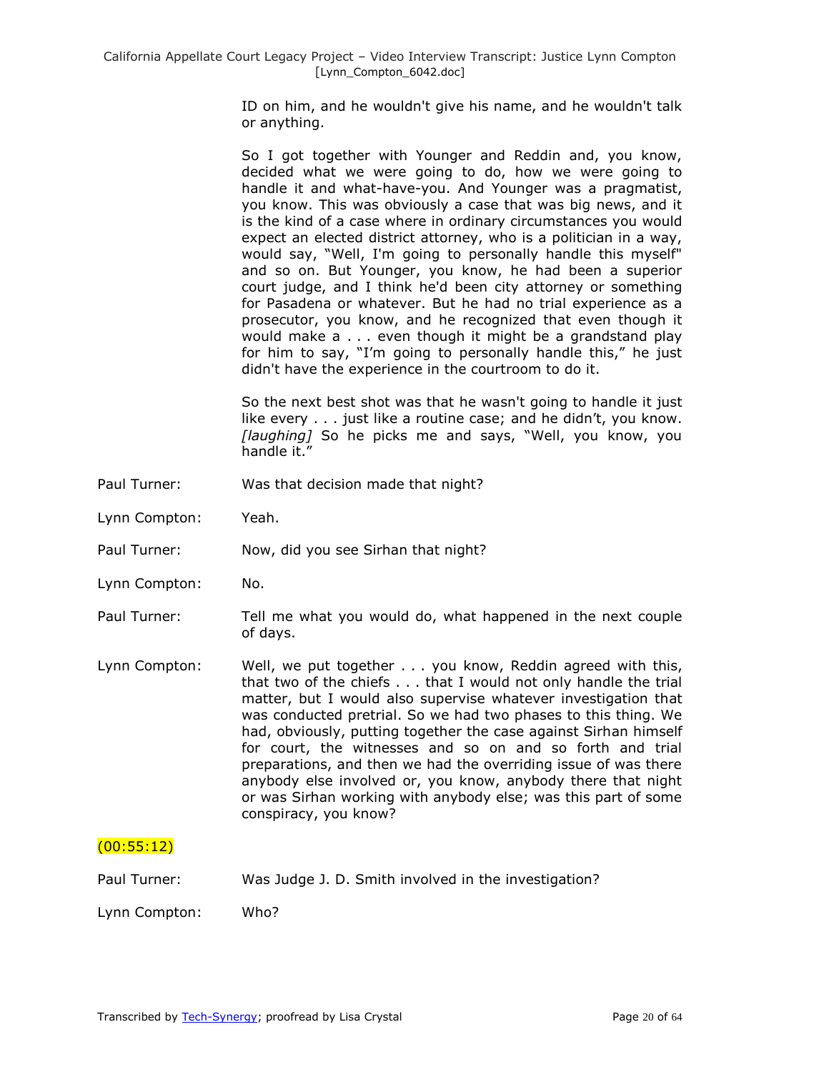ID on him, and he wouldn't give his name, and he wouldn't talk or anything.

So I got together with Younger and Reddin and, you know, decided what we were going to do, how we were going to handle it and what-have-you. And Younger was a pragmatist, you know. This was obviously a case that was big news, and it is the kind of a case where in ordinary circumstances you would expect an elected district attorney, who is a politician in a way, would say, "Well, I'm going to personally handle this myself" and so on. But Younger, you know, he had been a superior court judge, and I think he'd been city attorney or something for Pasadena or whatever. But he had no trial experience as a prosecutor, you know, and he recognized that even though it would make a . . . even though it might be a grandstand play for him to say, "I'm going to personally handle this," he just didn't have the experience in the courtroom to do it.

So the next best shot was that he wasn't going to handle it just like every . . . just like a routine case; and he didn't, you know. *[laughing]* So he picks me and says, "Well, you know, you handle it."

Paul Turner: Was that decision made that night?

Lynn Compton: Yeah.

Paul Turner: Now, did you see Sirhan that night?

Lynn Compton: No.

Paul Turner: Tell me what you would do, what happened in the next couple of days.

Lynn Compton: Well, we put together . . . you know, Reddin agreed with this, that two of the chiefs . . . that I would not only handle the trial matter, but I would also supervise whatever investigation that was conducted pretrial. So we had two phases to this thing. We had, obviously, putting together the case against Sirhan himself for court, the witnesses and so on and so forth and trial preparations, and then we had the overriding issue of was there anybody else involved or, you know, anybody there that night or was Sirhan working with anybody else; was this part of some conspiracy, you know?

(00:55:12)

Paul Turner: Was Judge J. D. Smith involved in the investigation?

Lynn Compton: Who?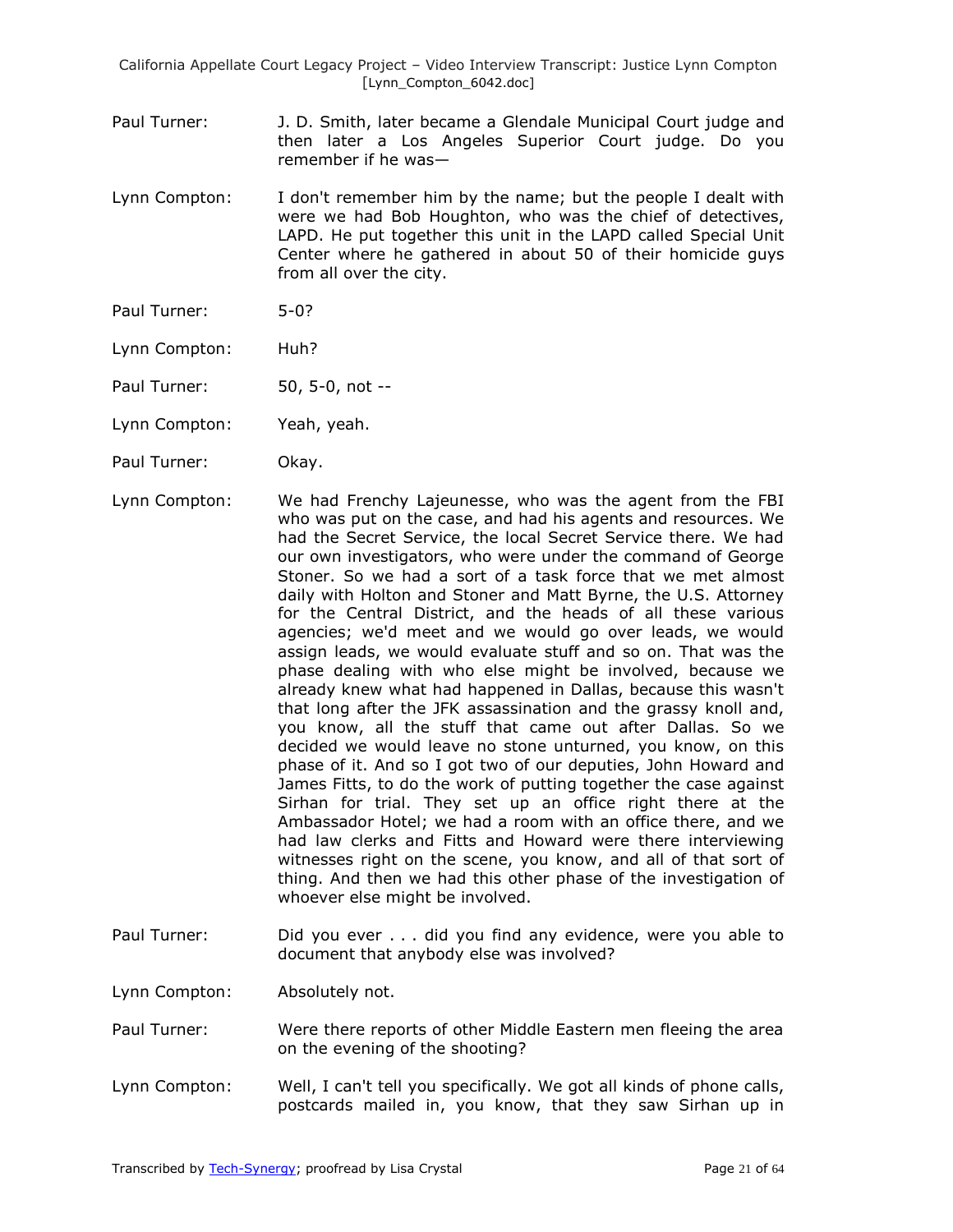Paul Turner: J. D. Smith, later became a Glendale Municipal Court judge and then later a Los Angeles Superior Court judge. Do you remember if he was—

Lynn Compton: I don't remember him by the name; but the people I dealt with were we had Bob Houghton, who was the chief of detectives, LAPD. He put together this unit in the LAPD called Special Unit Center where he gathered in about 50 of their homicide guys from all over the city.

Paul Turner: 5-0?

Lynn Compton: Huh?

Paul Turner: 50, 5-0, not --

Lynn Compton: Yeah, yeah.

Paul Turner: Okay.

Lynn Compton: We had Frenchy Lajeunesse, who was the agent from the FBI who was put on the case, and had his agents and resources. We had the Secret Service, the local Secret Service there. We had our own investigators, who were under the command of George Stoner. So we had a sort of a task force that we met almost daily with Holton and Stoner and Matt Byrne, the U.S. Attorney for the Central District, and the heads of all these various agencies; we'd meet and we would go over leads, we would assign leads, we would evaluate stuff and so on. That was the phase dealing with who else might be involved, because we already knew what had happened in Dallas, because this wasn't that long after the JFK assassination and the grassy knoll and, you know, all the stuff that came out after Dallas. So we decided we would leave no stone unturned, you know, on this phase of it. And so I got two of our deputies, John Howard and James Fitts, to do the work of putting together the case against Sirhan for trial. They set up an office right there at the Ambassador Hotel; we had a room with an office there, and we had law clerks and Fitts and Howard were there interviewing witnesses right on the scene, you know, and all of that sort of thing. And then we had this other phase of the investigation of whoever else might be involved.

Paul Turner: Did you ever . . . did you find any evidence, were you able to document that anybody else was involved?

Lynn Compton: Absolutely not.

Paul Turner: Were there reports of other Middle Eastern men fleeing the area on the evening of the shooting?

Lynn Compton: Well, I can't tell you specifically. We got all kinds of phone calls, postcards mailed in, you know, that they saw Sirhan up in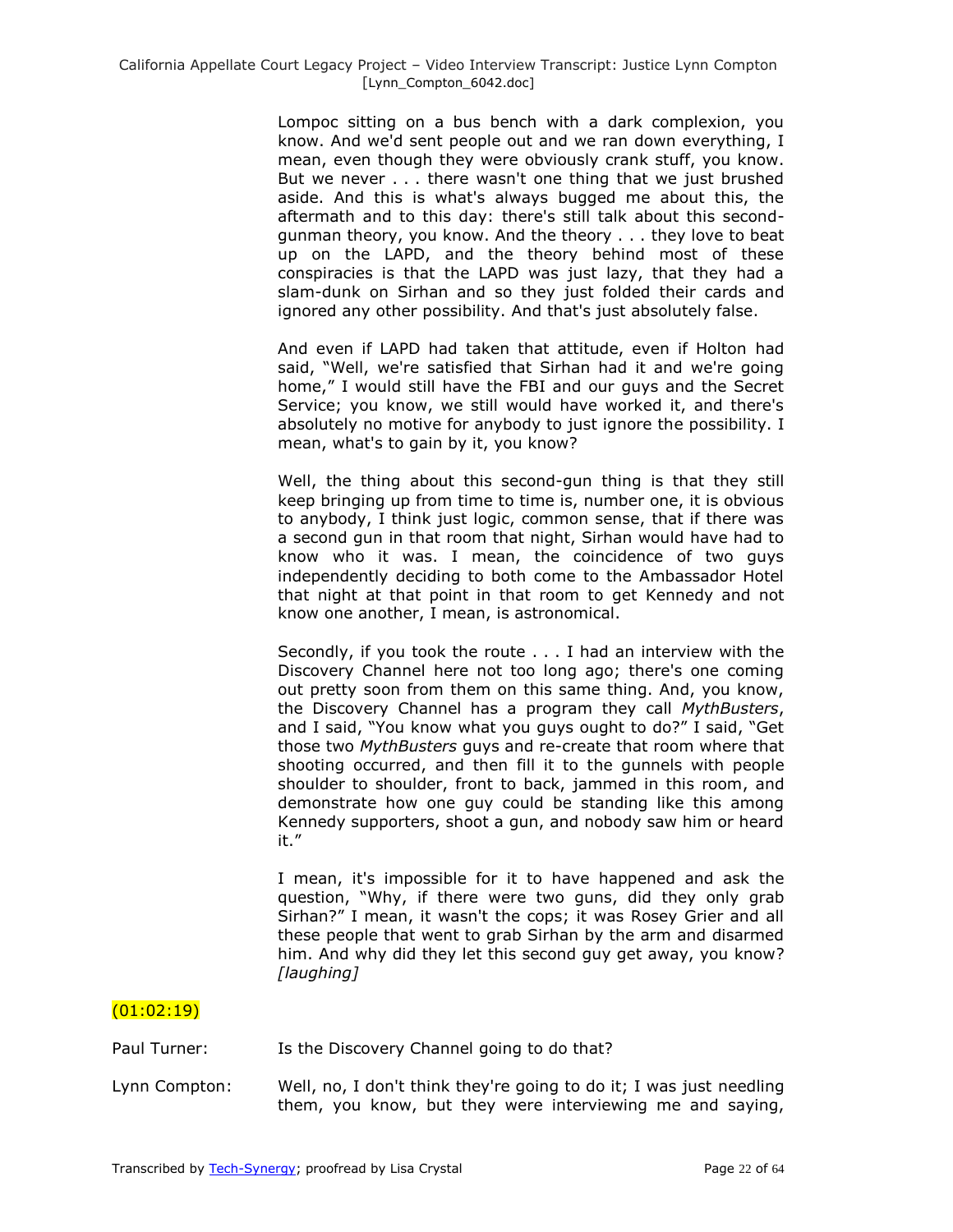Lompoc sitting on a bus bench with a dark complexion, you know. And we'd sent people out and we ran down everything, I mean, even though they were obviously crank stuff, you know. But we never . . . there wasn't one thing that we just brushed aside. And this is what's always bugged me about this, the aftermath and to this day: there's still talk about this second-gunman theory, you know. And the theory . . . they love to beat up on the LAPD, and the theory behind most of these conspiracies is that the LAPD was just lazy, that they had a slam-dunk on Sirhan and so they just folded their cards and ignored any other possibility. And that's just absolutely false.

And even if LAPD had taken that attitude, even if Holton had said, "Well, we're satisfied that Sirhan had it and we're going home," I would still have the FBI and our guys and the Secret Service; you know, we still would have worked it, and there's absolutely no motive for anybody to just ignore the possibility. I mean, what's to gain by it, you know?

Well, the thing about this second-gun thing is that they still keep bringing up from time to time is, number one, it is obvious to anybody, I think just logic, common sense, that if there was a second gun in that room that night, Sirhan would have had to know who it was. I mean, the coincidence of two guys independently deciding to both come to the Ambassador Hotel that night at that point in that room to get Kennedy and not know one another, I mean, is astronomical.

Secondly, if you took the route . . . I had an interview with the Discovery Channel here not too long ago; there's one coming out pretty soon from them on this same thing. And, you know, the Discovery Channel has a program they call *MythBusters*, and I said, "You know what you guys ought to do?" I said, "Get those two *MythBusters* guys and re-create that room where that shooting occurred, and then fill it to the gunnels with people shoulder to shoulder, front to back, jammed in this room, and demonstrate how one guy could be standing like this among Kennedy supporters, shoot a gun, and nobody saw him or heard it."

I mean, it's impossible for it to have happened and ask the question, "Why, if there were two guns, did they only grab Sirhan?" I mean, it wasn't the cops; it was Rosey Grier and all these people that went to grab Sirhan by the arm and disarmed him. And why did they let this second guy get away, you know? *[laughing]*

(01:02:19)

Paul Turner: Is the Discovery Channel going to do that?

Lynn Compton: Well, no, I don't think they're going to do it; I was just needling them, you know, but they were interviewing me and saying,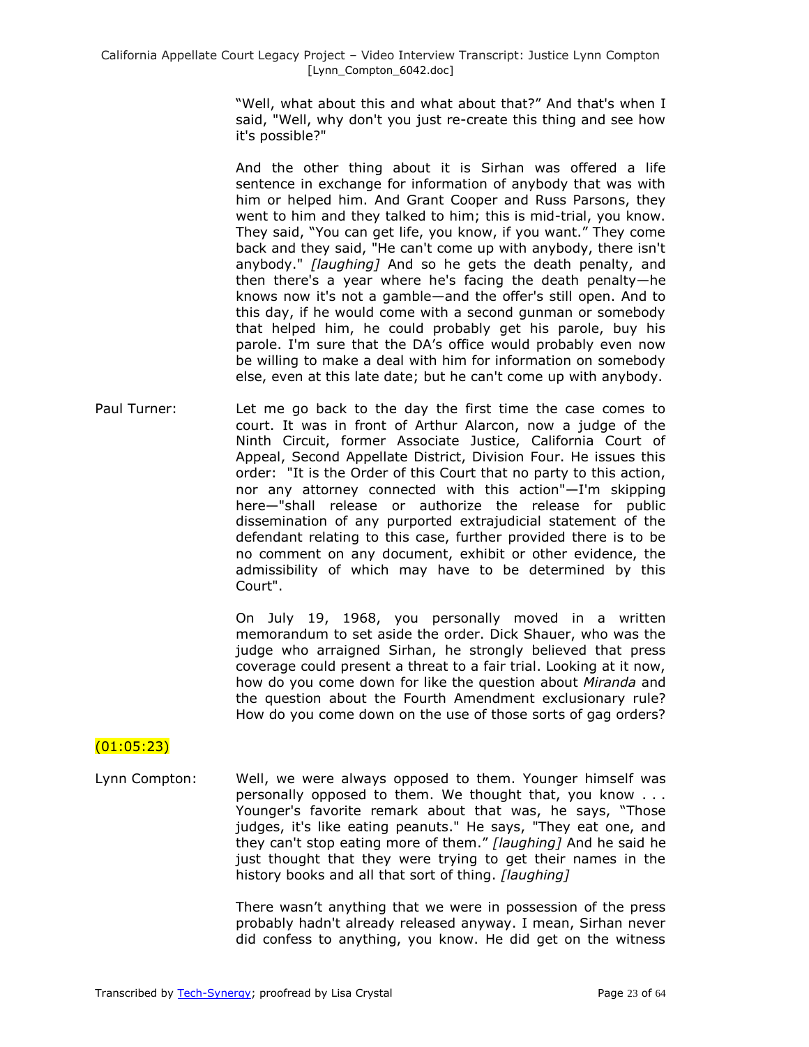"Well, what about this and what about that?" And that's when I said, "Well, why don't you just re-create this thing and see how it's possible?"

And the other thing about it is Sirhan was offered a life sentence in exchange for information of anybody that was with him or helped him. And Grant Cooper and Russ Parsons, they went to him and they talked to him; this is mid-trial, you know. They said, "You can get life, you know, if you want." They come back and they said, "He can't come up with anybody, there isn't anybody." *[laughing]* And so he gets the death penalty, and then there's a year where he's facing the death penalty—he knows now it's not a gamble—and the offer's still open. And to this day, if he would come with a second gunman or somebody that helped him, he could probably get his parole, buy his parole. I'm sure that the DA's office would probably even now be willing to make a deal with him for information on somebody else, even at this late date; but he can't come up with anybody.

Paul Turner: Let me go back to the day the first time the case comes to court. It was in front of Arthur Alarcon, now a judge of the Ninth Circuit, former Associate Justice, California Court of Appeal, Second Appellate District, Division Four. He issues this order: "It is the Order of this Court that no party to this action, nor any attorney connected with this action"—I'm skipping here—"shall release or authorize the release for public dissemination of any purported extrajudicial statement of the defendant relating to this case, further provided there is to be no comment on any document, exhibit or other evidence, the admissibility of which may have to be determined by this Court".

On July 19, 1968, you personally moved in a written memorandum to set aside the order. Dick Shauer, who was the judge who arraigned Sirhan, he strongly believed that press coverage could present a threat to a fair trial. Looking at it now, how do you come down for like the question about *Miranda* and the question about the Fourth Amendment exclusionary rule? How do you come down on the use of those sorts of gag orders?

(01:05:23)

Lynn Compton: Well, we were always opposed to them. Younger himself was personally opposed to them. We thought that, you know . . . Younger's favorite remark about that was, he says, "Those judges, it's like eating peanuts." He says, "They eat one, and they can't stop eating more of them." *[laughing]* And he said he just thought that they were trying to get their names in the history books and all that sort of thing. *[laughing]*

There wasn't anything that we were in possession of the press probably hadn't already released anyway. I mean, Sirhan never did confess to anything, you know. He did get on the witness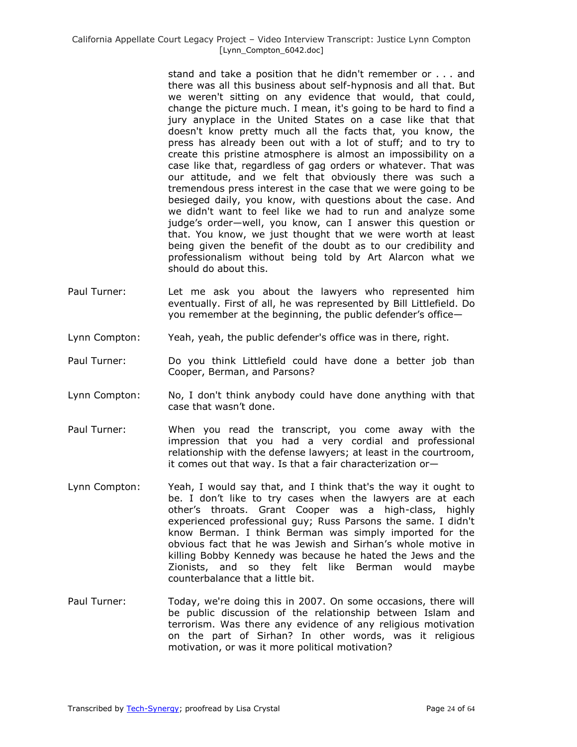stand and take a position that he didn't remember or . . . and there was all this business about self-hypnosis and all that. But we weren't sitting on any evidence that would, that could, change the picture much. I mean, it's going to be hard to find a jury anyplace in the United States on a case like that that doesn't know pretty much all the facts that, you know, the press has already been out with a lot of stuff; and to try to create this pristine atmosphere is almost an impossibility on a case like that, regardless of gag orders or whatever. That was our attitude, and we felt that obviously there was such a tremendous press interest in the case that we were going to be besieged daily, you know, with questions about the case. And we didn't want to feel like we had to run and analyze some judge's order—well, you know, can I answer this question or that. You know, we just thought that we were worth at least being given the benefit of the doubt as to our credibility and professionalism without being told by Art Alarcon what we should do about this.

Paul Turner: Let me ask you about the lawyers who represented him eventually. First of all, he was represented by Bill Littlefield. Do you remember at the beginning, the public defender's office—

Lynn Compton: Yeah, yeah, the public defender's office was in there, right.

Paul Turner: Do you think Littlefield could have done a better job than Cooper, Berman, and Parsons?

Lynn Compton: No, I don't think anybody could have done anything with that case that wasn't done.

Paul Turner: When you read the transcript, you come away with the impression that you had a very cordial and professional relationship with the defense lawyers; at least in the courtroom, it comes out that way. Is that a fair characterization or—

Lynn Compton: Yeah, I would say that, and I think that's the way it ought to be. I don't like to try cases when the lawyers are at each other's throats. Grant Cooper was a high-class, highly experienced professional guy; Russ Parsons the same. I didn't know Berman. I think Berman was simply imported for the obvious fact that he was Jewish and Sirhan's whole motive in killing Bobby Kennedy was because he hated the Jews and the Zionists, and so they felt like Berman would maybe counterbalance that a little bit.

Paul Turner: Today, we're doing this in 2007. On some occasions, there will be public discussion of the relationship between Islam and terrorism. Was there any evidence of any religious motivation on the part of Sirhan? In other words, was it religious motivation, or was it more political motivation?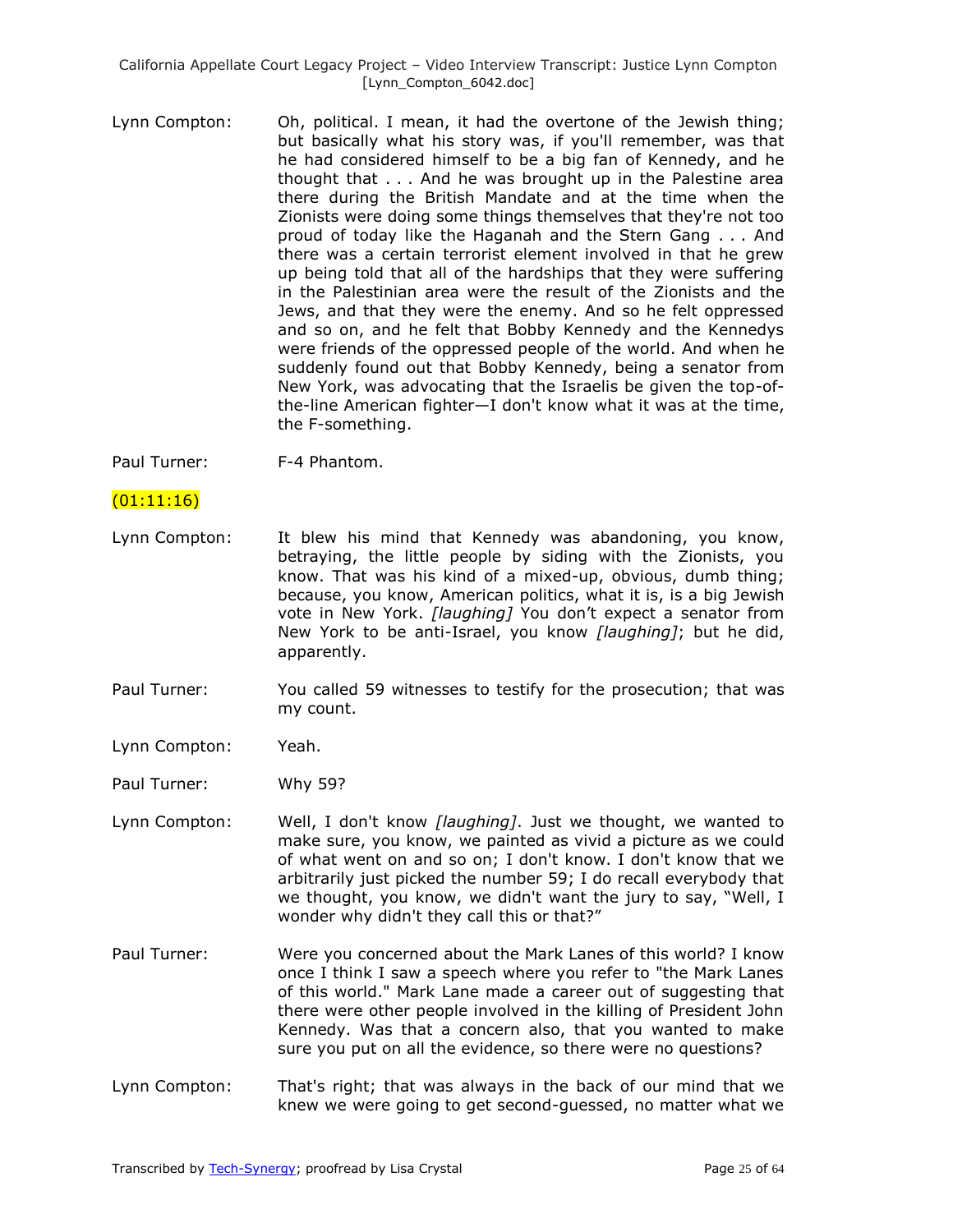Lynn Compton: Oh, political. I mean, it had the overtone of the Jewish thing; but basically what his story was, if you'll remember, was that he had considered himself to be a big fan of Kennedy, and he thought that . . . And he was brought up in the Palestine area there during the British Mandate and at the time when the Zionists were doing some things themselves that they're not too proud of today like the Haganah and the Stern Gang . . . And there was a certain terrorist element involved in that he grew up being told that all of the hardships that they were suffering in the Palestinian area were the result of the Zionists and the Jews, and that they were the enemy. And so he felt oppressed and so on, and he felt that Bobby Kennedy and the Kennedys were friends of the oppressed people of the world. And when he suddenly found out that Bobby Kennedy, being a senator from New York, was advocating that the Israelis be given the top-of-the-line American fighter—I don't know what it was at the time, the F-something.

Paul Turner: F-4 Phantom.

(01:11:16)

Lynn Compton: It blew his mind that Kennedy was abandoning, you know, betraying, the little people by siding with the Zionists, you know. That was his kind of a mixed-up, obvious, dumb thing; because, you know, American politics, what it is, is a big Jewish vote in New York. *[laughing]* You don't expect a senator from New York to be anti-Israel, you know *[laughing]*; but he did, apparently.

Paul Turner: You called 59 witnesses to testify for the prosecution; that was my count.

Lynn Compton: Yeah.

Paul Turner: Why 59?

Lynn Compton: Well, I don't know *[laughing]*. Just we thought, we wanted to make sure, you know, we painted as vivid a picture as we could of what went on and so on; I don't know. I don't know that we arbitrarily just picked the number 59; I do recall everybody that we thought, you know, we didn't want the jury to say, "Well, I wonder why didn't they call this or that?"

Paul Turner: Were you concerned about the Mark Lanes of this world? I know once I think I saw a speech where you refer to "the Mark Lanes of this world." Mark Lane made a career out of suggesting that there were other people involved in the killing of President John Kennedy. Was that a concern also, that you wanted to make sure you put on all the evidence, so there were no questions?

Lynn Compton: That's right; that was always in the back of our mind that we knew we were going to get second-guessed, no matter what we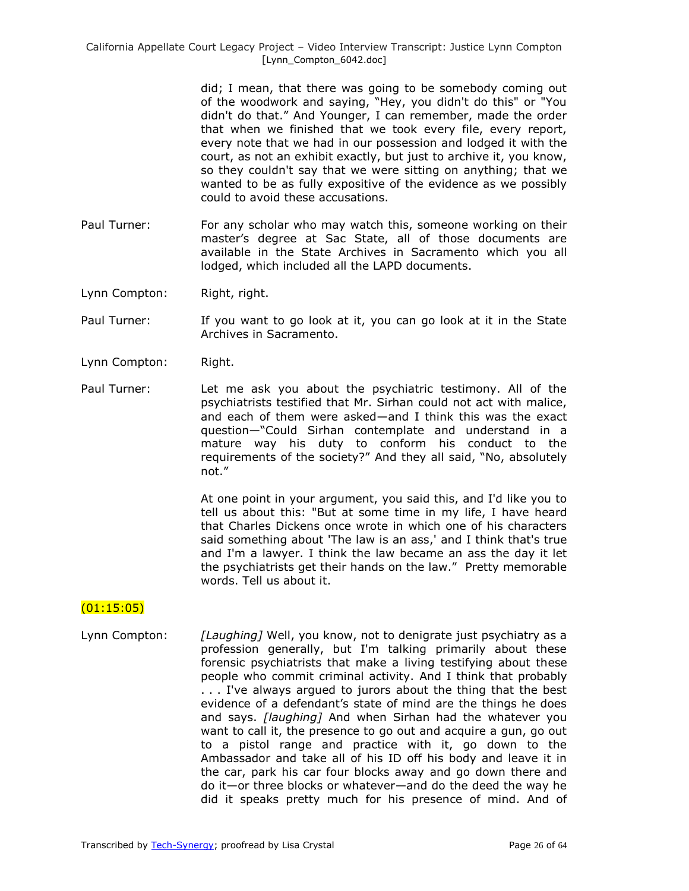did; I mean, that there was going to be somebody coming out of the woodwork and saying, "Hey, you didn't do this" or "You didn't do that." And Younger, I can remember, made the order that when we finished that we took every file, every report, every note that we had in our possession and lodged it with the court, as not an exhibit exactly, but just to archive it, you know, so they couldn't say that we were sitting on anything; that we wanted to be as fully expositive of the evidence as we possibly could to avoid these accusations.

Paul Turner: For any scholar who may watch this, someone working on their master's degree at Sac State, all of those documents are available in the State Archives in Sacramento which you all lodged, which included all the LAPD documents.

Lynn Compton: Right, right.

Paul Turner: If you want to go look at it, you can go look at it in the State Archives in Sacramento.

Lynn Compton: Right.

Paul Turner: Let me ask you about the psychiatric testimony. All of the psychiatrists testified that Mr. Sirhan could not act with malice, and each of them were asked—and I think this was the exact question—"Could Sirhan contemplate and understand in a mature way his duty to conform his conduct to the requirements of the society?" And they all said, "No, absolutely not."

At one point in your argument, you said this, and I'd like you to tell us about this: "But at some time in my life, I have heard that Charles Dickens once wrote in which one of his characters said something about 'The law is an ass,' and I think that's true and I'm a lawyer. I think the law became an ass the day it let the psychiatrists get their hands on the law." Pretty memorable words. Tell us about it.

(01:15:05)

Lynn Compton: *[Laughing]* Well, you know, not to denigrate just psychiatry as a profession generally, but I'm talking primarily about these forensic psychiatrists that make a living testifying about these people who commit criminal activity. And I think that probably . . . I've always argued to jurors about the thing that the best evidence of a defendant's state of mind are the things he does and says. *[laughing]* And when Sirhan had the whatever you want to call it, the presence to go out and acquire a gun, go out to a pistol range and practice with it, go down to the Ambassador and take all of his ID off his body and leave it in the car, park his car four blocks away and go down there and do it—or three blocks or whatever—and do the deed the way he did it speaks pretty much for his presence of mind. And of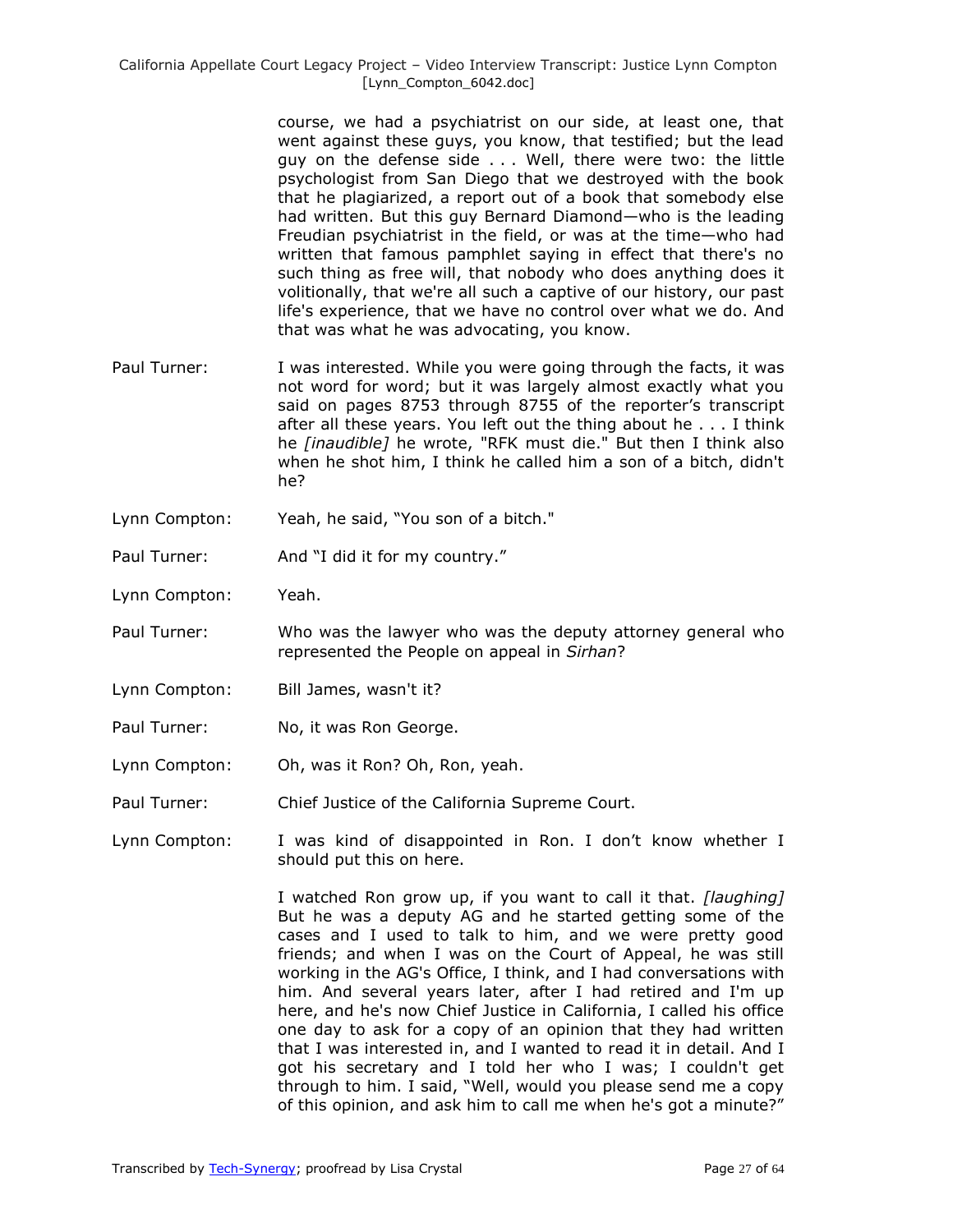course, we had a psychiatrist on our side, at least one, that went against these guys, you know, that testified; but the lead guy on the defense side . . . Well, there were two: the little psychologist from San Diego that we destroyed with the book that he plagiarized, a report out of a book that somebody else had written. But this guy Bernard Diamond—who is the leading Freudian psychiatrist in the field, or was at the time—who had written that famous pamphlet saying in effect that there's no such thing as free will, that nobody who does anything does it volitionally, that we're all such a captive of our history, our past life's experience, that we have no control over what we do. And that was what he was advocating, you know.

Paul Turner: I was interested. While you were going through the facts, it was not word for word; but it was largely almost exactly what you said on pages 8753 through 8755 of the reporter's transcript after all these years. You left out the thing about he . . . I think he *[inaudible]* he wrote, "RFK must die." But then I think also when he shot him, I think he called him a son of a bitch, didn't he?

Lynn Compton: Yeah, he said, "You son of a bitch."

Paul Turner: And "I did it for my country."

Lynn Compton: Yeah.

Paul Turner: Who was the lawyer who was the deputy attorney general who represented the People on appeal in *Sirhan*?

Lynn Compton: Bill James, wasn't it?

Paul Turner: No, it was Ron George.

Lynn Compton: Oh, was it Ron? Oh, Ron, yeah.

Paul Turner: Chief Justice of the California Supreme Court.

Lynn Compton: I was kind of disappointed in Ron. I don't know whether I should put this on here.

I watched Ron grow up, if you want to call it that. *[laughing]* But he was a deputy AG and he started getting some of the cases and I used to talk to him, and we were pretty good friends; and when I was on the Court of Appeal, he was still working in the AG's Office, I think, and I had conversations with him. And several years later, after I had retired and I'm up here, and he's now Chief Justice in California, I called his office one day to ask for a copy of an opinion that they had written that I was interested in, and I wanted to read it in detail. And I got his secretary and I told her who I was; I couldn't get through to him. I said, "Well, would you please send me a copy of this opinion, and ask him to call me when he's got a minute?"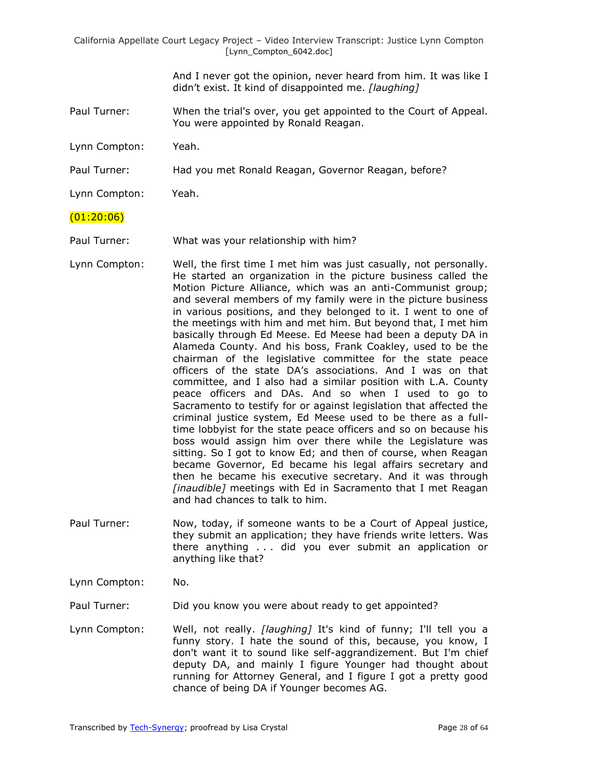And I never got the opinion, never heard from him. It was like I didn't exist. It kind of disappointed me. *[laughing]*

Paul Turner: When the trial's over, you get appointed to the Court of Appeal. You were appointed by Ronald Reagan.

Lynn Compton: Yeah.

Paul Turner: Had you met Ronald Reagan, Governor Reagan, before?

Lynn Compton: Yeah.

(01:20:06)

Paul Turner: What was your relationship with him?

Lynn Compton: Well, the first time I met him was just casually, not personally. He started an organization in the picture business called the Motion Picture Alliance, which was an anti-Communist group; and several members of my family were in the picture business in various positions, and they belonged to it. I went to one of the meetings with him and met him. But beyond that, I met him basically through Ed Meese. Ed Meese had been a deputy DA in Alameda County. And his boss, Frank Coakley, used to be the chairman of the legislative committee for the state peace officers of the state DA's associations. And I was on that committee, and I also had a similar position with L.A. County peace officers and DAs. And so when I used to go to Sacramento to testify for or against legislation that affected the criminal justice system, Ed Meese used to be there as a full-time lobbyist for the state peace officers and so on because his boss would assign him over there while the Legislature was sitting. So I got to know Ed; and then of course, when Reagan became Governor, Ed became his legal affairs secretary and then he became his executive secretary. And it was through *[inaudible]* meetings with Ed in Sacramento that I met Reagan and had chances to talk to him.

Paul Turner: Now, today, if someone wants to be a Court of Appeal justice, they submit an application; they have friends write letters. Was there anything . . . did you ever submit an application or anything like that?

Lynn Compton: No.

Paul Turner: Did you know you were about ready to get appointed?

Lynn Compton: Well, not really. *[laughing]* It's kind of funny; I'll tell you a funny story. I hate the sound of this, because, you know, I don't want it to sound like self-aggrandizement. But I'm chief deputy DA, and mainly I figure Younger had thought about running for Attorney General, and I figure I got a pretty good chance of being DA if Younger becomes AG.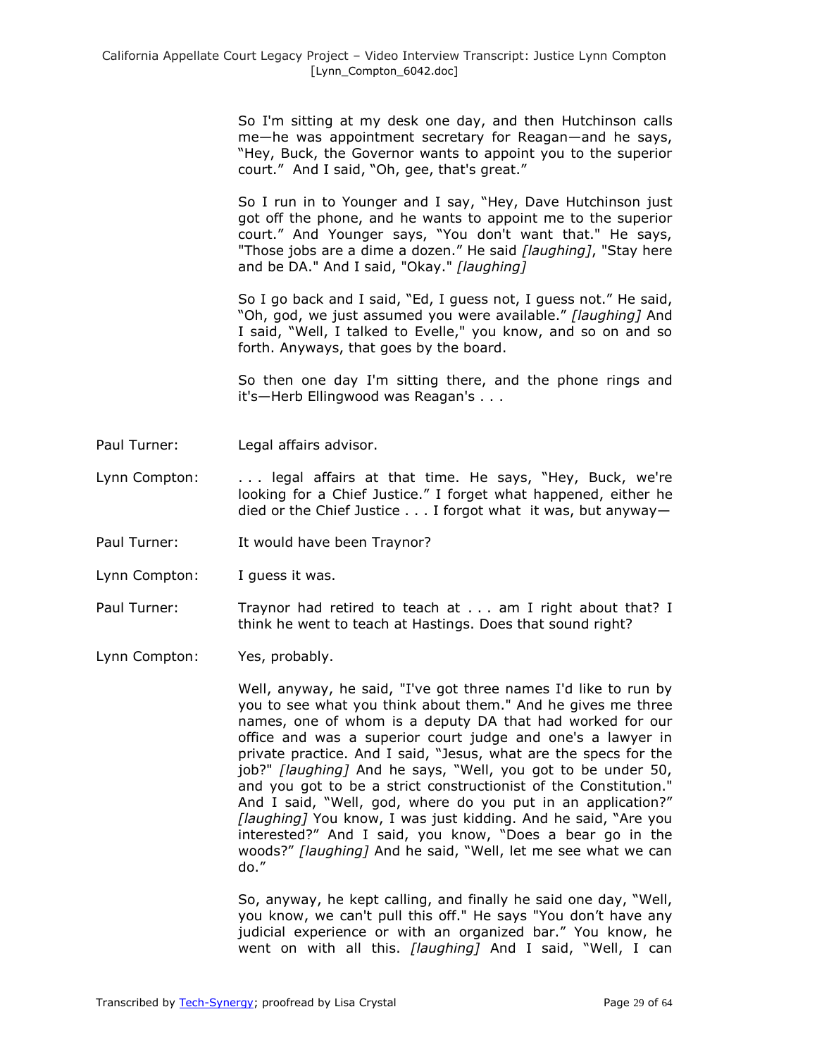So I'm sitting at my desk one day, and then Hutchinson calls me—he was appointment secretary for Reagan—and he says, "Hey, Buck, the Governor wants to appoint you to the superior court." And I said, "Oh, gee, that's great."

So I run in to Younger and I say, "Hey, Dave Hutchinson just got off the phone, and he wants to appoint me to the superior court." And Younger says, "You don't want that." He says, "Those jobs are a dime a dozen." He said *[laughing]*, "Stay here and be DA." And I said, "Okay." *[laughing]*

So I go back and I said, "Ed, I guess not, I guess not." He said, "Oh, god, we just assumed you were available." *[laughing]* And I said, "Well, I talked to Evelle," you know, and so on and so forth. Anyways, that goes by the board.

So then one day I'm sitting there, and the phone rings and it's—Herb Ellingwood was Reagan's . . .

Paul Turner: Legal affairs advisor.

Lynn Compton: . . . legal affairs at that time. He says, "Hey, Buck, we're looking for a Chief Justice." I forget what happened, either he died or the Chief Justice . . . I forgot what it was, but anyway—

Paul Turner: It would have been Traynor?

Lynn Compton: I guess it was.

Paul Turner: Traynor had retired to teach at . . . am I right about that? I think he went to teach at Hastings. Does that sound right?

Lynn Compton: Yes, probably.

Well, anyway, he said, "I've got three names I'd like to run by you to see what you think about them." And he gives me three names, one of whom is a deputy DA that had worked for our office and was a superior court judge and one's a lawyer in private practice. And I said, "Jesus, what are the specs for the job?" *[laughing]* And he says, "Well, you got to be under 50, and you got to be a strict constructionist of the Constitution." And I said, "Well, god, where do you put in an application?" *[laughing]* You know, I was just kidding. And he said, "Are you interested?" And I said, you know, "Does a bear go in the woods?" *[laughing]* And he said, "Well, let me see what we can do."

So, anyway, he kept calling, and finally he said one day, "Well, you know, we can't pull this off." He says "You don't have any judicial experience or with an organized bar." You know, he went on with all this. *[laughing]* And I said, "Well, I can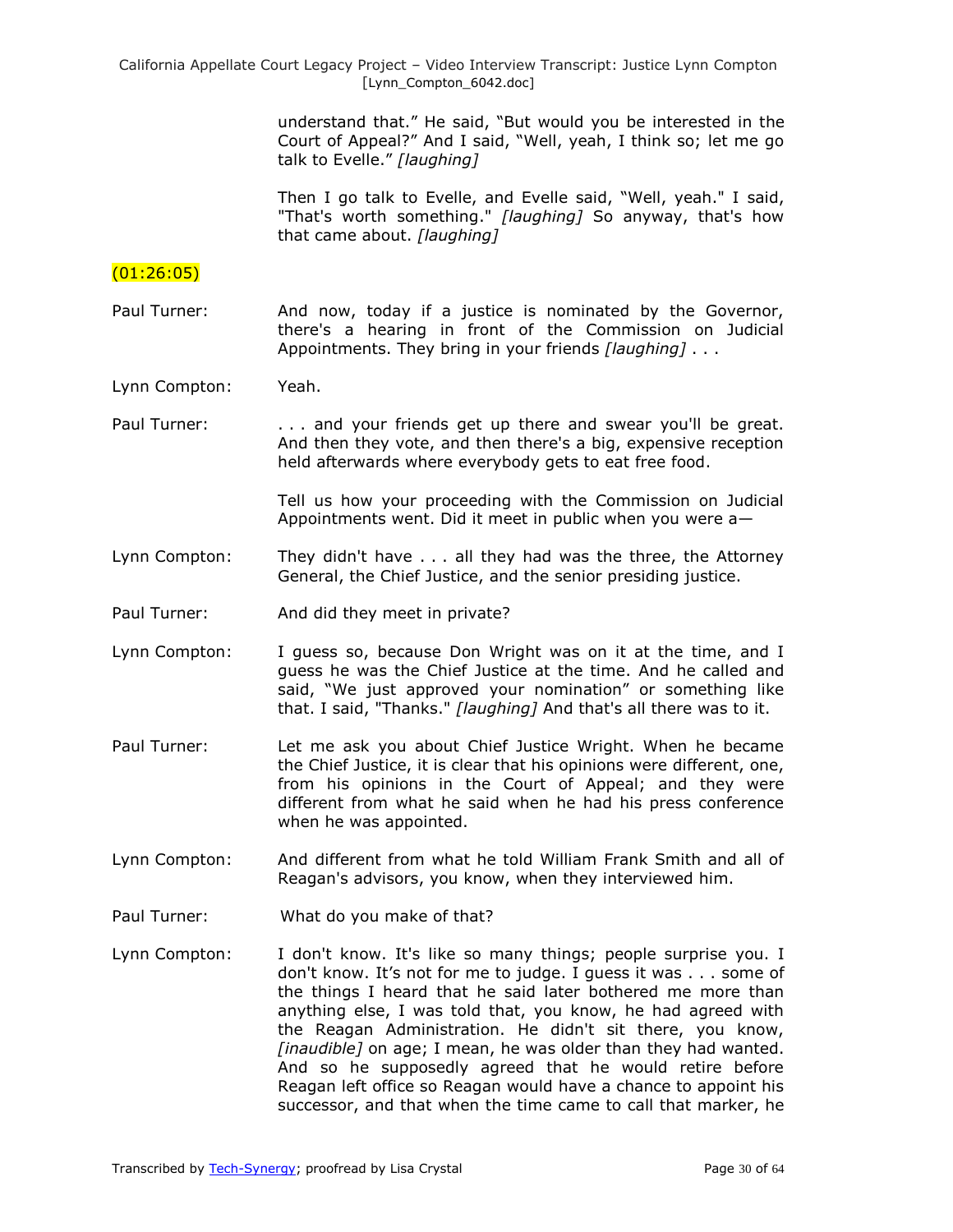understand that." He said, "But would you be interested in the Court of Appeal?" And I said, "Well, yeah, I think so; let me go talk to Evelle." *[laughing]*

Then I go talk to Evelle, and Evelle said, "Well, yeah." I said, "That's worth something." *[laughing]* So anyway, that's how that came about. *[laughing]*

(01:26:05)

Paul Turner: And now, today if a justice is nominated by the Governor, there's a hearing in front of the Commission on Judicial Appointments. They bring in your friends *[laughing]* . . .

Lynn Compton: Yeah.

Paul Turner: . . . and your friends get up there and swear you'll be great. And then they vote, and then there's a big, expensive reception held afterwards where everybody gets to eat free food.

Tell us how your proceeding with the Commission on Judicial Appointments went. Did it meet in public when you were a—

Lynn Compton: They didn't have . . . all they had was the three, the Attorney General, the Chief Justice, and the senior presiding justice.

Paul Turner: And did they meet in private?

Lynn Compton: I guess so, because Don Wright was on it at the time, and I guess he was the Chief Justice at the time. And he called and said, "We just approved your nomination" or something like that. I said, "Thanks." *[laughing]* And that's all there was to it.

Paul Turner: Let me ask you about Chief Justice Wright. When he became the Chief Justice, it is clear that his opinions were different, one, from his opinions in the Court of Appeal; and they were different from what he said when he had his press conference when he was appointed.

Lynn Compton: And different from what he told William Frank Smith and all of Reagan's advisors, you know, when they interviewed him.

Paul Turner: What do you make of that?

Lynn Compton: I don't know. It's like so many things; people surprise you. I don't know. It's not for me to judge. I guess it was . . . some of the things I heard that he said later bothered me more than anything else, I was told that, you know, he had agreed with the Reagan Administration. He didn't sit there, you know, *[inaudible]* on age; I mean, he was older than they had wanted. And so he supposedly agreed that he would retire before Reagan left office so Reagan would have a chance to appoint his successor, and that when the time came to call that marker, he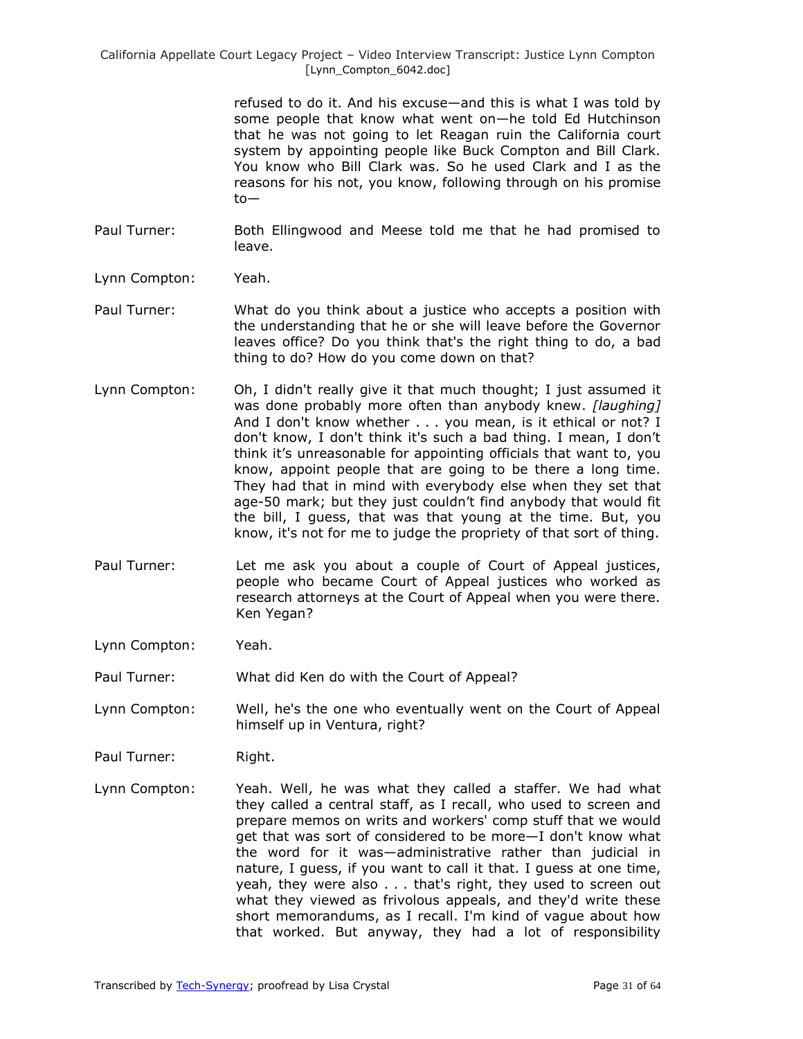refused to do it. And his excuse—and this is what I was told by some people that know what went on—he told Ed Hutchinson that he was not going to let Reagan ruin the California court system by appointing people like Buck Compton and Bill Clark. You know who Bill Clark was. So he used Clark and I as the reasons for his not, you know, following through on his promise to—

Paul Turner: Both Ellingwood and Meese told me that he had promised to leave.

Lynn Compton: Yeah.

Paul Turner: What do you think about a justice who accepts a position with the understanding that he or she will leave before the Governor leaves office? Do you think that's the right thing to do, a bad thing to do? How do you come down on that?

Lynn Compton: Oh, I didn't really give it that much thought; I just assumed it was done probably more often than anybody knew. *[laughing]* And I don't know whether . . . you mean, is it ethical or not? I don't know, I don't think it's such a bad thing. I mean, I don't think it's unreasonable for appointing officials that want to, you know, appoint people that are going to be there a long time. They had that in mind with everybody else when they set that age-50 mark; but they just couldn't find anybody that would fit the bill, I guess, that was that young at the time. But, you know, it's not for me to judge the propriety of that sort of thing.

Paul Turner: Let me ask you about a couple of Court of Appeal justices, people who became Court of Appeal justices who worked as research attorneys at the Court of Appeal when you were there. Ken Yegan?

Lynn Compton: Yeah.

Paul Turner: What did Ken do with the Court of Appeal?

Lynn Compton: Well, he's the one who eventually went on the Court of Appeal himself up in Ventura, right?

Paul Turner: Right.

Lynn Compton: Yeah. Well, he was what they called a staffer. We had what they called a central staff, as I recall, who used to screen and prepare memos on writs and workers' comp stuff that we would get that was sort of considered to be more—I don't know what the word for it was—administrative rather than judicial in nature, I guess, if you want to call it that. I guess at one time, yeah, they were also . . . that's right, they used to screen out what they viewed as frivolous appeals, and they'd write these short memorandums, as I recall. I'm kind of vague about how that worked. But anyway, they had a lot of responsibility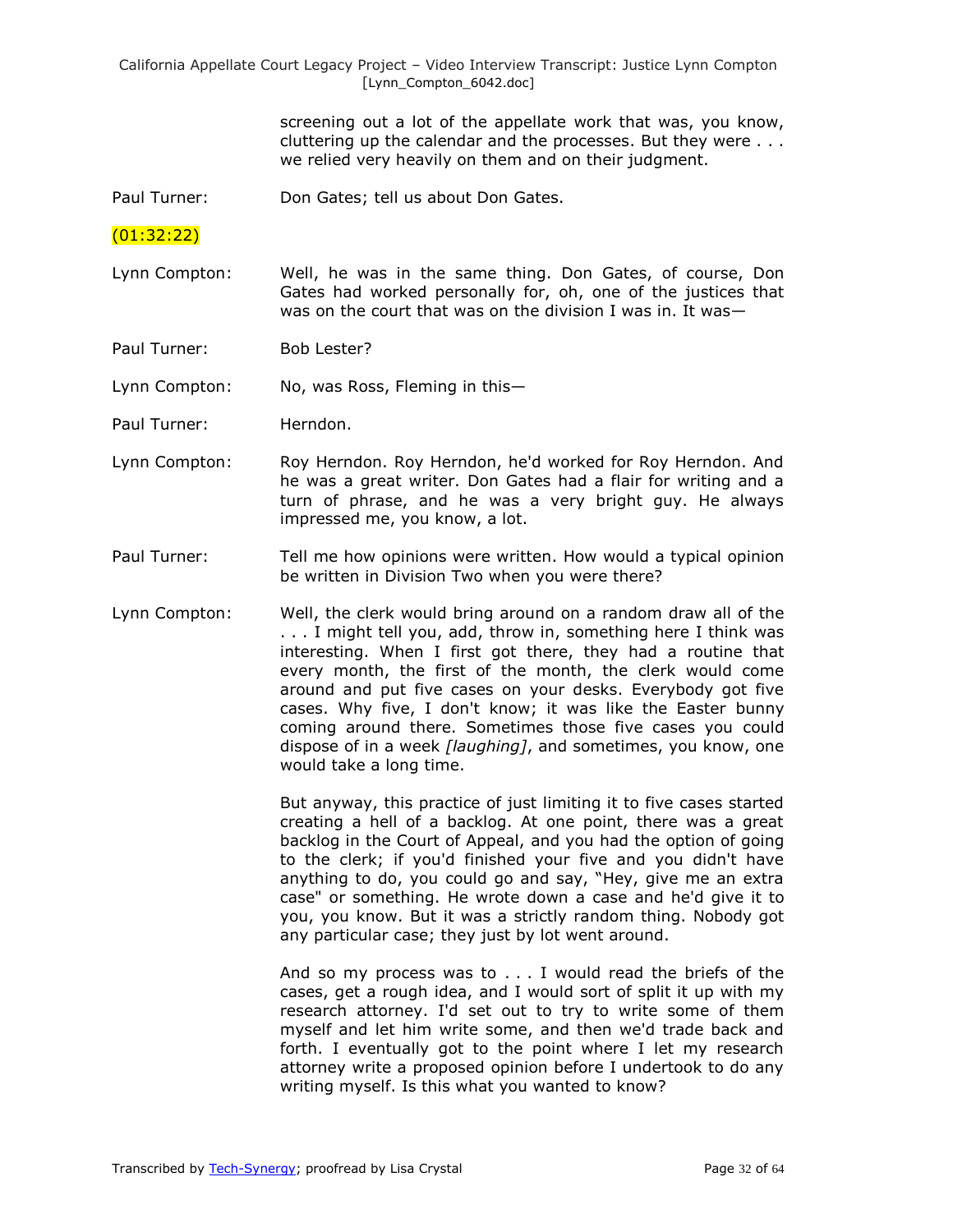screening out a lot of the appellate work that was, you know, cluttering up the calendar and the processes. But they were . . . we relied very heavily on them and on their judgment.

Paul Turner: Don Gates; tell us about Don Gates.

(01:32:22)

Lynn Compton: Well, he was in the same thing. Don Gates, of course, Don Gates had worked personally for, oh, one of the justices that was on the court that was on the division I was in. It was—

Paul Turner: Bob Lester?

Lynn Compton: No, was Ross, Fleming in this—

Paul Turner: Herndon.

Lynn Compton: Roy Herndon. Roy Herndon, he'd worked for Roy Herndon. And he was a great writer. Don Gates had a flair for writing and a turn of phrase, and he was a very bright guy. He always impressed me, you know, a lot.

Paul Turner: Tell me how opinions were written. How would a typical opinion be written in Division Two when you were there?

Lynn Compton: Well, the clerk would bring around on a random draw all of the . . . I might tell you, add, throw in, something here I think was interesting. When I first got there, they had a routine that every month, the first of the month, the clerk would come around and put five cases on your desks. Everybody got five cases. Why five, I don't know; it was like the Easter bunny coming around there. Sometimes those five cases you could dispose of in a week *[laughing]*, and sometimes, you know, one would take a long time.

But anyway, this practice of just limiting it to five cases started creating a hell of a backlog. At one point, there was a great backlog in the Court of Appeal, and you had the option of going to the clerk; if you'd finished your five and you didn't have anything to do, you could go and say, "Hey, give me an extra case" or something. He wrote down a case and he'd give it to you, you know. But it was a strictly random thing. Nobody got any particular case; they just by lot went around.

And so my process was to . . . I would read the briefs of the cases, get a rough idea, and I would sort of split it up with my research attorney. I'd set out to try to write some of them myself and let him write some, and then we'd trade back and forth. I eventually got to the point where I let my research attorney write a proposed opinion before I undertook to do any writing myself. Is this what you wanted to know?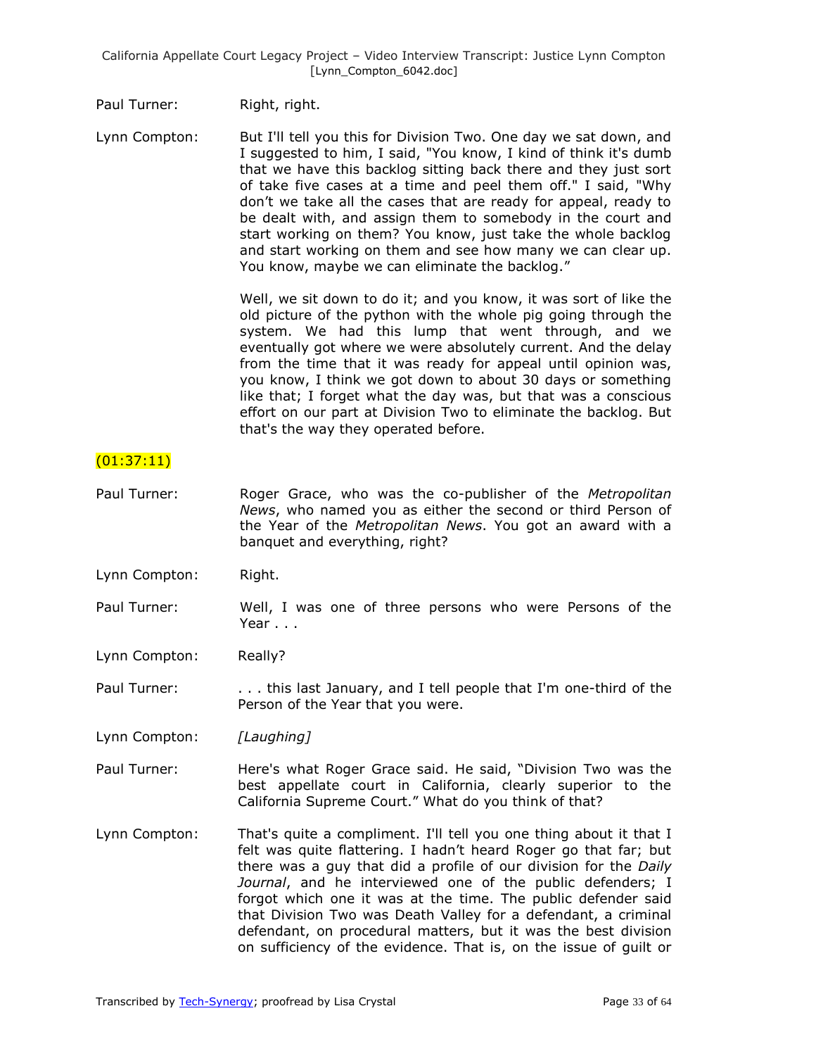Paul Turner: Right, right.

Lynn Compton: But I'll tell you this for Division Two. One day we sat down, and I suggested to him, I said, "You know, I kind of think it's dumb that we have this backlog sitting back there and they just sort of take five cases at a time and peel them off." I said, "Why don't we take all the cases that are ready for appeal, ready to be dealt with, and assign them to somebody in the court and start working on them? You know, just take the whole backlog and start working on them and see how many we can clear up. You know, maybe we can eliminate the backlog."

Well, we sit down to do it; and you know, it was sort of like the old picture of the python with the whole pig going through the system. We had this lump that went through, and we eventually got where we were absolutely current. And the delay from the time that it was ready for appeal until opinion was, you know, I think we got down to about 30 days or something like that; I forget what the day was, but that was a conscious effort on our part at Division Two to eliminate the backlog. But that's the way they operated before.

(01:37:11)

Paul Turner: Roger Grace, who was the co-publisher of the *Metropolitan News*, who named you as either the second or third Person of the Year of the *Metropolitan News*. You got an award with a banquet and everything, right?

Lynn Compton: Right.

Paul Turner: Well, I was one of three persons who were Persons of the Year . . .

Lynn Compton: Really?

Paul Turner: . . . this last January, and I tell people that I'm one-third of the Person of the Year that you were.

Lynn Compton: *[Laughing]*

Paul Turner: Here's what Roger Grace said. He said, "Division Two was the best appellate court in California, clearly superior to the California Supreme Court." What do you think of that?

Lynn Compton: That's quite a compliment. I'll tell you one thing about it that I felt was quite flattering. I hadn't heard Roger go that far; but there was a guy that did a profile of our division for the *Daily Journal*, and he interviewed one of the public defenders; I forgot which one it was at the time. The public defender said that Division Two was Death Valley for a defendant, a criminal defendant, on procedural matters, but it was the best division on sufficiency of the evidence. That is, on the issue of guilt or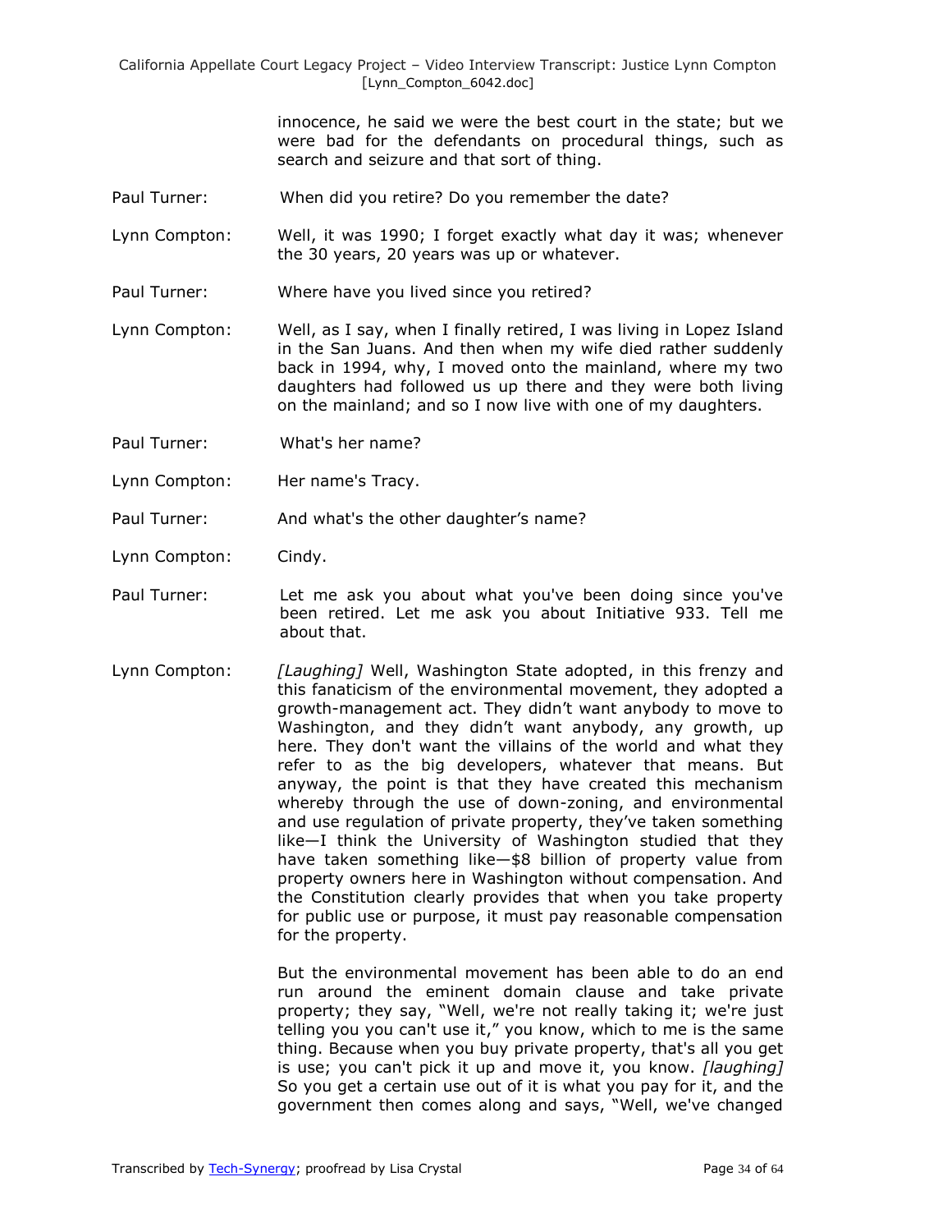innocence, he said we were the best court in the state; but we were bad for the defendants on procedural things, such as search and seizure and that sort of thing.

Paul Turner: When did you retire? Do you remember the date?

Lynn Compton: Well, it was 1990; I forget exactly what day it was; whenever the 30 years, 20 years was up or whatever.

Paul Turner: Where have you lived since you retired?

Lynn Compton: Well, as I say, when I finally retired, I was living in Lopez Island in the San Juans. And then when my wife died rather suddenly back in 1994, why, I moved onto the mainland, where my two daughters had followed us up there and they were both living on the mainland; and so I now live with one of my daughters.

Paul Turner: What's her name?

Lynn Compton: Her name's Tracy.

Paul Turner: And what's the other daughter's name?

Lynn Compton: Cindy.

Paul Turner: Let me ask you about what you've been doing since you've been retired. Let me ask you about Initiative 933. Tell me about that.

Lynn Compton: *[Laughing]* Well, Washington State adopted, in this frenzy and this fanaticism of the environmental movement, they adopted a growth-management act. They didn't want anybody to move to Washington, and they didn't want anybody, any growth, up here. They don't want the villains of the world and what they refer to as the big developers, whatever that means. But anyway, the point is that they have created this mechanism whereby through the use of down-zoning, and environmental and use regulation of private property, they've taken something like—I think the University of Washington studied that they have taken something like—$8 billion of property value from property owners here in Washington without compensation. And the Constitution clearly provides that when you take property for public use or purpose, it must pay reasonable compensation for the property.

But the environmental movement has been able to do an end run around the eminent domain clause and take private property; they say, "Well, we're not really taking it; we're just telling you you can't use it," you know, which to me is the same thing. Because when you buy private property, that's all you get is use; you can't pick it up and move it, you know. *[laughing]* So you get a certain use out of it is what you pay for it, and the government then comes along and says, "Well, we've changed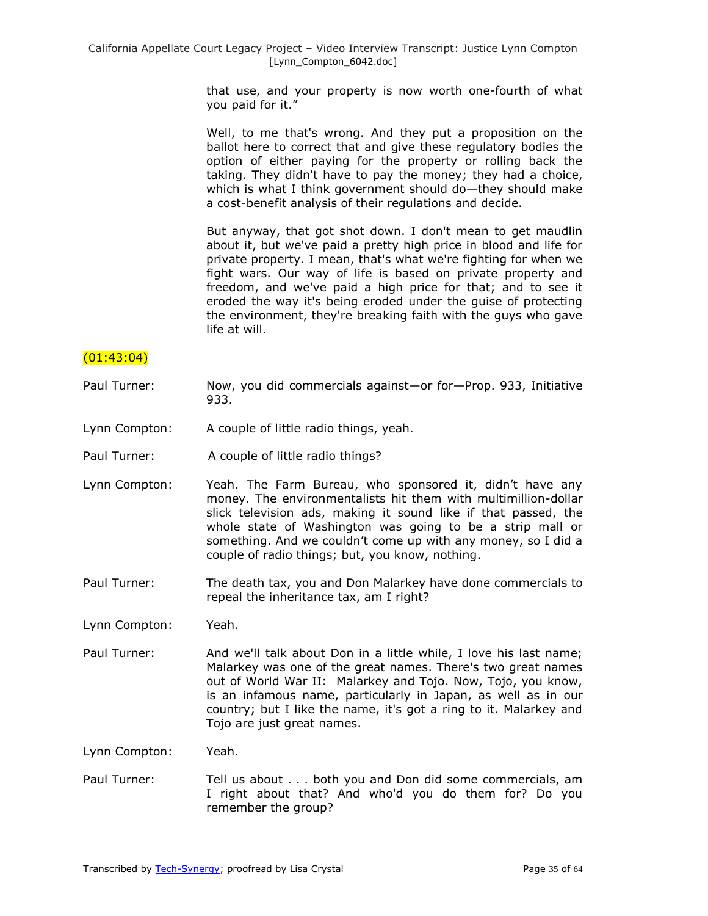that use, and your property is now worth one-fourth of what you paid for it."

Well, to me that's wrong. And they put a proposition on the ballot here to correct that and give these regulatory bodies the option of either paying for the property or rolling back the taking. They didn't have to pay the money; they had a choice, which is what I think government should do—they should make a cost-benefit analysis of their regulations and decide.

But anyway, that got shot down. I don't mean to get maudlin about it, but we've paid a pretty high price in blood and life for private property. I mean, that's what we're fighting for when we fight wars. Our way of life is based on private property and freedom, and we've paid a high price for that; and to see it eroded the way it's being eroded under the guise of protecting the environment, they're breaking faith with the guys who gave life at will.

(01:43:04)

Paul Turner: Now, you did commercials against—or for—Prop. 933, Initiative 933.

Lynn Compton: A couple of little radio things, yeah.

Paul Turner: A couple of little radio things?

Lynn Compton: Yeah. The Farm Bureau, who sponsored it, didn't have any money. The environmentalists hit them with multimillion-dollar slick television ads, making it sound like if that passed, the whole state of Washington was going to be a strip mall or something. And we couldn't come up with any money, so I did a couple of radio things; but, you know, nothing.

Paul Turner: The death tax, you and Don Malarkey have done commercials to repeal the inheritance tax, am I right?

Lynn Compton: Yeah.

Paul Turner: And we'll talk about Don in a little while, I love his last name; Malarkey was one of the great names. There's two great names out of World War II: Malarkey and Tojo. Now, Tojo, you know, is an infamous name, particularly in Japan, as well as in our country; but I like the name, it's got a ring to it. Malarkey and Tojo are just great names.

Lynn Compton: Yeah.

Paul Turner: Tell us about . . . both you and Don did some commercials, am I right about that? And who'd you do them for? Do you remember the group?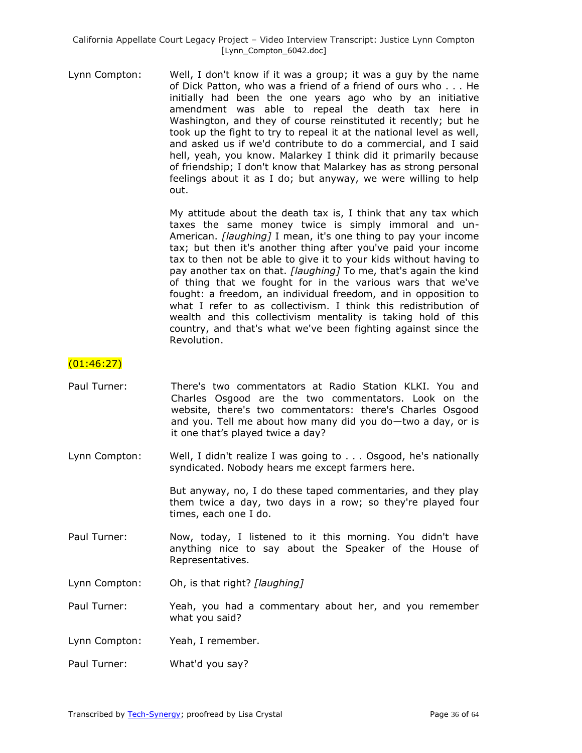Lynn Compton: Well, I don't know if it was a group; it was a guy by the name of Dick Patton, who was a friend of a friend of ours who . . . He initially had been the one years ago who by an initiative amendment was able to repeal the death tax here in Washington, and they of course reinstituted it recently; but he took up the fight to try to repeal it at the national level as well, and asked us if we'd contribute to do a commercial, and I said hell, yeah, you know. Malarkey I think did it primarily because of friendship; I don't know that Malarkey has as strong personal feelings about it as I do; but anyway, we were willing to help out.

My attitude about the death tax is, I think that any tax which taxes the same money twice is simply immoral and un-American. *[laughing]* I mean, it's one thing to pay your income tax; but then it's another thing after you've paid your income tax to then not be able to give it to your kids without having to pay another tax on that. *[laughing]* To me, that's again the kind of thing that we fought for in the various wars that we've fought: a freedom, an individual freedom, and in opposition to what I refer to as collectivism. I think this redistribution of wealth and this collectivism mentality is taking hold of this country, and that's what we've been fighting against since the Revolution.

(01:46:27)

Paul Turner: There's two commentators at Radio Station KLKI. You and Charles Osgood are the two commentators. Look on the website, there's two commentators: there's Charles Osgood and you. Tell me about how many did you do—two a day, or is it one that's played twice a day?

Lynn Compton: Well, I didn't realize I was going to . . . Osgood, he's nationally syndicated. Nobody hears me except farmers here.

But anyway, no, I do these taped commentaries, and they play them twice a day, two days in a row; so they're played four times, each one I do.

Paul Turner: Now, today, I listened to it this morning. You didn't have anything nice to say about the Speaker of the House of Representatives.

Lynn Compton: Oh, is that right? *[laughing]*

Paul Turner: Yeah, you had a commentary about her, and you remember what you said?

Lynn Compton: Yeah, I remember.

Paul Turner: What'd you say?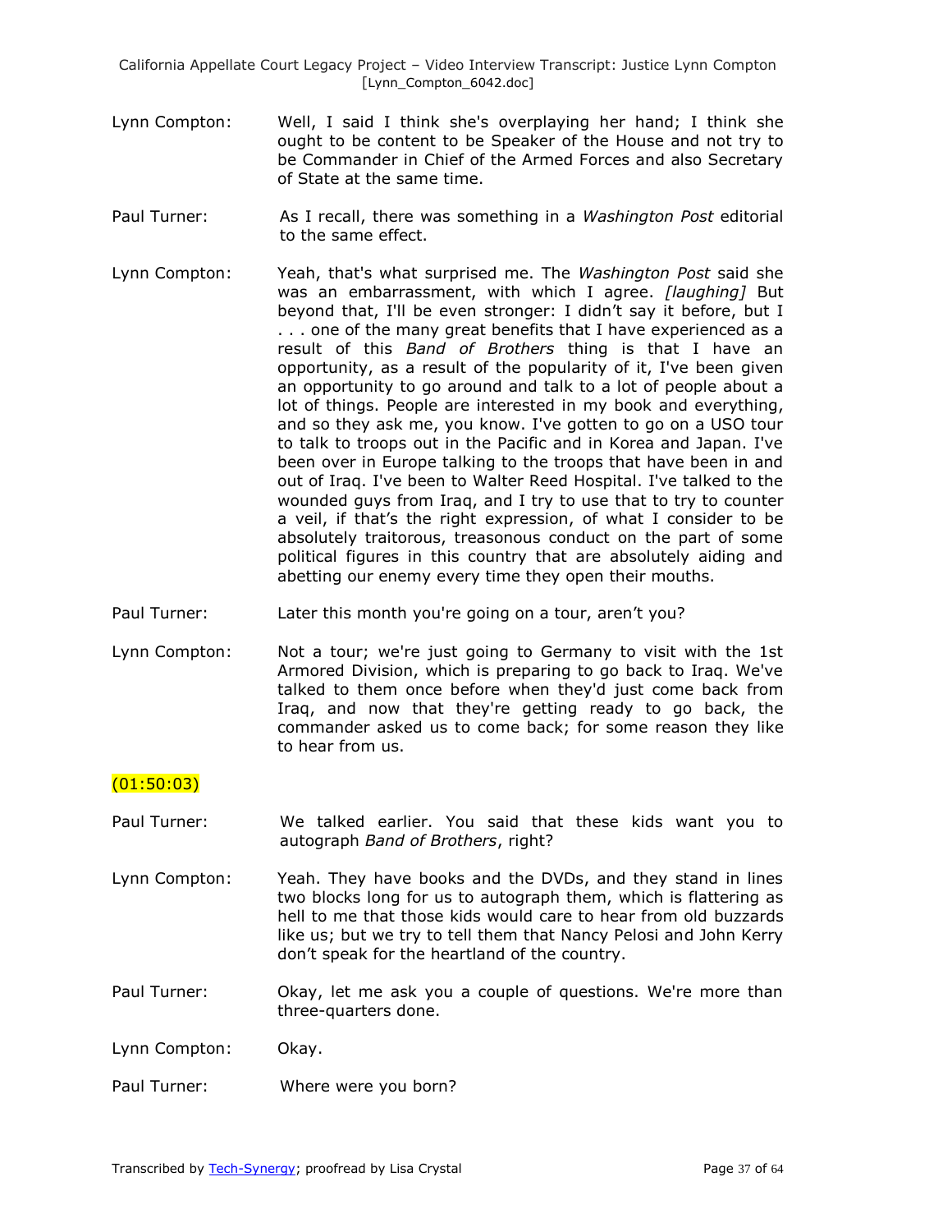Lynn Compton: Well, I said I think she's overplaying her hand; I think she ought to be content to be Speaker of the House and not try to be Commander in Chief of the Armed Forces and also Secretary of State at the same time.

Paul Turner: As I recall, there was something in a *Washington Post* editorial to the same effect.

Lynn Compton: Yeah, that's what surprised me. The *Washington Post* said she was an embarrassment, with which I agree. *[laughing]* But beyond that, I'll be even stronger: I didn't say it before, but I . . . one of the many great benefits that I have experienced as a result of this *Band of Brothers* thing is that I have an opportunity, as a result of the popularity of it, I've been given an opportunity to go around and talk to a lot of people about a lot of things. People are interested in my book and everything, and so they ask me, you know. I've gotten to go on a USO tour to talk to troops out in the Pacific and in Korea and Japan. I've been over in Europe talking to the troops that have been in and out of Iraq. I've been to Walter Reed Hospital. I've talked to the wounded guys from Iraq, and I try to use that to try to counter a veil, if that's the right expression, of what I consider to be absolutely traitorous, treasonous conduct on the part of some political figures in this country that are absolutely aiding and abetting our enemy every time they open their mouths.

Paul Turner: Later this month you're going on a tour, aren't you?

Lynn Compton: Not a tour; we're just going to Germany to visit with the 1st Armored Division, which is preparing to go back to Iraq. We've talked to them once before when they'd just come back from Iraq, and now that they're getting ready to go back, the commander asked us to come back; for some reason they like to hear from us.

(01:50:03)

Paul Turner: We talked earlier. You said that these kids want you to autograph *Band of Brothers*, right?

Lynn Compton: Yeah. They have books and the DVDs, and they stand in lines two blocks long for us to autograph them, which is flattering as hell to me that those kids would care to hear from old buzzards like us; but we try to tell them that Nancy Pelosi and John Kerry don't speak for the heartland of the country.

Paul Turner: Okay, let me ask you a couple of questions. We're more than three-quarters done.

Lynn Compton: Okay.

Paul Turner: Where were you born?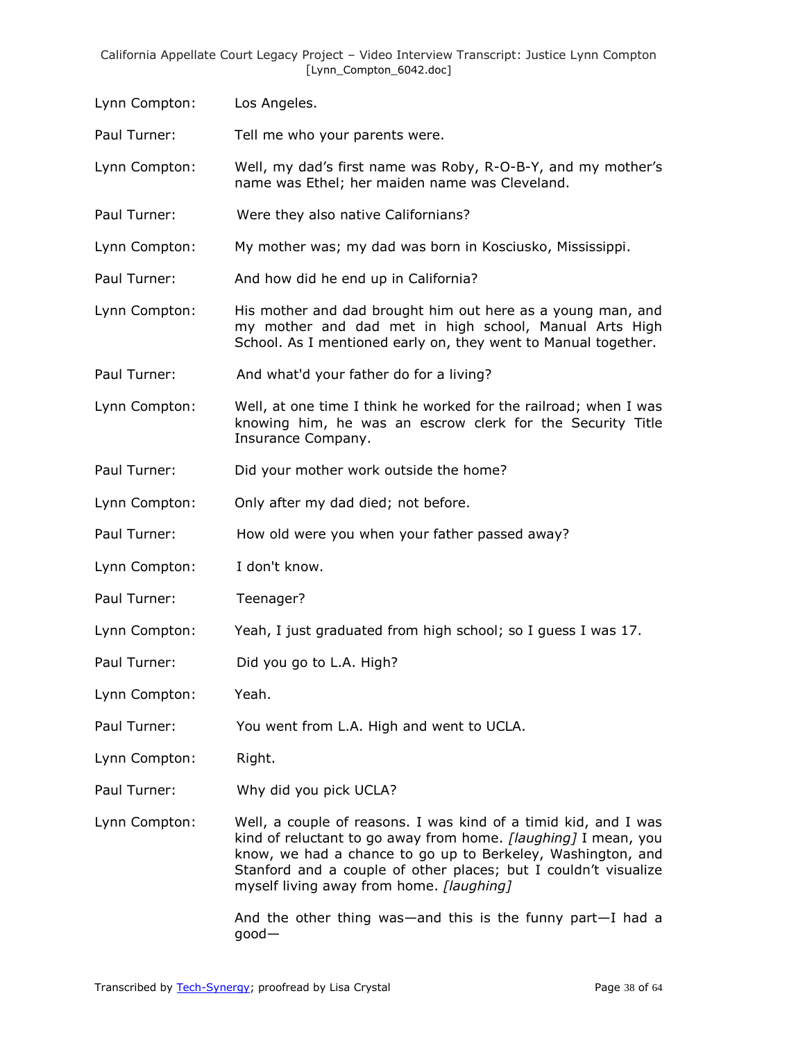Lynn Compton: Los Angeles.

Paul Turner: Tell me who your parents were.

Lynn Compton: Well, my dad's first name was Roby, R-O-B-Y, and my mother's name was Ethel; her maiden name was Cleveland.

Paul Turner: Were they also native Californians?

Lynn Compton: My mother was; my dad was born in Kosciusko, Mississippi.

Paul Turner: And how did he end up in California?

Lynn Compton: His mother and dad brought him out here as a young man, and my mother and dad met in high school, Manual Arts High School. As I mentioned early on, they went to Manual together.

Paul Turner: And what'd your father do for a living?

Lynn Compton: Well, at one time I think he worked for the railroad; when I was knowing him, he was an escrow clerk for the Security Title Insurance Company.

Paul Turner: Did your mother work outside the home?

Lynn Compton: Only after my dad died; not before.

Paul Turner: How old were you when your father passed away?

Lynn Compton: I don't know.

Paul Turner: Teenager?

Lynn Compton: Yeah, I just graduated from high school; so I guess I was 17.

Paul Turner: Did you go to L.A. High?

Lynn Compton: Yeah.

Paul Turner: You went from L.A. High and went to UCLA.

Lynn Compton: Right.

Paul Turner: Why did you pick UCLA?

Lynn Compton: Well, a couple of reasons. I was kind of a timid kid, and I was kind of reluctant to go away from home. *[laughing]* I mean, you know, we had a chance to go up to Berkeley, Washington, and Stanford and a couple of other places; but I couldn't visualize myself living away from home. *[laughing]*

And the other thing was—and this is the funny part—I had a good—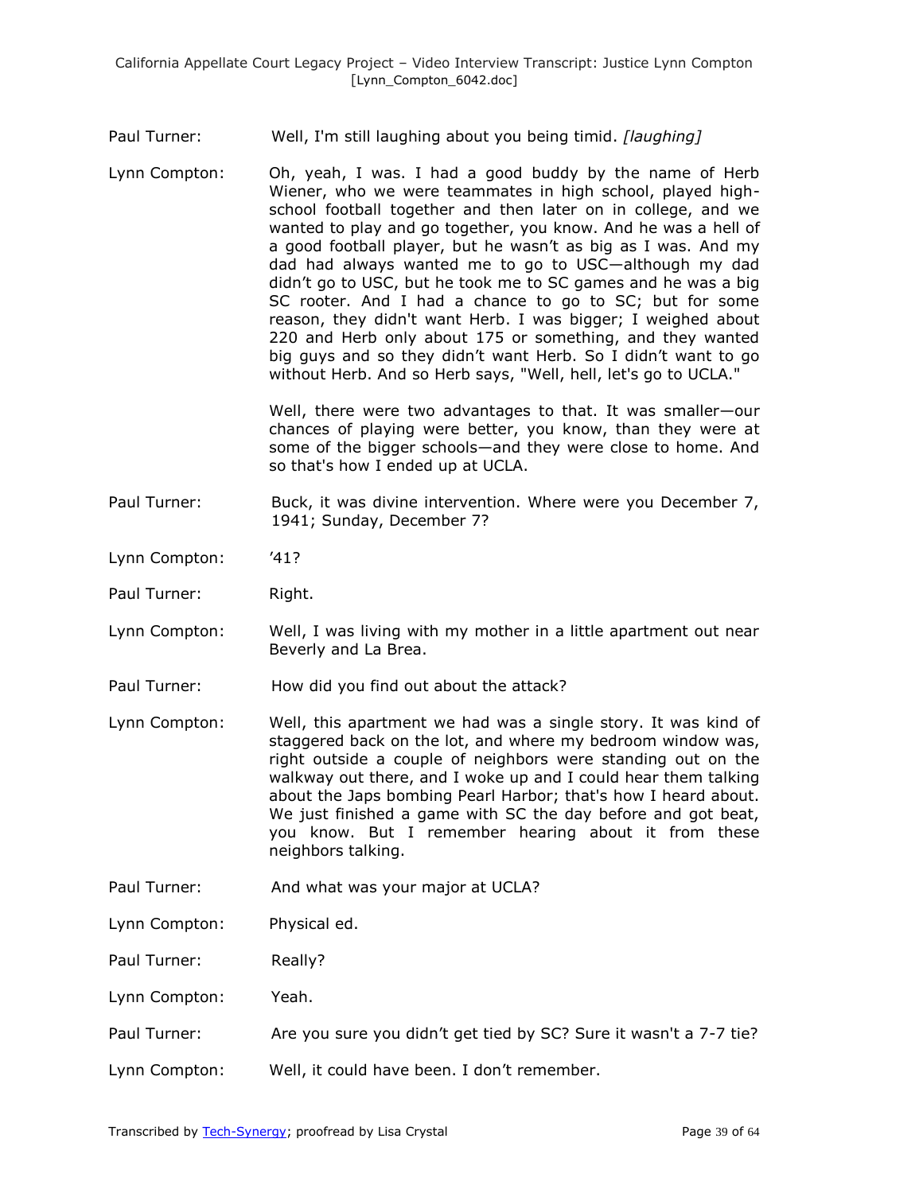Paul Turner: Well, I'm still laughing about you being timid. *[laughing]*

Lynn Compton: Oh, yeah, I was. I had a good buddy by the name of Herb Wiener, who we were teammates in high school, played high-school football together and then later on in college, and we wanted to play and go together, you know. And he was a hell of a good football player, but he wasn't as big as I was. And my dad had always wanted me to go to USC—although my dad didn't go to USC, but he took me to SC games and he was a big SC rooter. And I had a chance to go to SC; but for some reason, they didn't want Herb. I was bigger; I weighed about 220 and Herb only about 175 or something, and they wanted big guys and so they didn't want Herb. So I didn't want to go without Herb. And so Herb says, "Well, hell, let's go to UCLA."

Well, there were two advantages to that. It was smaller—our chances of playing were better, you know, than they were at some of the bigger schools—and they were close to home. And so that's how I ended up at UCLA.

Paul Turner: Buck, it was divine intervention. Where were you December 7, 1941; Sunday, December 7?

Lynn Compton: '41?

Paul Turner: Right.

Lynn Compton: Well, I was living with my mother in a little apartment out near Beverly and La Brea.

Paul Turner: How did you find out about the attack?

Lynn Compton: Well, this apartment we had was a single story. It was kind of staggered back on the lot, and where my bedroom window was, right outside a couple of neighbors were standing out on the walkway out there, and I woke up and I could hear them talking about the Japs bombing Pearl Harbor; that's how I heard about. We just finished a game with SC the day before and got beat, you know. But I remember hearing about it from these neighbors talking.

Paul Turner: And what was your major at UCLA?

Lynn Compton: Physical ed.

Paul Turner: Really?

Lynn Compton: Yeah.

Paul Turner: Are you sure you didn't get tied by SC? Sure it wasn't a 7-7 tie?

Lynn Compton: Well, it could have been. I don't remember.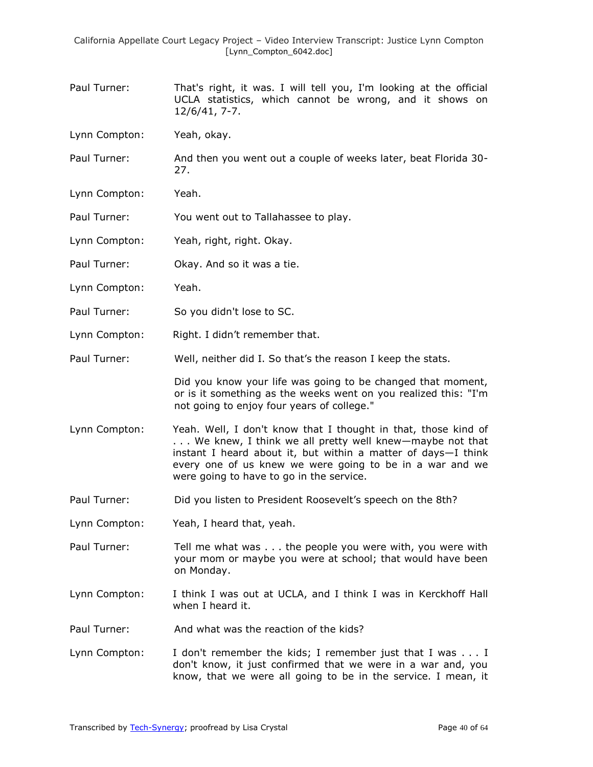Paul Turner: That's right, it was. I will tell you, I'm looking at the official UCLA statistics, which cannot be wrong, and it shows on 12/6/41, 7-7.

Lynn Compton: Yeah, okay.

Paul Turner: And then you went out a couple of weeks later, beat Florida 30-27.

Lynn Compton: Yeah.

Paul Turner: You went out to Tallahassee to play.

Lynn Compton: Yeah, right, right. Okay.

Paul Turner: Okay. And so it was a tie.

Lynn Compton: Yeah.

Paul Turner: So you didn't lose to SC.

Lynn Compton: Right. I didn't remember that.

Paul Turner: Well, neither did I. So that's the reason I keep the stats.

Did you know your life was going to be changed that moment, or is it something as the weeks went on you realized this: "I'm not going to enjoy four years of college."

Lynn Compton: Yeah. Well, I don't know that I thought in that, those kind of . . . We knew, I think we all pretty well knew—maybe not that instant I heard about it, but within a matter of days—I think every one of us knew we were going to be in a war and we were going to have to go in the service.

Paul Turner: Did you listen to President Roosevelt's speech on the 8th?

Lynn Compton: Yeah, I heard that, yeah.

Paul Turner: Tell me what was . . . the people you were with, you were with your mom or maybe you were at school; that would have been on Monday.

Lynn Compton: I think I was out at UCLA, and I think I was in Kerckhoff Hall when I heard it.

Paul Turner: And what was the reaction of the kids?

Lynn Compton: I don't remember the kids; I remember just that I was . . . I don't know, it just confirmed that we were in a war and, you know, that we were all going to be in the service. I mean, it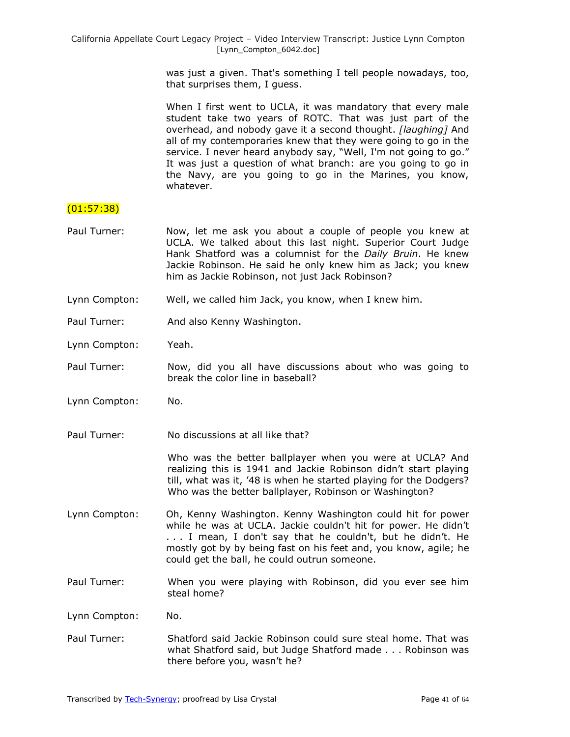was just a given. That's something I tell people nowadays, too, that surprises them, I guess.

When I first went to UCLA, it was mandatory that every male student take two years of ROTC. That was just part of the overhead, and nobody gave it a second thought. *[laughing]* And all of my contemporaries knew that they were going to go in the service. I never heard anybody say, "Well, I'm not going to go." It was just a question of what branch: are you going to go in the Navy, are you going to go in the Marines, you know, whatever.

(01:57:38)

Paul Turner: Now, let me ask you about a couple of people you knew at UCLA. We talked about this last night. Superior Court Judge Hank Shatford was a columnist for the *Daily Bruin*. He knew Jackie Robinson. He said he only knew him as Jack; you knew him as Jackie Robinson, not just Jack Robinson?

Lynn Compton: Well, we called him Jack, you know, when I knew him.

Paul Turner: And also Kenny Washington.

Lynn Compton: Yeah.

Paul Turner: Now, did you all have discussions about who was going to break the color line in baseball?

Lynn Compton: No.

Paul Turner: No discussions at all like that?

Who was the better ballplayer when you were at UCLA? And realizing this is 1941 and Jackie Robinson didn't start playing till, what was it, '48 is when he started playing for the Dodgers? Who was the better ballplayer, Robinson or Washington?

Lynn Compton: Oh, Kenny Washington. Kenny Washington could hit for power while he was at UCLA. Jackie couldn't hit for power. He didn't . . . I mean, I don't say that he couldn't, but he didn't. He mostly got by by being fast on his feet and, you know, agile; he could get the ball, he could outrun someone.

Paul Turner: When you were playing with Robinson, did you ever see him steal home?

Lynn Compton: No.

Paul Turner: Shatford said Jackie Robinson could sure steal home. That was what Shatford said, but Judge Shatford made . . . Robinson was there before you, wasn't he?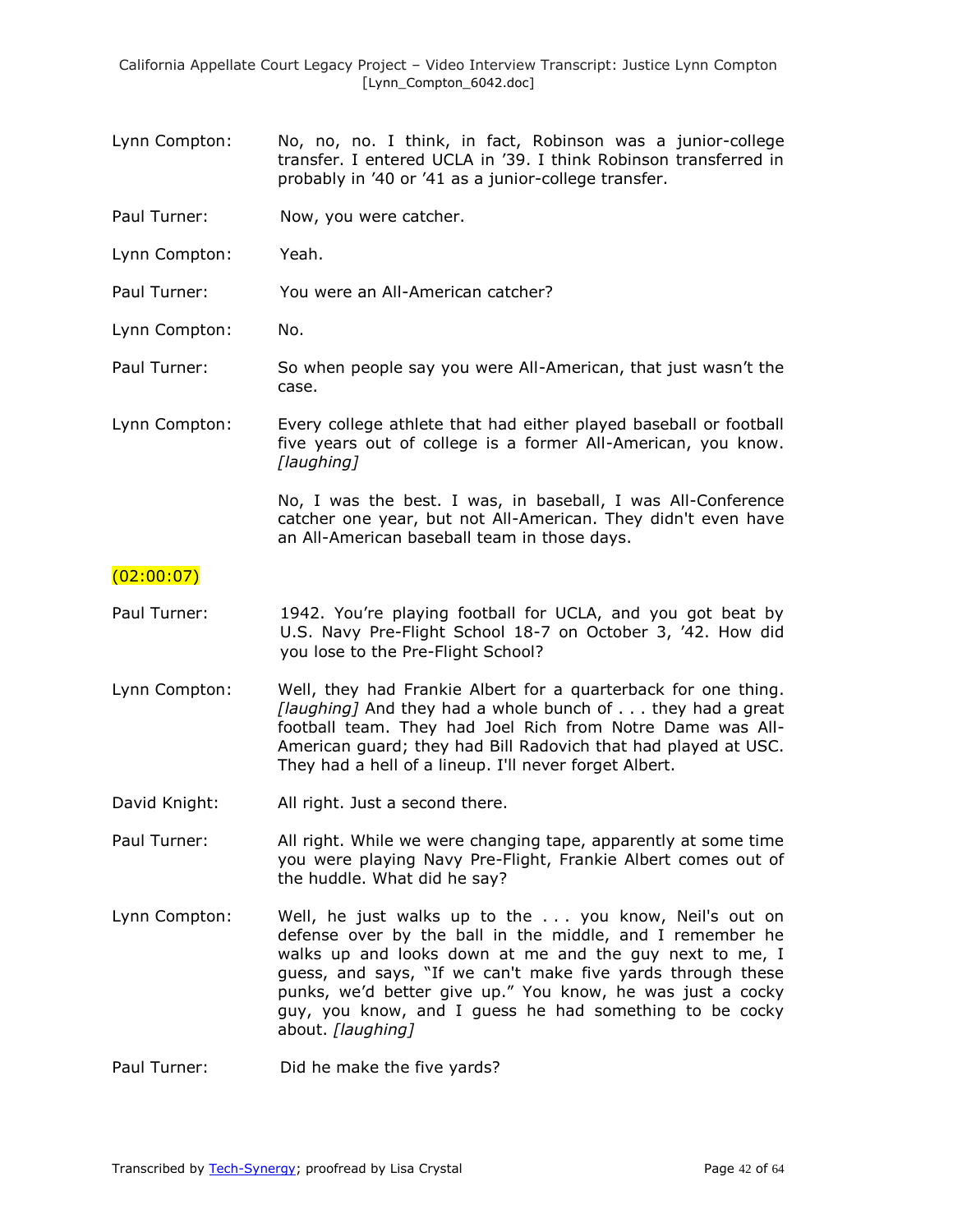Lynn Compton: No, no, no. I think, in fact, Robinson was a junior-college transfer. I entered UCLA in '39. I think Robinson transferred in probably in '40 or '41 as a junior-college transfer.

Paul Turner: Now, you were catcher.

Lynn Compton: Yeah.

Paul Turner: You were an All-American catcher?

Lynn Compton: No.

Paul Turner: So when people say you were All-American, that just wasn't the case.

Lynn Compton: Every college athlete that had either played baseball or football five years out of college is a former All-American, you know. *[laughing]*

No, I was the best. I was, in baseball, I was All-Conference catcher one year, but not All-American. They didn't even have an All-American baseball team in those days.

(02:00:07)

Paul Turner: 1942. You're playing football for UCLA, and you got beat by U.S. Navy Pre-Flight School 18-7 on October 3, '42. How did you lose to the Pre-Flight School?

Lynn Compton: Well, they had Frankie Albert for a quarterback for one thing. *[laughing]* And they had a whole bunch of . . . they had a great football team. They had Joel Rich from Notre Dame was All-American guard; they had Bill Radovich that had played at USC. They had a hell of a lineup. I'll never forget Albert.

David Knight: All right. Just a second there.

Paul Turner: All right. While we were changing tape, apparently at some time you were playing Navy Pre-Flight, Frankie Albert comes out of the huddle. What did he say?

Lynn Compton: Well, he just walks up to the . . . you know, Neil's out on defense over by the ball in the middle, and I remember he walks up and looks down at me and the guy next to me, I guess, and says, "If we can't make five yards through these punks, we'd better give up." You know, he was just a cocky guy, you know, and I guess he had something to be cocky about. *[laughing]*

Paul Turner: Did he make the five yards?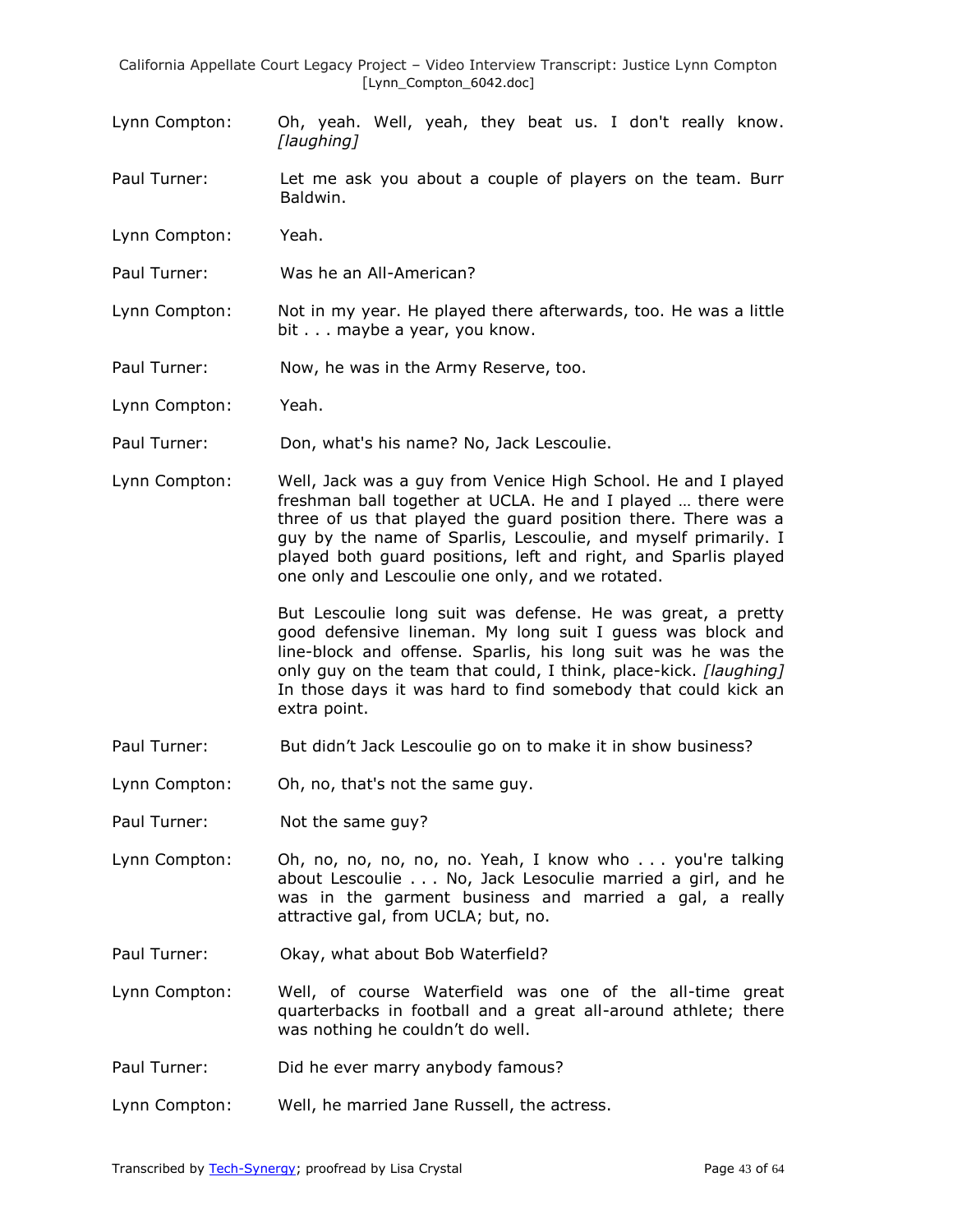Lynn Compton: Oh, yeah. Well, yeah, they beat us. I don't really know. *[laughing]*

Paul Turner: Let me ask you about a couple of players on the team. Burr Baldwin.

Lynn Compton: Yeah.

Paul Turner: Was he an All-American?

Lynn Compton: Not in my year. He played there afterwards, too. He was a little bit . . . maybe a year, you know.

Paul Turner: Now, he was in the Army Reserve, too.

Lynn Compton: Yeah.

Paul Turner: Don, what's his name? No, Jack Lescoulie.

Lynn Compton: Well, Jack was a guy from Venice High School. He and I played freshman ball together at UCLA. He and I played … there were three of us that played the guard position there. There was a guy by the name of Sparlis, Lescoulie, and myself primarily. I played both guard positions, left and right, and Sparlis played one only and Lescoulie one only, and we rotated.

But Lescoulie long suit was defense. He was great, a pretty good defensive lineman. My long suit I guess was block and line-block and offense. Sparlis, his long suit was he was the only guy on the team that could, I think, place-kick. *[laughing]* In those days it was hard to find somebody that could kick an extra point.

Paul Turner: But didn't Jack Lescoulie go on to make it in show business?

Lynn Compton: Oh, no, that's not the same guy.

Paul Turner: Not the same guy?

Lynn Compton: Oh, no, no, no, no, no. Yeah, I know who . . . you're talking about Lescoulie . . . No, Jack Lesoculie married a girl, and he was in the garment business and married a gal, a really attractive gal, from UCLA; but, no.

Paul Turner: Okay, what about Bob Waterfield?

Lynn Compton: Well, of course Waterfield was one of the all-time great quarterbacks in football and a great all-around athlete; there was nothing he couldn't do well.

Paul Turner: Did he ever marry anybody famous?

Lynn Compton: Well, he married Jane Russell, the actress.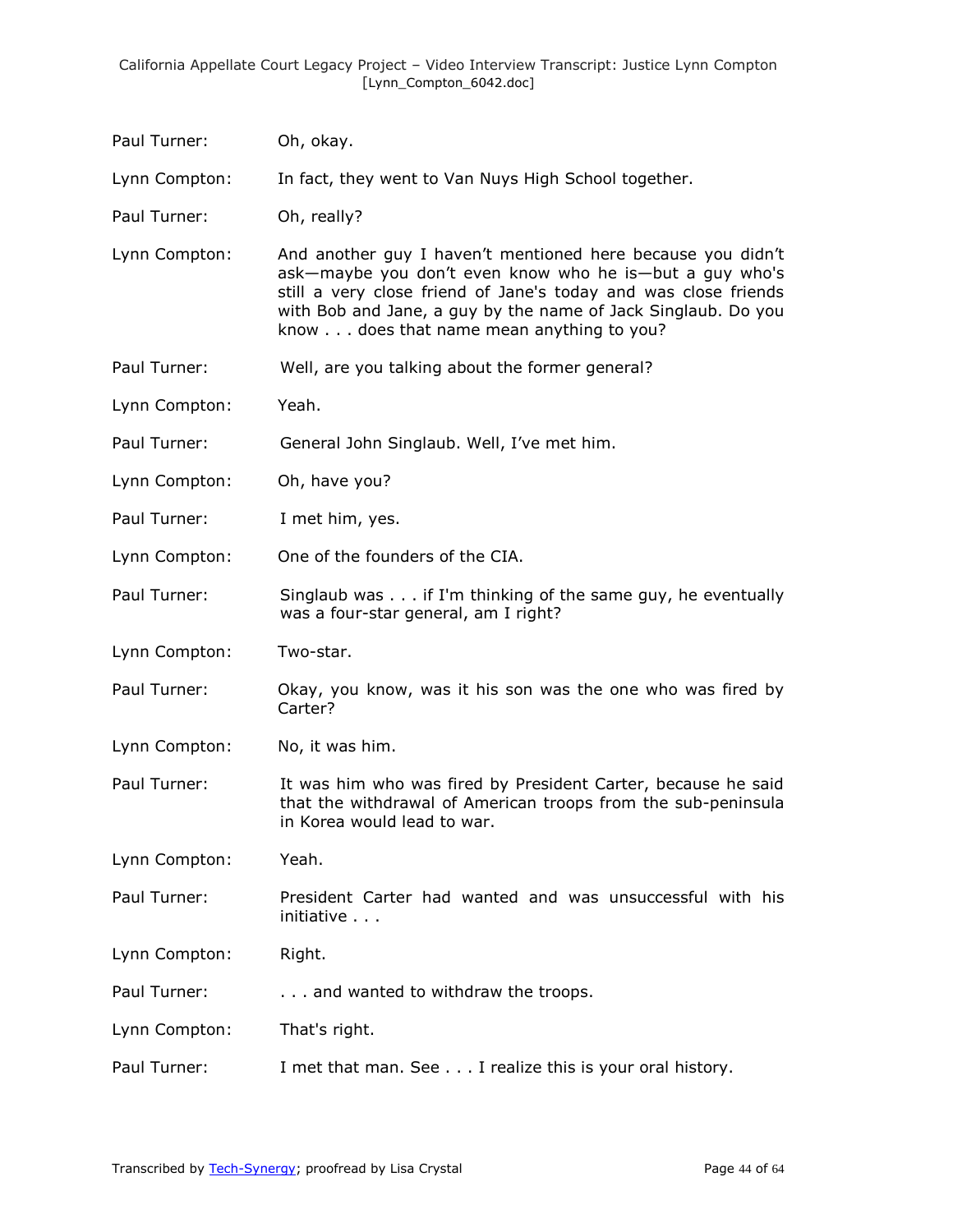Paul Turner: Oh, okay.

Lynn Compton: In fact, they went to Van Nuys High School together.

Paul Turner: Oh, really?

Lynn Compton: And another guy I haven't mentioned here because you didn't ask—maybe you don't even know who he is—but a guy who's still a very close friend of Jane's today and was close friends with Bob and Jane, a guy by the name of Jack Singlaub. Do you know . . . does that name mean anything to you?

Paul Turner: Well, are you talking about the former general?

Lynn Compton: Yeah.

Paul Turner: General John Singlaub. Well, I've met him.

Lynn Compton: Oh, have you?

Paul Turner: I met him, yes.

Lynn Compton: One of the founders of the CIA.

Paul Turner: Singlaub was . . . if I'm thinking of the same guy, he eventually was a four-star general, am I right?

Lynn Compton: Two-star.

Paul Turner: Okay, you know, was it his son was the one who was fired by Carter?

Lynn Compton: No, it was him.

Paul Turner: It was him who was fired by President Carter, because he said that the withdrawal of American troops from the sub-peninsula in Korea would lead to war.

Lynn Compton: Yeah.

Paul Turner: President Carter had wanted and was unsuccessful with his initiative . . .

Lynn Compton: Right.

Paul Turner: . . . and wanted to withdraw the troops.

Lynn Compton: That's right.

Paul Turner: I met that man. See . . . I realize this is your oral history.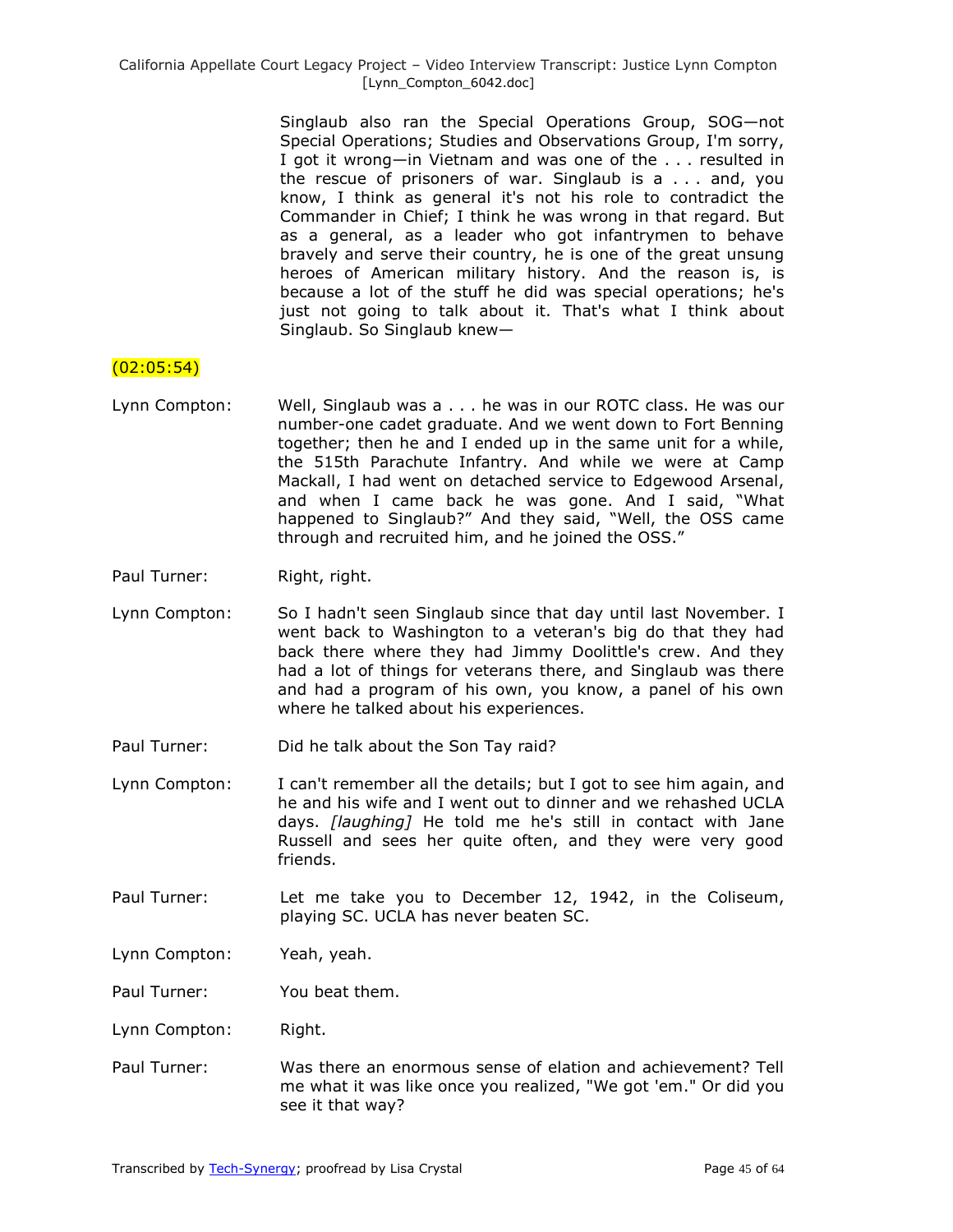Singlaub also ran the Special Operations Group, SOG—not Special Operations; Studies and Observations Group, I'm sorry, I got it wrong—in Vietnam and was one of the . . . resulted in the rescue of prisoners of war. Singlaub is a . . . and, you know, I think as general it's not his role to contradict the Commander in Chief; I think he was wrong in that regard. But as a general, as a leader who got infantrymen to behave bravely and serve their country, he is one of the great unsung heroes of American military history. And the reason is, is because a lot of the stuff he did was special operations; he's just not going to talk about it. That's what I think about Singlaub. So Singlaub knew—

(02:05:54)

Lynn Compton: Well, Singlaub was a . . . he was in our ROTC class. He was our number-one cadet graduate. And we went down to Fort Benning together; then he and I ended up in the same unit for a while, the 515th Parachute Infantry. And while we were at Camp Mackall, I had went on detached service to Edgewood Arsenal, and when I came back he was gone. And I said, "What happened to Singlaub?" And they said, "Well, the OSS came through and recruited him, and he joined the OSS."

Paul Turner: Right, right.

Lynn Compton: So I hadn't seen Singlaub since that day until last November. I went back to Washington to a veteran's big do that they had back there where they had Jimmy Doolittle's crew. And they had a lot of things for veterans there, and Singlaub was there and had a program of his own, you know, a panel of his own where he talked about his experiences.

Paul Turner: Did he talk about the Son Tay raid?

Lynn Compton: I can't remember all the details; but I got to see him again, and he and his wife and I went out to dinner and we rehashed UCLA days. *[laughing]* He told me he's still in contact with Jane Russell and sees her quite often, and they were very good friends.

Paul Turner: Let me take you to December 12, 1942, in the Coliseum, playing SC. UCLA has never beaten SC.

Lynn Compton: Yeah, yeah.

Paul Turner: You beat them.

Lynn Compton: Right.

Paul Turner: Was there an enormous sense of elation and achievement? Tell me what it was like once you realized, "We got 'em." Or did you see it that way?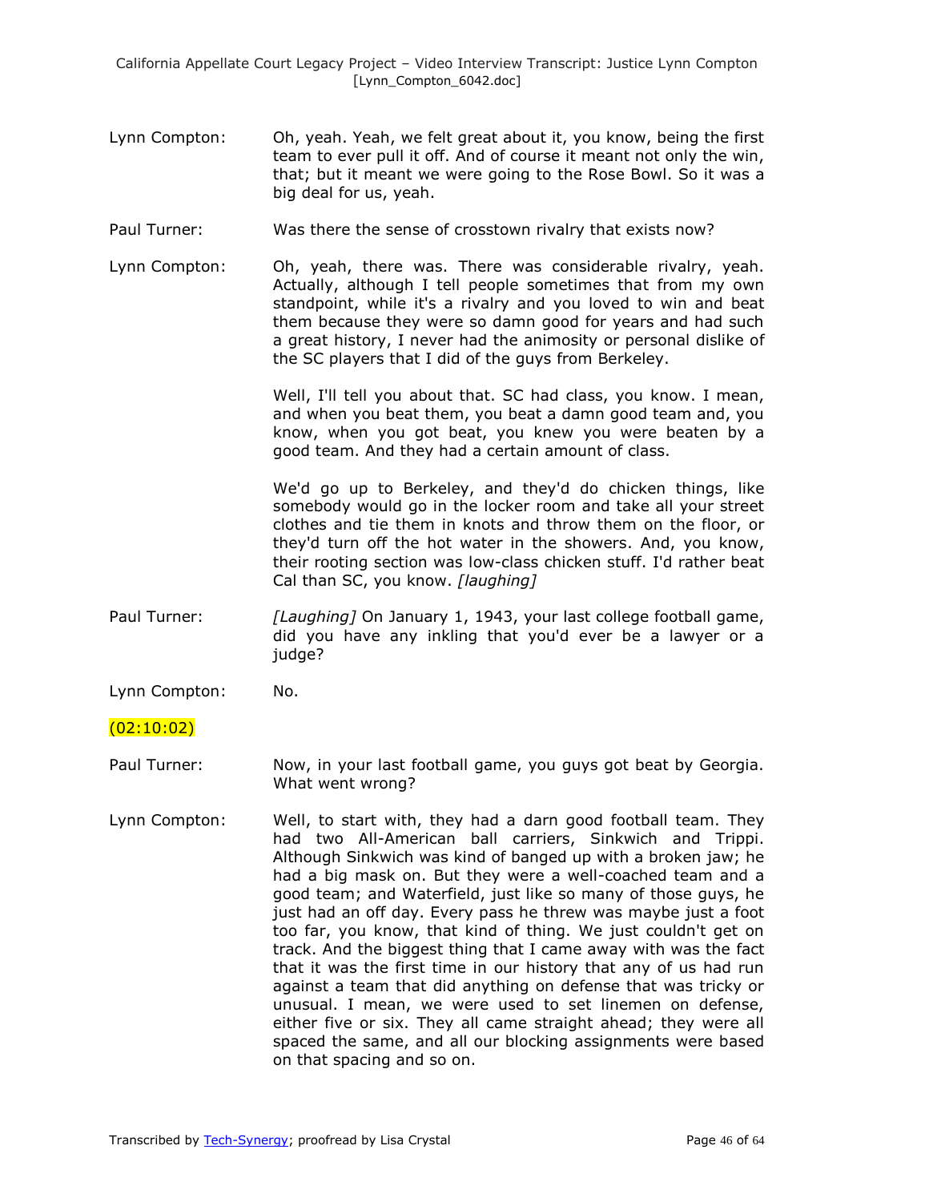Lynn Compton: Oh, yeah. Yeah, we felt great about it, you know, being the first team to ever pull it off. And of course it meant not only the win, that; but it meant we were going to the Rose Bowl. So it was a big deal for us, yeah.

Paul Turner: Was there the sense of crosstown rivalry that exists now?

Lynn Compton: Oh, yeah, there was. There was considerable rivalry, yeah. Actually, although I tell people sometimes that from my own standpoint, while it's a rivalry and you loved to win and beat them because they were so damn good for years and had such a great history, I never had the animosity or personal dislike of the SC players that I did of the guys from Berkeley.

Well, I'll tell you about that. SC had class, you know. I mean, and when you beat them, you beat a damn good team and, you know, when you got beat, you knew you were beaten by a good team. And they had a certain amount of class.

We'd go up to Berkeley, and they'd do chicken things, like somebody would go in the locker room and take all your street clothes and tie them in knots and throw them on the floor, or they'd turn off the hot water in the showers. And, you know, their rooting section was low-class chicken stuff. I'd rather beat Cal than SC, you know. *[laughing]*

Paul Turner: *[Laughing]* On January 1, 1943, your last college football game, did you have any inkling that you'd ever be a lawyer or a judge?

Lynn Compton: No.

(02:10:02)

Paul Turner: Now, in your last football game, you guys got beat by Georgia. What went wrong?

Lynn Compton: Well, to start with, they had a darn good football team. They had two All-American ball carriers, Sinkwich and Trippi. Although Sinkwich was kind of banged up with a broken jaw; he had a big mask on. But they were a well-coached team and a good team; and Waterfield, just like so many of those guys, he just had an off day. Every pass he threw was maybe just a foot too far, you know, that kind of thing. We just couldn't get on track. And the biggest thing that I came away with was the fact that it was the first time in our history that any of us had run against a team that did anything on defense that was tricky or unusual. I mean, we were used to set linemen on defense, either five or six. They all came straight ahead; they were all spaced the same, and all our blocking assignments were based on that spacing and so on.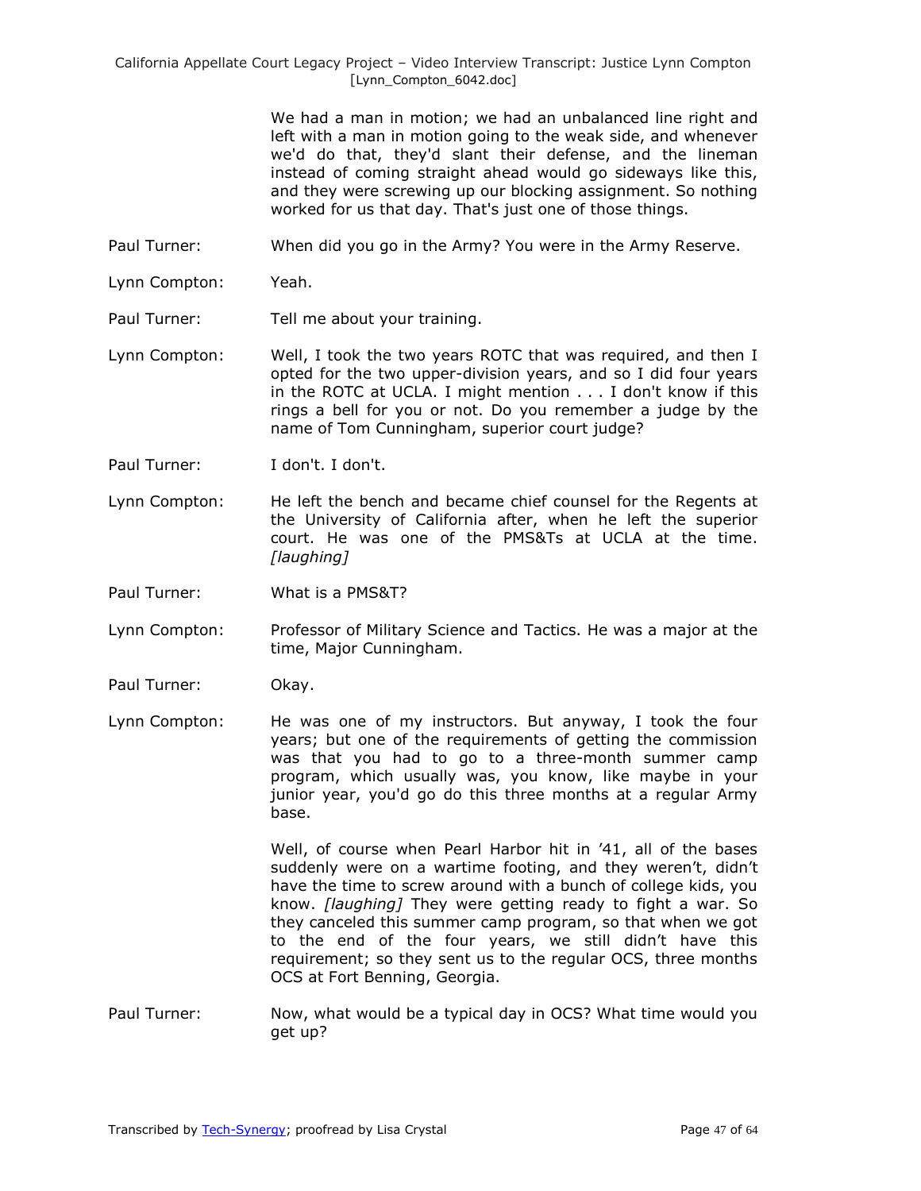We had a man in motion; we had an unbalanced line right and left with a man in motion going to the weak side, and whenever we'd do that, they'd slant their defense, and the lineman instead of coming straight ahead would go sideways like this, and they were screwing up our blocking assignment. So nothing worked for us that day. That's just one of those things.

Paul Turner: When did you go in the Army? You were in the Army Reserve.

Lynn Compton: Yeah.

Paul Turner: Tell me about your training.

Lynn Compton: Well, I took the two years ROTC that was required, and then I opted for the two upper-division years, and so I did four years in the ROTC at UCLA. I might mention . . . I don't know if this rings a bell for you or not. Do you remember a judge by the name of Tom Cunningham, superior court judge?

Paul Turner: I don't. I don't.

Lynn Compton: He left the bench and became chief counsel for the Regents at the University of California after, when he left the superior court. He was one of the PMS&Ts at UCLA at the time. *[laughing]*

Paul Turner: What is a PMS&T?

Lynn Compton: Professor of Military Science and Tactics. He was a major at the time, Major Cunningham.

Paul Turner: Okay.

Lynn Compton: He was one of my instructors. But anyway, I took the four years; but one of the requirements of getting the commission was that you had to go to a three-month summer camp program, which usually was, you know, like maybe in your junior year, you'd go do this three months at a regular Army base.

Well, of course when Pearl Harbor hit in '41, all of the bases suddenly were on a wartime footing, and they weren't, didn't have the time to screw around with a bunch of college kids, you know. *[laughing]* They were getting ready to fight a war. So they canceled this summer camp program, so that when we got to the end of the four years, we still didn't have this requirement; so they sent us to the regular OCS, three months OCS at Fort Benning, Georgia.

Paul Turner: Now, what would be a typical day in OCS? What time would you get up?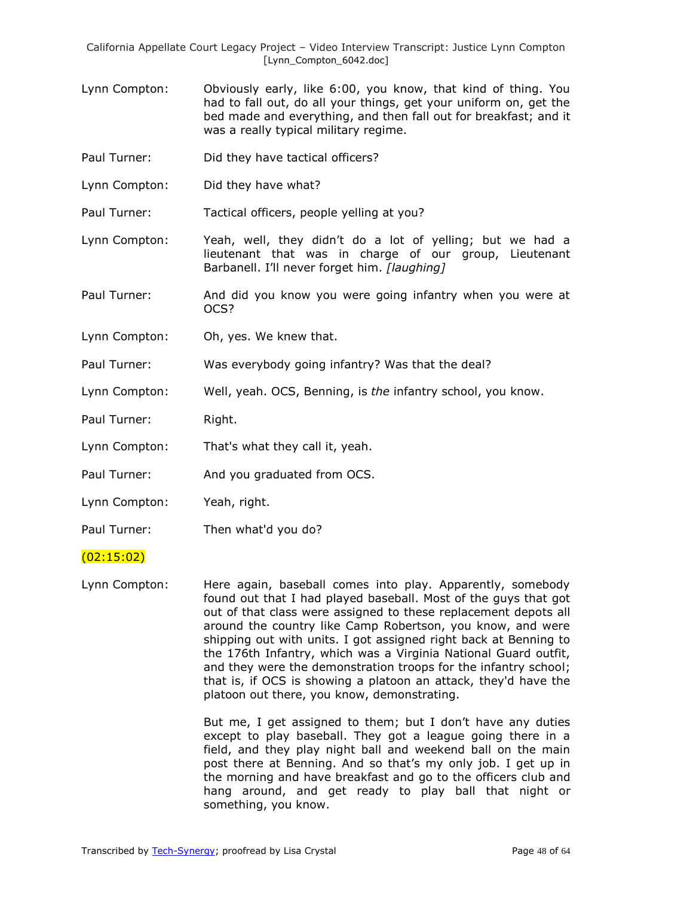Lynn Compton: Obviously early, like 6:00, you know, that kind of thing. You had to fall out, do all your things, get your uniform on, get the bed made and everything, and then fall out for breakfast; and it was a really typical military regime.

Paul Turner: Did they have tactical officers?

Lynn Compton: Did they have what?

Paul Turner: Tactical officers, people yelling at you?

Lynn Compton: Yeah, well, they didn't do a lot of yelling; but we had a lieutenant that was in charge of our group, Lieutenant Barbanell. I'll never forget him. *[laughing]*

Paul Turner: And did you know you were going infantry when you were at OCS?

Lynn Compton: Oh, yes. We knew that.

Paul Turner: Was everybody going infantry? Was that the deal?

Lynn Compton: Well, yeah. OCS, Benning, is *the* infantry school, you know.

Paul Turner: Right.

Lynn Compton: That's what they call it, yeah.

Paul Turner: And you graduated from OCS.

Lynn Compton: Yeah, right.

Paul Turner: Then what'd you do?

(02:15:02)

Lynn Compton: Here again, baseball comes into play. Apparently, somebody found out that I had played baseball. Most of the guys that got out of that class were assigned to these replacement depots all around the country like Camp Robertson, you know, and were shipping out with units. I got assigned right back at Benning to the 176th Infantry, which was a Virginia National Guard outfit, and they were the demonstration troops for the infantry school; that is, if OCS is showing a platoon an attack, they'd have the platoon out there, you know, demonstrating.

But me, I get assigned to them; but I don't have any duties except to play baseball. They got a league going there in a field, and they play night ball and weekend ball on the main post there at Benning. And so that's my only job. I get up in the morning and have breakfast and go to the officers club and hang around, and get ready to play ball that night or something, you know.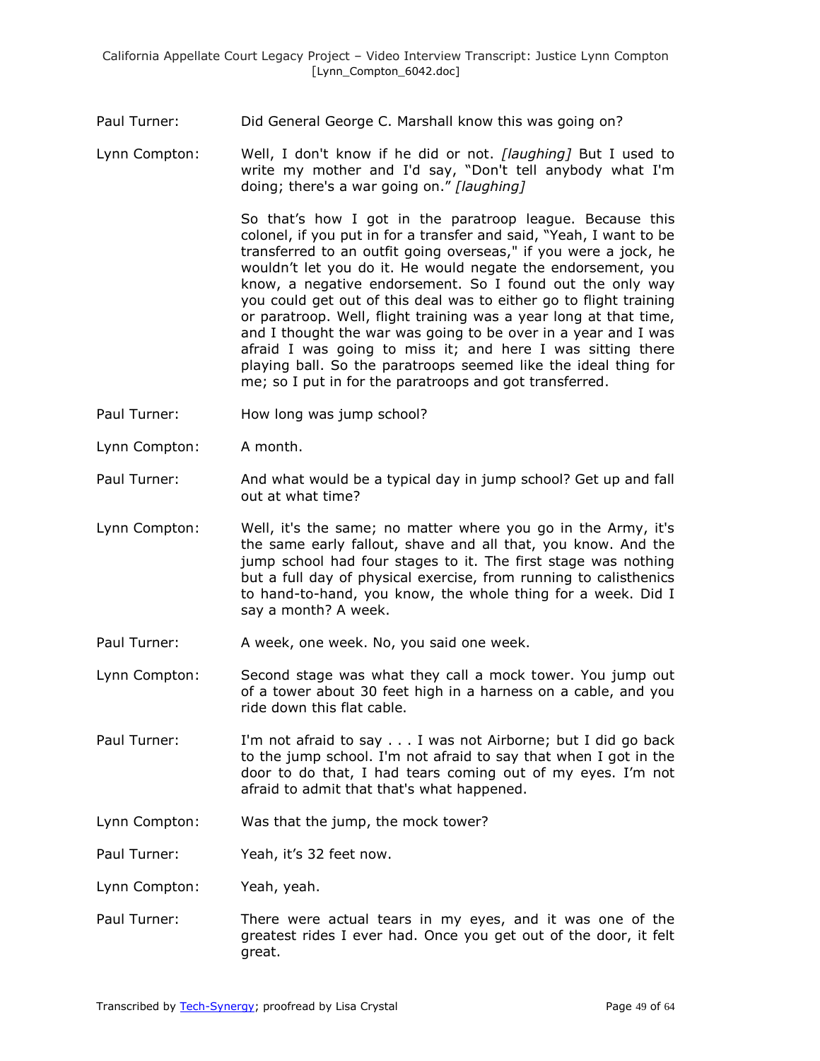Paul Turner: Did General George C. Marshall know this was going on?

Lynn Compton: Well, I don't know if he did or not. *[laughing]* But I used to write my mother and I'd say, "Don't tell anybody what I'm doing; there's a war going on." *[laughing]*

So that's how I got in the paratroop league. Because this colonel, if you put in for a transfer and said, "Yeah, I want to be transferred to an outfit going overseas," if you were a jock, he wouldn't let you do it. He would negate the endorsement, you know, a negative endorsement. So I found out the only way you could get out of this deal was to either go to flight training or paratroop. Well, flight training was a year long at that time, and I thought the war was going to be over in a year and I was afraid I was going to miss it; and here I was sitting there playing ball. So the paratroops seemed like the ideal thing for me; so I put in for the paratroops and got transferred.

Paul Turner: How long was jump school?

Lynn Compton: A month.

Paul Turner: And what would be a typical day in jump school? Get up and fall out at what time?

Lynn Compton: Well, it's the same; no matter where you go in the Army, it's the same early fallout, shave and all that, you know. And the jump school had four stages to it. The first stage was nothing but a full day of physical exercise, from running to calisthenics to hand-to-hand, you know, the whole thing for a week. Did I say a month? A week.

Paul Turner: A week, one week. No, you said one week.

Lynn Compton: Second stage was what they call a mock tower. You jump out of a tower about 30 feet high in a harness on a cable, and you ride down this flat cable.

Paul Turner: I'm not afraid to say . . . I was not Airborne; but I did go back to the jump school. I'm not afraid to say that when I got in the door to do that, I had tears coming out of my eyes. I'm not afraid to admit that that's what happened.

Lynn Compton: Was that the jump, the mock tower?

Paul Turner: Yeah, it's 32 feet now.

Lynn Compton: Yeah, yeah.

Paul Turner: There were actual tears in my eyes, and it was one of the greatest rides I ever had. Once you get out of the door, it felt great.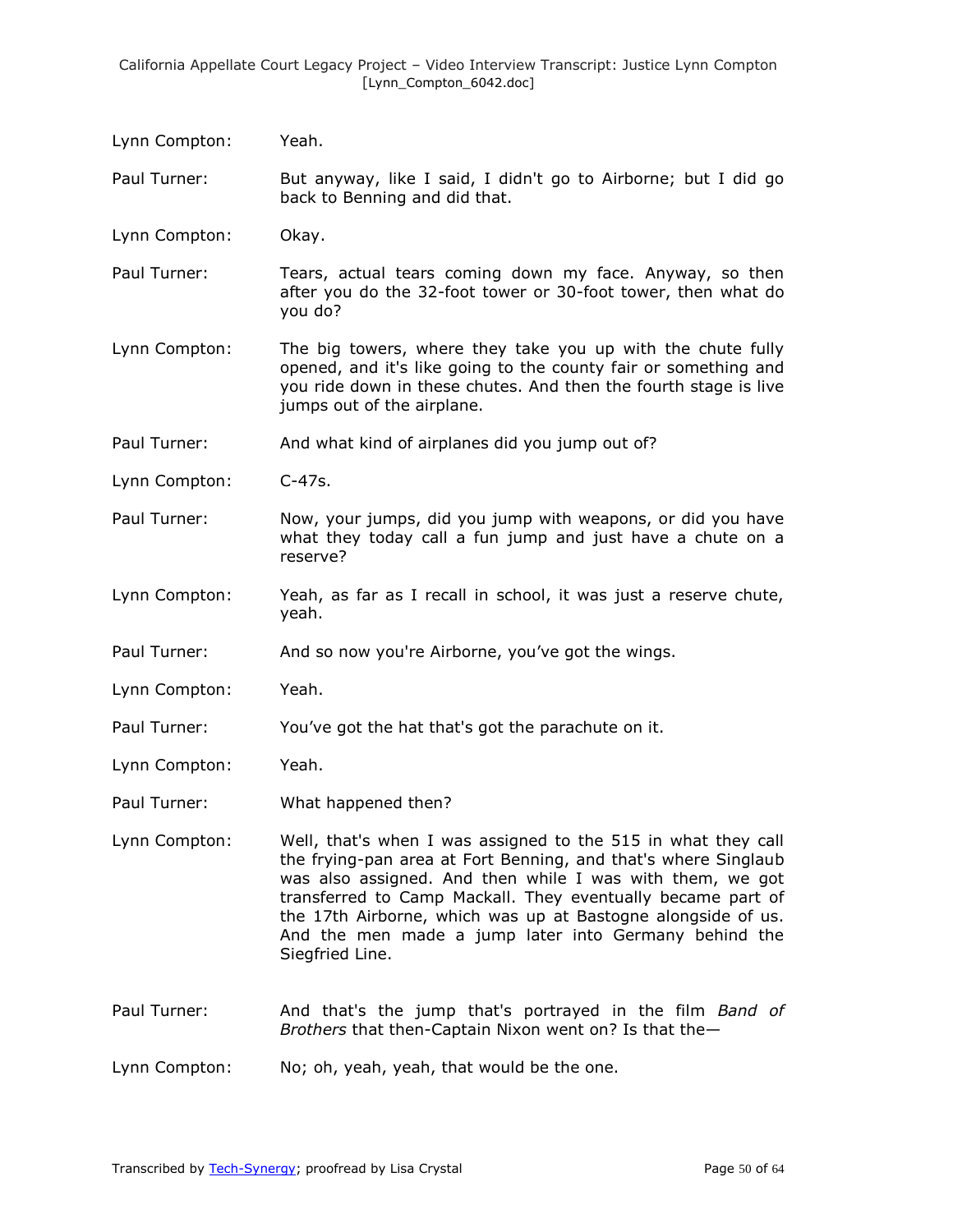Lynn Compton: Yeah.

Paul Turner: But anyway, like I said, I didn't go to Airborne; but I did go back to Benning and did that.

Lynn Compton: Okay.

Paul Turner: Tears, actual tears coming down my face. Anyway, so then after you do the 32-foot tower or 30-foot tower, then what do you do?

Lynn Compton: The big towers, where they take you up with the chute fully opened, and it's like going to the county fair or something and you ride down in these chutes. And then the fourth stage is live jumps out of the airplane.

Paul Turner: And what kind of airplanes did you jump out of?

Lynn Compton: C-47s.

Paul Turner: Now, your jumps, did you jump with weapons, or did you have what they today call a fun jump and just have a chute on a reserve?

Lynn Compton: Yeah, as far as I recall in school, it was just a reserve chute, yeah.

Paul Turner: And so now you're Airborne, you've got the wings.

Lynn Compton: Yeah.

Paul Turner: You've got the hat that's got the parachute on it.

Lynn Compton: Yeah.

Paul Turner: What happened then?

Lynn Compton: Well, that's when I was assigned to the 515 in what they call the frying-pan area at Fort Benning, and that's where Singlaub was also assigned. And then while I was with them, we got transferred to Camp Mackall. They eventually became part of the 17th Airborne, which was up at Bastogne alongside of us. And the men made a jump later into Germany behind the Siegfried Line.

Paul Turner: And that's the jump that's portrayed in the film *Band of Brothers* that then-Captain Nixon went on? Is that the—

Lynn Compton: No; oh, yeah, yeah, that would be the one.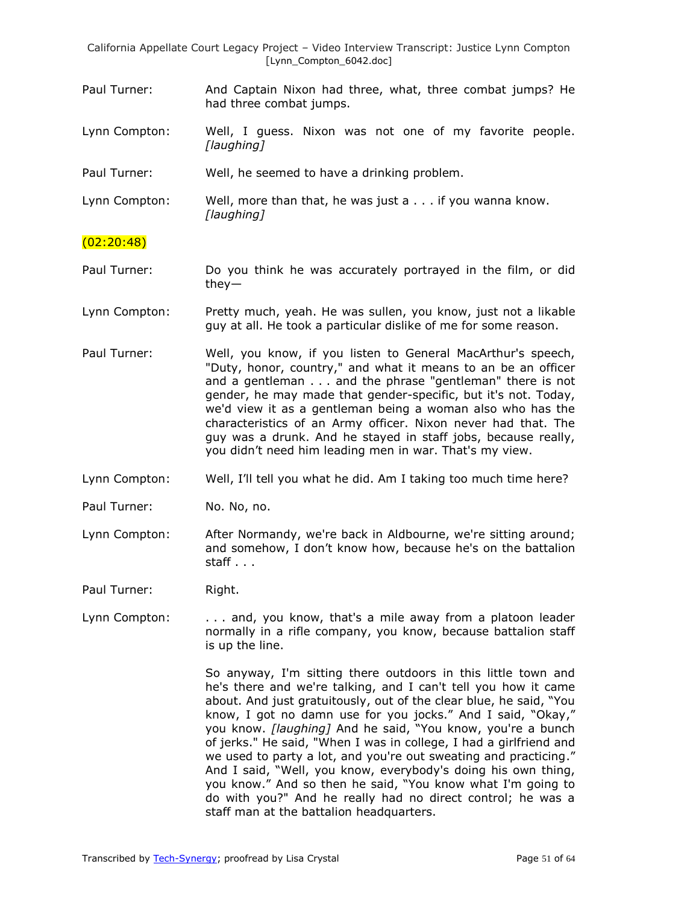Paul Turner: And Captain Nixon had three, what, three combat jumps? He had three combat jumps.

Lynn Compton: Well, I guess. Nixon was not one of my favorite people. *[laughing]*

Paul Turner: Well, he seemed to have a drinking problem.

Lynn Compton: Well, more than that, he was just a . . . if you wanna know. *[laughing]*

(02:20:48)

Paul Turner: Do you think he was accurately portrayed in the film, or did they—

Lynn Compton: Pretty much, yeah. He was sullen, you know, just not a likable guy at all. He took a particular dislike of me for some reason.

Paul Turner: Well, you know, if you listen to General MacArthur's speech, "Duty, honor, country," and what it means to an be an officer and a gentleman . . . and the phrase "gentleman" there is not gender, he may made that gender-specific, but it's not. Today, we'd view it as a gentleman being a woman also who has the characteristics of an Army officer. Nixon never had that. The guy was a drunk. And he stayed in staff jobs, because really, you didn't need him leading men in war. That's my view.

Lynn Compton: Well, I'll tell you what he did. Am I taking too much time here?

Paul Turner: No. No, no.

Lynn Compton: After Normandy, we're back in Aldbourne, we're sitting around; and somehow, I don't know how, because he's on the battalion staff . . .

Paul Turner: Right.

Lynn Compton: . . . and, you know, that's a mile away from a platoon leader normally in a rifle company, you know, because battalion staff is up the line.

So anyway, I'm sitting there outdoors in this little town and he's there and we're talking, and I can't tell you how it came about. And just gratuitously, out of the clear blue, he said, "You know, I got no damn use for you jocks." And I said, "Okay," you know. *[laughing]* And he said, "You know, you're a bunch of jerks." He said, "When I was in college, I had a girlfriend and we used to party a lot, and you're out sweating and practicing." And I said, "Well, you know, everybody's doing his own thing, you know." And so then he said, "You know what I'm going to do with you?" And he really had no direct control; he was a staff man at the battalion headquarters.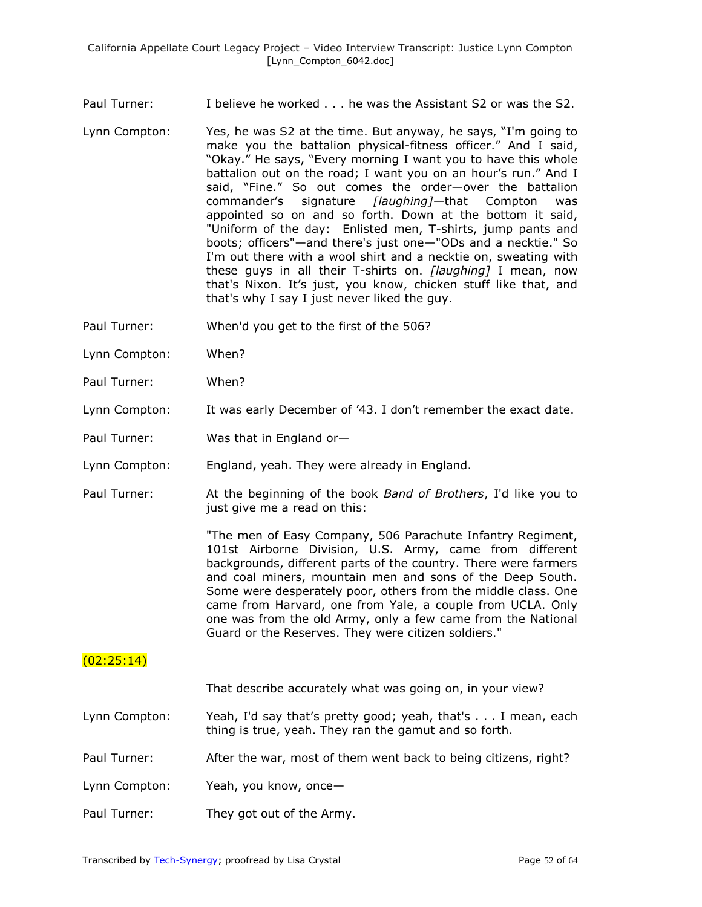Paul Turner: I believe he worked . . . he was the Assistant S2 or was the S2.

Lynn Compton: Yes, he was S2 at the time. But anyway, he says, "I'm going to make you the battalion physical-fitness officer." And I said, "Okay." He says, "Every morning I want you to have this whole battalion out on the road; I want you on an hour's run." And I said, "Fine." So out comes the order—over the battalion commander's signature *[laughing]*—that Compton was appointed so on and so forth. Down at the bottom it said, "Uniform of the day: Enlisted men, T-shirts, jump pants and boots; officers"—and there's just one—"ODs and a necktie." So I'm out there with a wool shirt and a necktie on, sweating with these guys in all their T-shirts on. *[laughing]* I mean, now that's Nixon. It's just, you know, chicken stuff like that, and that's why I say I just never liked the guy.

Paul Turner: When'd you get to the first of the 506?

Lynn Compton: When?

Paul Turner: When?

Lynn Compton: It was early December of '43. I don't remember the exact date.

Paul Turner: Was that in England or—

Lynn Compton: England, yeah. They were already in England.

Paul Turner: At the beginning of the book *Band of Brothers*, I'd like you to just give me a read on this:

"The men of Easy Company, 506 Parachute Infantry Regiment, 101st Airborne Division, U.S. Army, came from different backgrounds, different parts of the country. There were farmers and coal miners, mountain men and sons of the Deep South. Some were desperately poor, others from the middle class. One came from Harvard, one from Yale, a couple from UCLA. Only one was from the old Army, only a few came from the National Guard or the Reserves. They were citizen soldiers."

(02:25:14)

That describe accurately what was going on, in your view?

Lynn Compton: Yeah, I'd say that's pretty good; yeah, that's . . . I mean, each thing is true, yeah. They ran the gamut and so forth.

Paul Turner: After the war, most of them went back to being citizens, right?

Lynn Compton: Yeah, you know, once—

Paul Turner: They got out of the Army.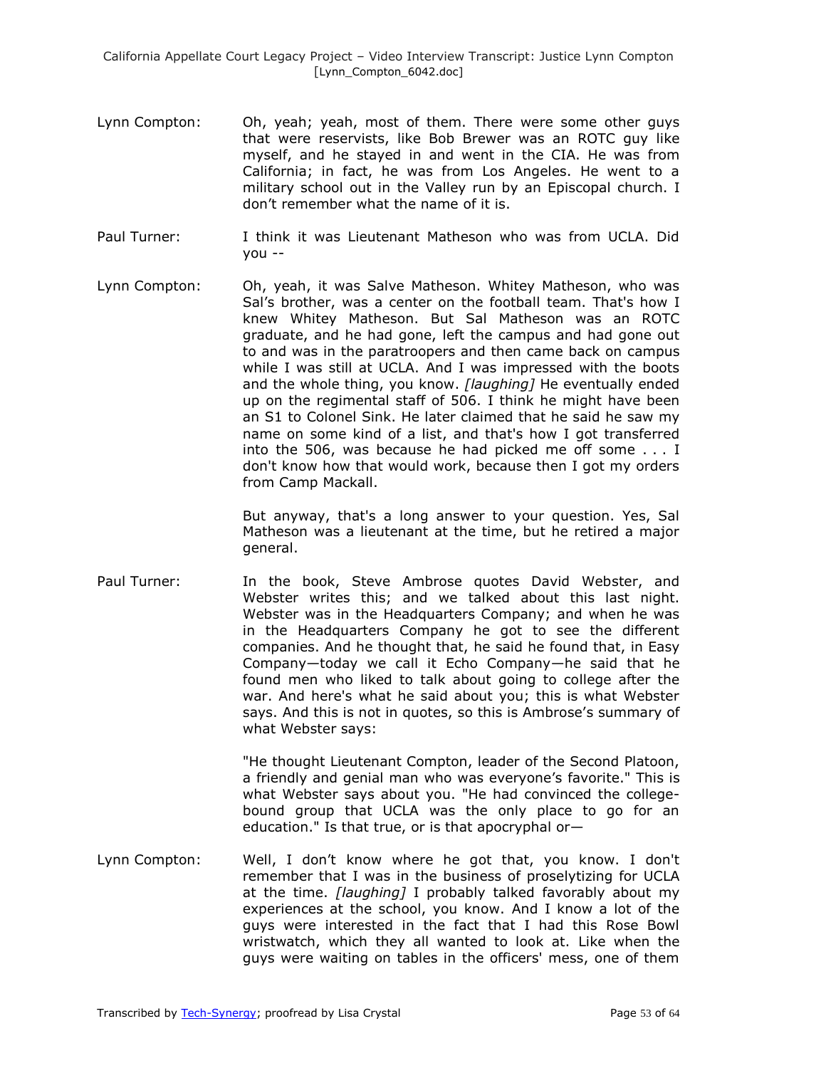Lynn Compton: Oh, yeah; yeah, most of them. There were some other guys that were reservists, like Bob Brewer was an ROTC guy like myself, and he stayed in and went in the CIA. He was from California; in fact, he was from Los Angeles. He went to a military school out in the Valley run by an Episcopal church. I don't remember what the name of it is.

Paul Turner: I think it was Lieutenant Matheson who was from UCLA. Did you --

Lynn Compton: Oh, yeah, it was Salve Matheson. Whitey Matheson, who was Sal's brother, was a center on the football team. That's how I knew Whitey Matheson. But Sal Matheson was an ROTC graduate, and he had gone, left the campus and had gone out to and was in the paratroopers and then came back on campus while I was still at UCLA. And I was impressed with the boots and the whole thing, you know. *[laughing]* He eventually ended up on the regimental staff of 506. I think he might have been an S1 to Colonel Sink. He later claimed that he said he saw my name on some kind of a list, and that's how I got transferred into the 506, was because he had picked me off some . . . I don't know how that would work, because then I got my orders from Camp Mackall.

But anyway, that's a long answer to your question. Yes, Sal Matheson was a lieutenant at the time, but he retired a major general.

Paul Turner: In the book, Steve Ambrose quotes David Webster, and Webster writes this; and we talked about this last night. Webster was in the Headquarters Company; and when he was in the Headquarters Company he got to see the different companies. And he thought that, he said he found that, in Easy Company—today we call it Echo Company—he said that he found men who liked to talk about going to college after the war. And here's what he said about you; this is what Webster says. And this is not in quotes, so this is Ambrose's summary of what Webster says:

"He thought Lieutenant Compton, leader of the Second Platoon, a friendly and genial man who was everyone's favorite." This is what Webster says about you. "He had convinced the college-bound group that UCLA was the only place to go for an education." Is that true, or is that apocryphal or—

Lynn Compton: Well, I don't know where he got that, you know. I don't remember that I was in the business of proselytizing for UCLA at the time. *[laughing]* I probably talked favorably about my experiences at the school, you know. And I know a lot of the guys were interested in the fact that I had this Rose Bowl wristwatch, which they all wanted to look at. Like when the guys were waiting on tables in the officers' mess, one of them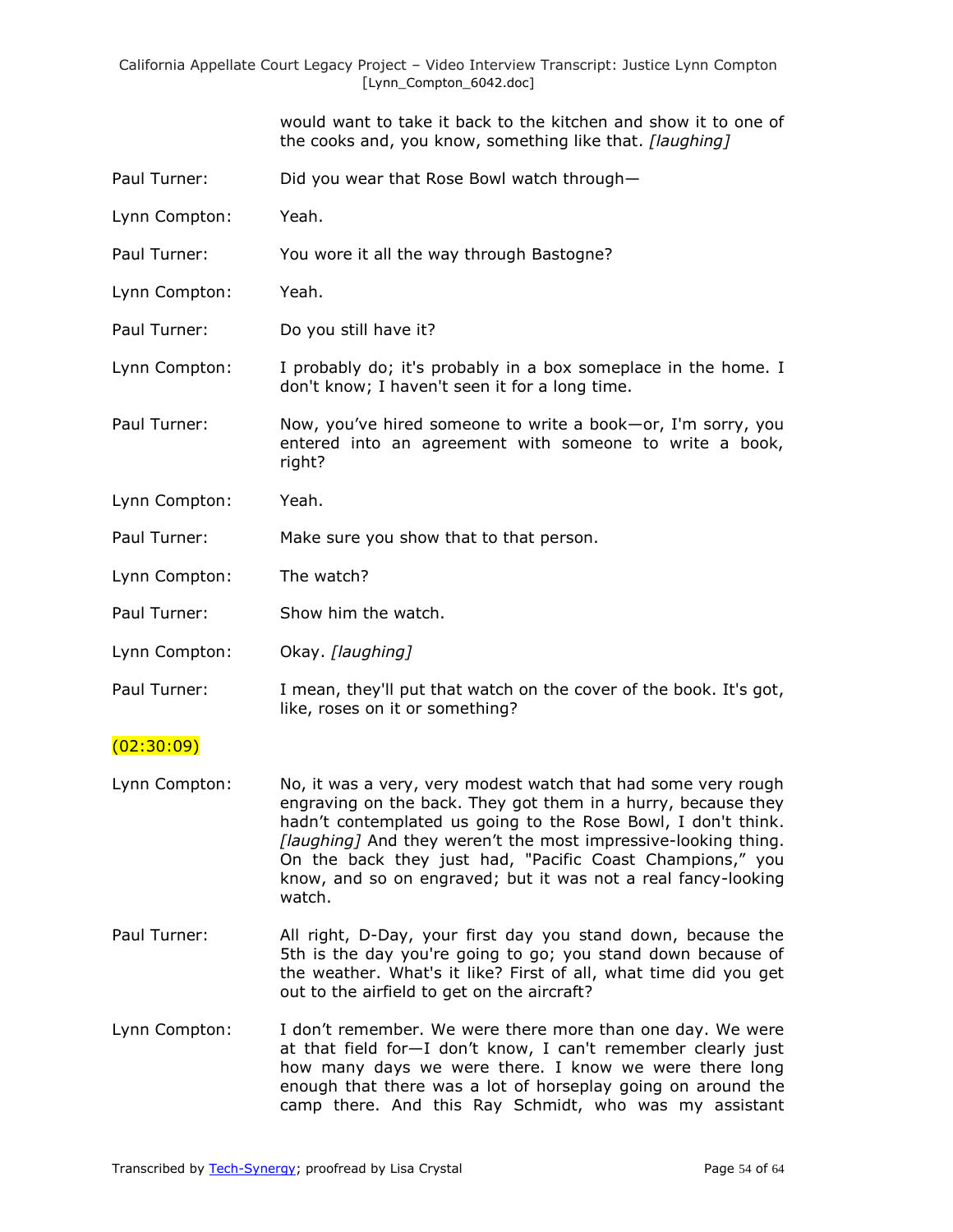would want to take it back to the kitchen and show it to one of the cooks and, you know, something like that. *[laughing]*

Paul Turner: Did you wear that Rose Bowl watch through—

Lynn Compton: Yeah.

Paul Turner: You wore it all the way through Bastogne?

Lynn Compton: Yeah.

Paul Turner: Do you still have it?

Lynn Compton: I probably do; it's probably in a box someplace in the home. I don't know; I haven't seen it for a long time.

Paul Turner: Now, you've hired someone to write a book—or, I'm sorry, you entered into an agreement with someone to write a book, right?

Lynn Compton: Yeah.

Paul Turner: Make sure you show that to that person.

Lynn Compton: The watch?

Paul Turner: Show him the watch.

Lynn Compton: Okay. *[laughing]*

Paul Turner: I mean, they'll put that watch on the cover of the book. It's got, like, roses on it or something?

(02:30:09)

Lynn Compton: No, it was a very, very modest watch that had some very rough engraving on the back. They got them in a hurry, because they hadn't contemplated us going to the Rose Bowl, I don't think. *[laughing]* And they weren't the most impressive-looking thing. On the back they just had, "Pacific Coast Champions," you know, and so on engraved; but it was not a real fancy-looking watch.

Paul Turner: All right, D-Day, your first day you stand down, because the 5th is the day you're going to go; you stand down because of the weather. What's it like? First of all, what time did you get out to the airfield to get on the aircraft?

Lynn Compton: I don't remember. We were there more than one day. We were at that field for—I don't know, I can't remember clearly just how many days we were there. I know we were there long enough that there was a lot of horseplay going on around the camp there. And this Ray Schmidt, who was my assistant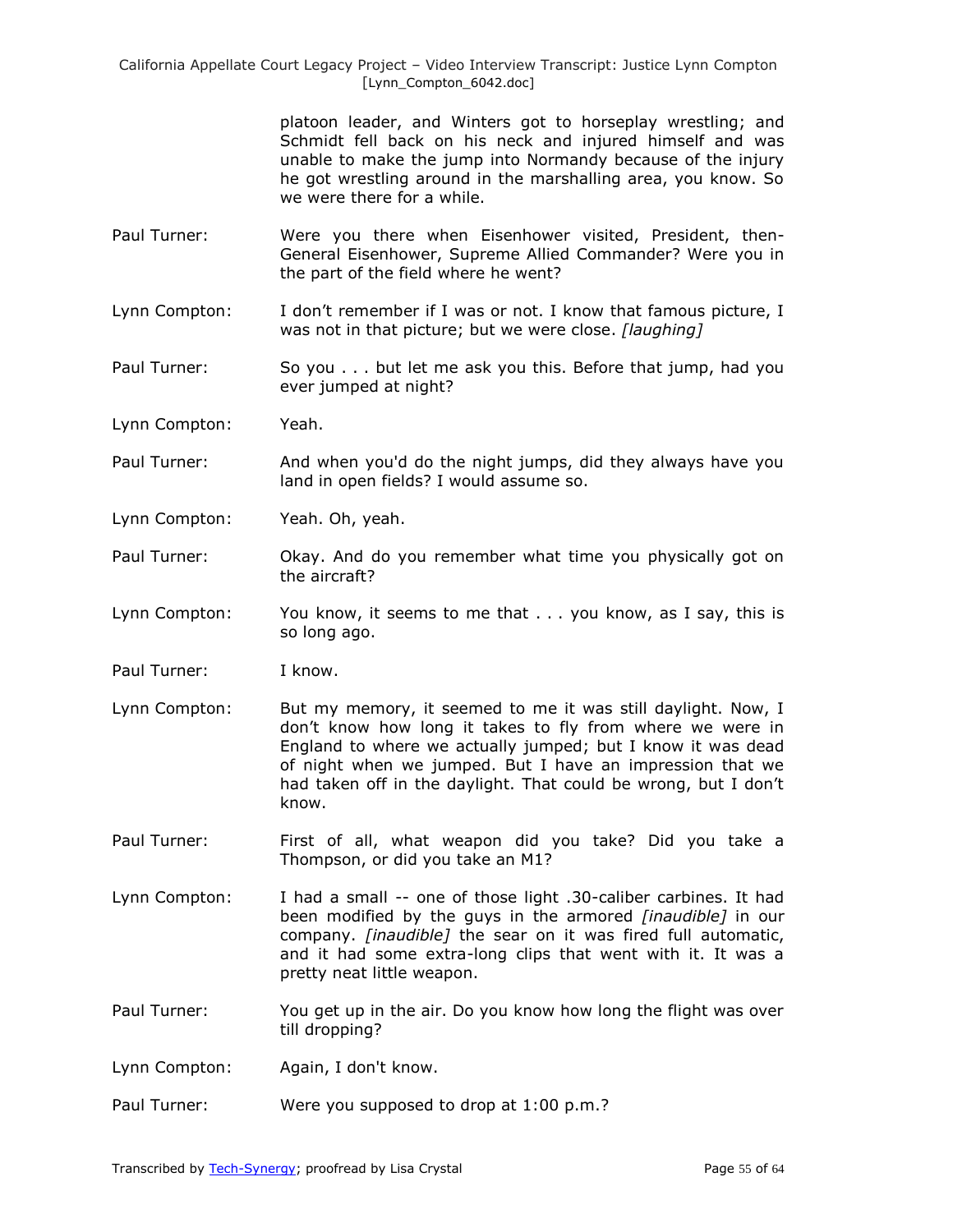platoon leader, and Winters got to horseplay wrestling; and Schmidt fell back on his neck and injured himself and was unable to make the jump into Normandy because of the injury he got wrestling around in the marshalling area, you know. So we were there for a while.

Paul Turner: Were you there when Eisenhower visited, President, then-General Eisenhower, Supreme Allied Commander? Were you in the part of the field where he went?

Lynn Compton: I don't remember if I was or not. I know that famous picture, I was not in that picture; but we were close. *[laughing]*

Paul Turner: So you . . . but let me ask you this. Before that jump, had you ever jumped at night?

Lynn Compton: Yeah.

Paul Turner: And when you'd do the night jumps, did they always have you land in open fields? I would assume so.

Lynn Compton: Yeah. Oh, yeah.

Paul Turner: Okay. And do you remember what time you physically got on the aircraft?

Lynn Compton: You know, it seems to me that . . . you know, as I say, this is so long ago.

Paul Turner: I know.

Lynn Compton: But my memory, it seemed to me it was still daylight. Now, I don't know how long it takes to fly from where we were in England to where we actually jumped; but I know it was dead of night when we jumped. But I have an impression that we had taken off in the daylight. That could be wrong, but I don't know.

Paul Turner: First of all, what weapon did you take? Did you take a Thompson, or did you take an M1?

Lynn Compton: I had a small -- one of those light .30-caliber carbines. It had been modified by the guys in the armored *[inaudible]* in our company. *[inaudible]* the sear on it was fired full automatic, and it had some extra-long clips that went with it. It was a pretty neat little weapon.

Paul Turner: You get up in the air. Do you know how long the flight was over till dropping?

Lynn Compton: Again, I don't know.

Paul Turner: Were you supposed to drop at 1:00 p.m.?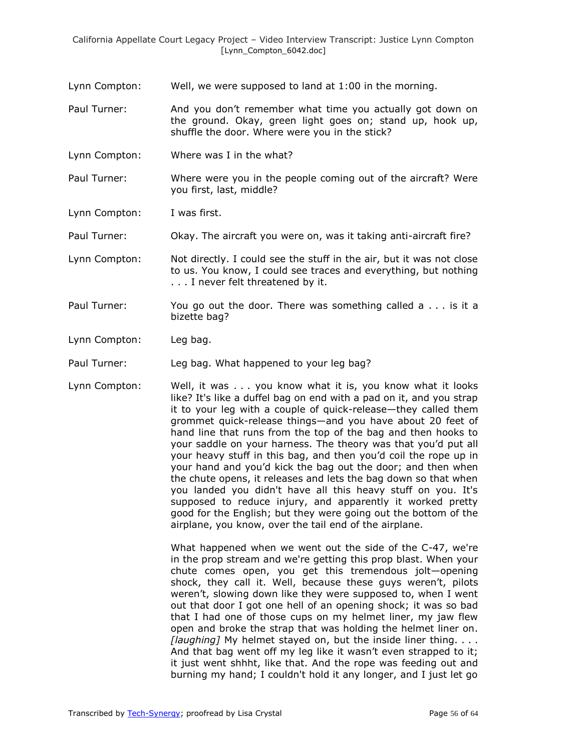Lynn Compton: Well, we were supposed to land at 1:00 in the morning.

Paul Turner: And you don’t remember what time you actually got down on the ground. Okay, green light goes on; stand up, hook up, shuffle the door. Where were you in the stick?

Lynn Compton: Where was I in the what?

Paul Turner: Where were you in the people coming out of the aircraft? Were you first, last, middle?

Lynn Compton: I was first.

Paul Turner: Okay. The aircraft you were on, was it taking anti-aircraft fire?

Lynn Compton: Not directly. I could see the stuff in the air, but it was not close to us. You know, I could see traces and everything, but nothing . . . I never felt threatened by it.

Paul Turner: You go out the door. There was something called a . . . is it a bizette bag?

Lynn Compton: Leg bag.

Paul Turner: Leg bag. What happened to your leg bag?

Lynn Compton: Well, it was . . . you know what it is, you know what it looks like? It's like a duffel bag on end with a pad on it, and you strap it to your leg with a couple of quick-release—they called them grommet quick-release things—and you have about 20 feet of hand line that runs from the top of the bag and then hooks to your saddle on your harness. The theory was that you’d put all your heavy stuff in this bag, and then you’d coil the rope up in your hand and you’d kick the bag out the door; and then when the chute opens, it releases and lets the bag down so that when you landed you didn't have all this heavy stuff on you. It's supposed to reduce injury, and apparently it worked pretty good for the English; but they were going out the bottom of the airplane, you know, over the tail end of the airplane.

What happened when we went out the side of the C-47, we're in the prop stream and we're getting this prop blast. When your chute comes open, you get this tremendous jolt—opening shock, they call it. Well, because these guys weren’t, pilots weren’t, slowing down like they were supposed to, when I went out that door I got one hell of an opening shock; it was so bad that I had one of those cups on my helmet liner, my jaw flew open and broke the strap that was holding the helmet liner on. *[laughing]* My helmet stayed on, but the inside liner thing. . . . And that bag went off my leg like it wasn’t even strapped to it; it just went shhht, like that. And the rope was feeding out and burning my hand; I couldn't hold it any longer, and I just let go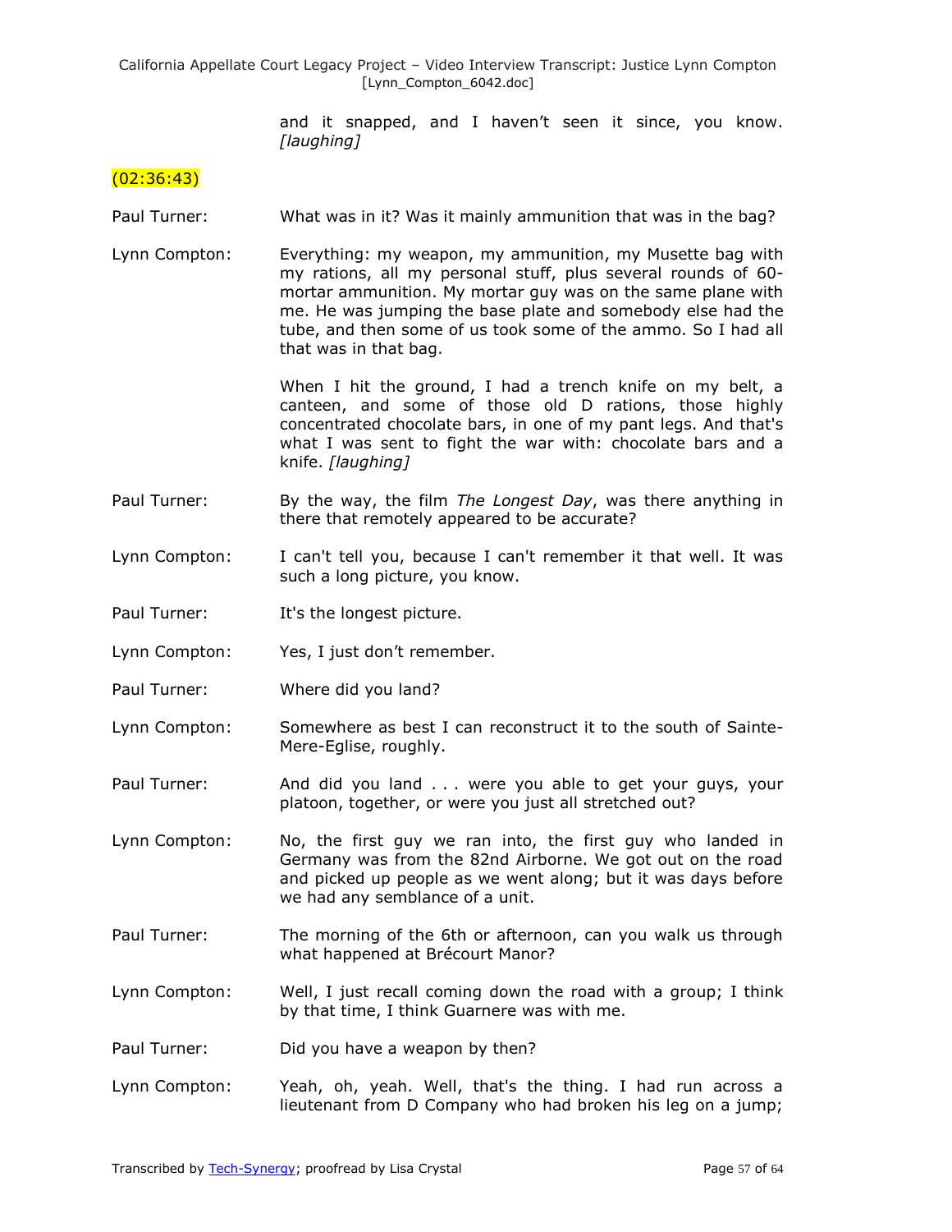and it snapped, and I haven't seen it since, you know. *[laughing]*

(02:36:43)

Paul Turner: What was in it? Was it mainly ammunition that was in the bag?

Lynn Compton: Everything: my weapon, my ammunition, my Musette bag with my rations, all my personal stuff, plus several rounds of 60-mortar ammunition. My mortar guy was on the same plane with me. He was jumping the base plate and somebody else had the tube, and then some of us took some of the ammo. So I had all that was in that bag.

When I hit the ground, I had a trench knife on my belt, a canteen, and some of those old D rations, those highly concentrated chocolate bars, in one of my pant legs. And that's what I was sent to fight the war with: chocolate bars and a knife. *[laughing]*

Paul Turner: By the way, the film *The Longest Day*, was there anything in there that remotely appeared to be accurate?

Lynn Compton: I can't tell you, because I can't remember it that well. It was such a long picture, you know.

Paul Turner: It's the longest picture.

Lynn Compton: Yes, I just don't remember.

Paul Turner: Where did you land?

Lynn Compton: Somewhere as best I can reconstruct it to the south of Sainte-Mere-Eglise, roughly.

Paul Turner: And did you land . . . were you able to get your guys, your platoon, together, or were you just all stretched out?

Lynn Compton: No, the first guy we ran into, the first guy who landed in Germany was from the 82nd Airborne. We got out on the road and picked up people as we went along; but it was days before we had any semblance of a unit.

Paul Turner: The morning of the 6th or afternoon, can you walk us through what happened at Brécourt Manor?

Lynn Compton: Well, I just recall coming down the road with a group; I think by that time, I think Guarnere was with me.

Paul Turner: Did you have a weapon by then?

Lynn Compton: Yeah, oh, yeah. Well, that's the thing. I had run across a lieutenant from D Company who had broken his leg on a jump;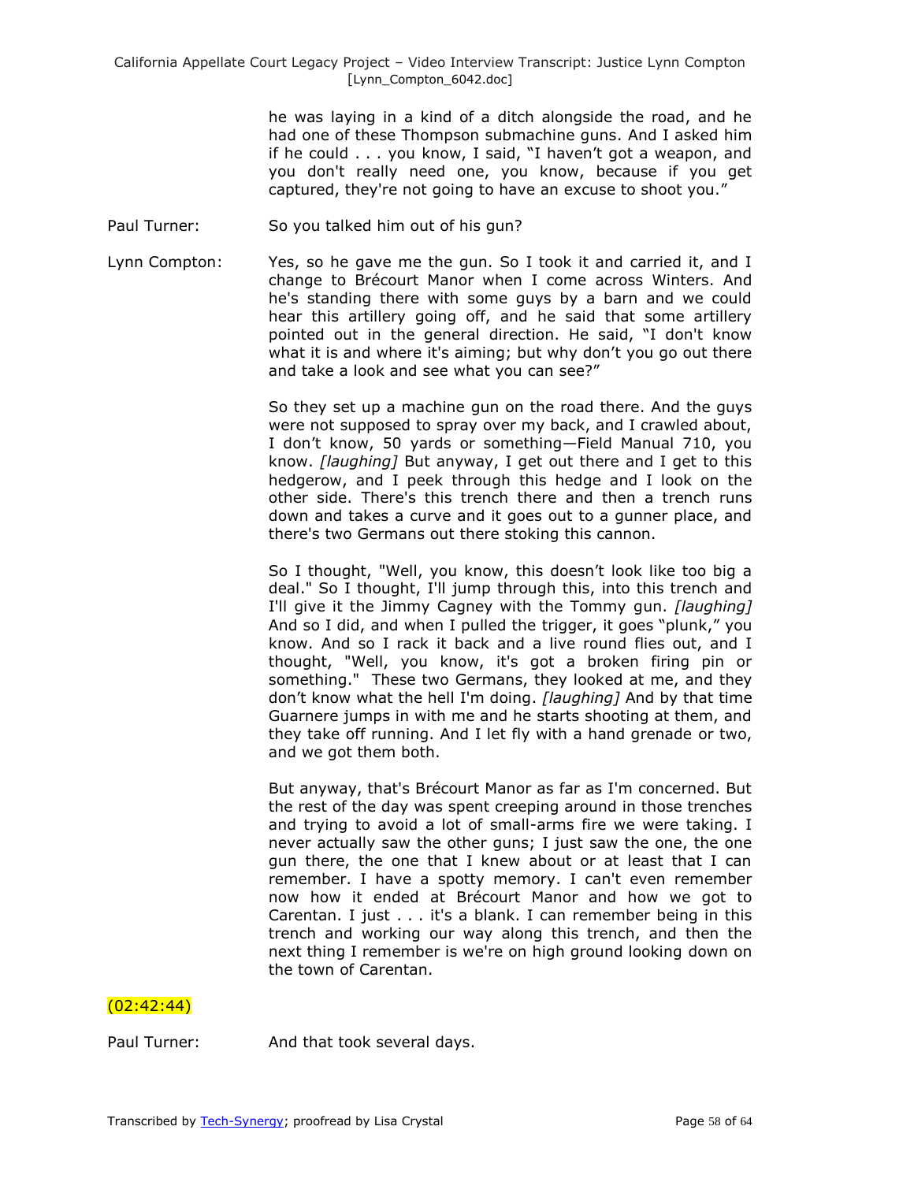he was laying in a kind of a ditch alongside the road, and he had one of these Thompson submachine guns. And I asked him if he could . . . you know, I said, "I haven't got a weapon, and you don't really need one, you know, because if you get captured, they're not going to have an excuse to shoot you."

Paul Turner: So you talked him out of his gun?

Lynn Compton: Yes, so he gave me the gun. So I took it and carried it, and I change to Brécourt Manor when I come across Winters. And he's standing there with some guys by a barn and we could hear this artillery going off, and he said that some artillery pointed out in the general direction. He said, "I don't know what it is and where it's aiming; but why don't you go out there and take a look and see what you can see?"

So they set up a machine gun on the road there. And the guys were not supposed to spray over my back, and I crawled about, I don't know, 50 yards or something—Field Manual 710, you know. *[laughing]* But anyway, I get out there and I get to this hedgerow, and I peek through this hedge and I look on the other side. There's this trench there and then a trench runs down and takes a curve and it goes out to a gunner place, and there's two Germans out there stoking this cannon.

So I thought, "Well, you know, this doesn't look like too big a deal." So I thought, I'll jump through this, into this trench and I'll give it the Jimmy Cagney with the Tommy gun. *[laughing]* And so I did, and when I pulled the trigger, it goes "plunk," you know. And so I rack it back and a live round flies out, and I thought, "Well, you know, it's got a broken firing pin or something." These two Germans, they looked at me, and they don't know what the hell I'm doing. *[laughing]* And by that time Guarnere jumps in with me and he starts shooting at them, and they take off running. And I let fly with a hand grenade or two, and we got them both.

But anyway, that's Brécourt Manor as far as I'm concerned. But the rest of the day was spent creeping around in those trenches and trying to avoid a lot of small-arms fire we were taking. I never actually saw the other guns; I just saw the one, the one gun there, the one that I knew about or at least that I can remember. I have a spotty memory. I can't even remember now how it ended at Brécourt Manor and how we got to Carentan. I just . . . it's a blank. I can remember being in this trench and working our way along this trench, and then the next thing I remember is we're on high ground looking down on the town of Carentan.

(02:42:44)

Paul Turner: And that took several days.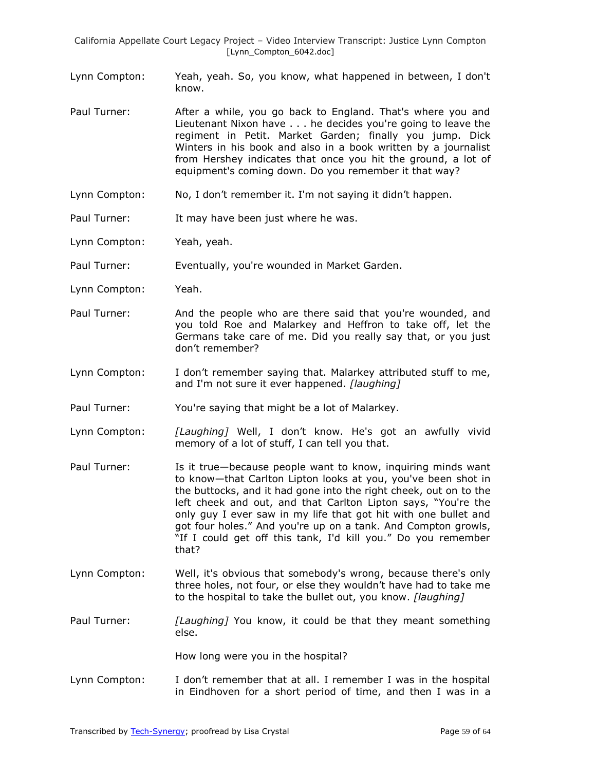Lynn Compton: Yeah, yeah. So, you know, what happened in between, I don't know.

Paul Turner: After a while, you go back to England. That's where you and Lieutenant Nixon have . . . he decides you're going to leave the regiment in Petit. Market Garden; finally you jump. Dick Winters in his book and also in a book written by a journalist from Hershey indicates that once you hit the ground, a lot of equipment's coming down. Do you remember it that way?

Lynn Compton: No, I don't remember it. I'm not saying it didn't happen.

Paul Turner: It may have been just where he was.

Lynn Compton: Yeah, yeah.

Paul Turner: Eventually, you're wounded in Market Garden.

Lynn Compton: Yeah.

Paul Turner: And the people who are there said that you're wounded, and you told Roe and Malarkey and Heffron to take off, let the Germans take care of me. Did you really say that, or you just don't remember?

Lynn Compton: I don't remember saying that. Malarkey attributed stuff to me, and I'm not sure it ever happened. *[laughing]*

Paul Turner: You're saying that might be a lot of Malarkey.

Lynn Compton: *[Laughing]* Well, I don't know. He's got an awfully vivid memory of a lot of stuff, I can tell you that.

Paul Turner: Is it true—because people want to know, inquiring minds want to know—that Carlton Lipton looks at you, you've been shot in the buttocks, and it had gone into the right cheek, out on to the left cheek and out, and that Carlton Lipton says, "You're the only guy I ever saw in my life that got hit with one bullet and got four holes." And you're up on a tank. And Compton growls, "If I could get off this tank, I'd kill you." Do you remember that?

Lynn Compton: Well, it's obvious that somebody's wrong, because there's only three holes, not four, or else they wouldn't have had to take me to the hospital to take the bullet out, you know. *[laughing]*

Paul Turner: *[Laughing]* You know, it could be that they meant something else.

How long were you in the hospital?

Lynn Compton: I don't remember that at all. I remember I was in the hospital in Eindhoven for a short period of time, and then I was in a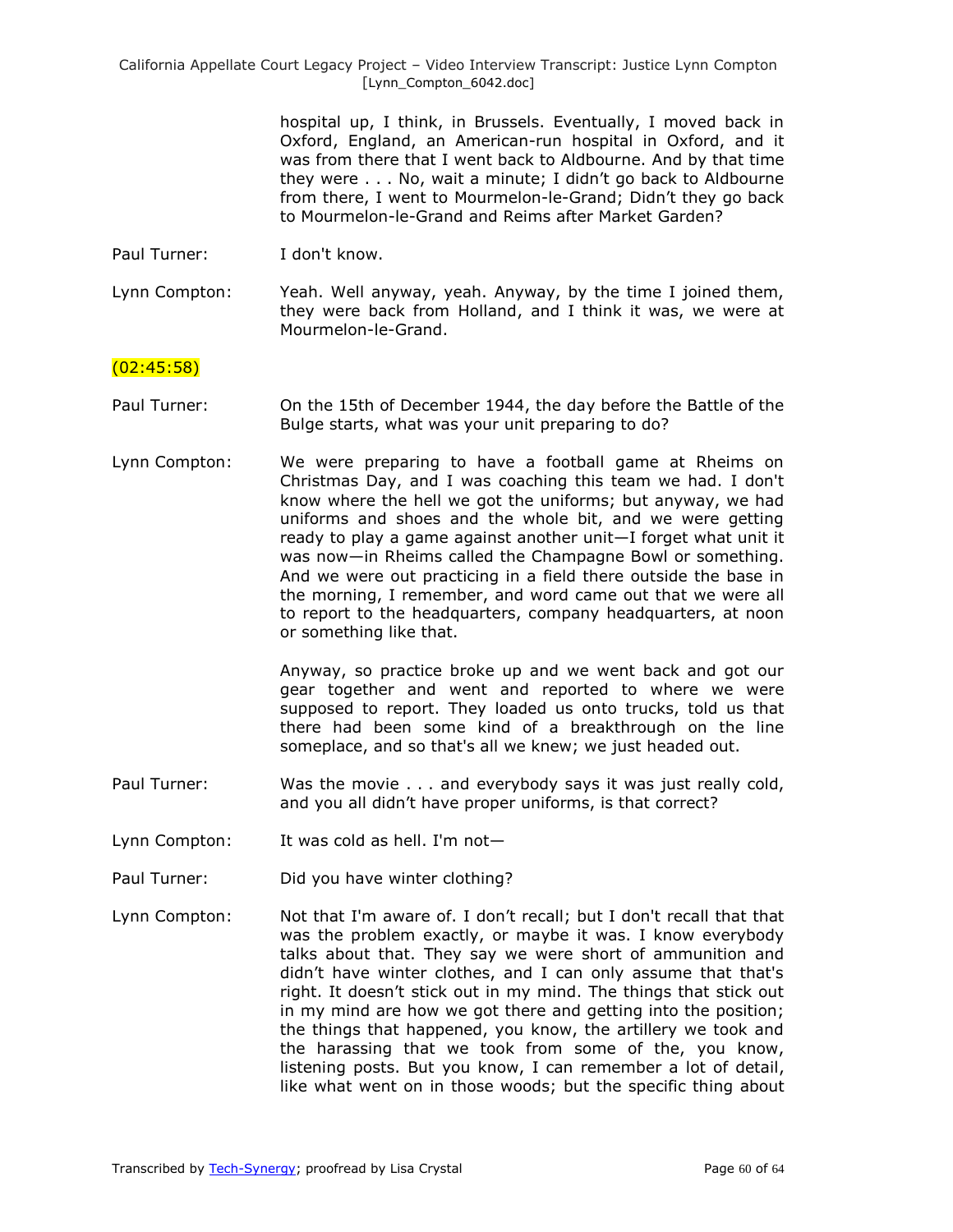hospital up, I think, in Brussels. Eventually, I moved back in Oxford, England, an American-run hospital in Oxford, and it was from there that I went back to Aldbourne. And by that time they were . . . No, wait a minute; I didn't go back to Aldbourne from there, I went to Mourmelon-le-Grand; Didn't they go back to Mourmelon-le-Grand and Reims after Market Garden?

Paul Turner: I don't know.

Lynn Compton: Yeah. Well anyway, yeah. Anyway, by the time I joined them, they were back from Holland, and I think it was, we were at Mourmelon-le-Grand.

(02:45:58)

Paul Turner: On the 15th of December 1944, the day before the Battle of the Bulge starts, what was your unit preparing to do?

Lynn Compton: We were preparing to have a football game at Rheims on Christmas Day, and I was coaching this team we had. I don't know where the hell we got the uniforms; but anyway, we had uniforms and shoes and the whole bit, and we were getting ready to play a game against another unit—I forget what unit it was now—in Rheims called the Champagne Bowl or something. And we were out practicing in a field there outside the base in the morning, I remember, and word came out that we were all to report to the headquarters, company headquarters, at noon or something like that.

Anyway, so practice broke up and we went back and got our gear together and went and reported to where we were supposed to report. They loaded us onto trucks, told us that there had been some kind of a breakthrough on the line someplace, and so that's all we knew; we just headed out.

Paul Turner: Was the movie . . . and everybody says it was just really cold, and you all didn't have proper uniforms, is that correct?

Lynn Compton: It was cold as hell. I'm not—

Paul Turner: Did you have winter clothing?

Lynn Compton: Not that I'm aware of. I don't recall; but I don't recall that that was the problem exactly, or maybe it was. I know everybody talks about that. They say we were short of ammunition and didn't have winter clothes, and I can only assume that that's right. It doesn't stick out in my mind. The things that stick out in my mind are how we got there and getting into the position; the things that happened, you know, the artillery we took and the harassing that we took from some of the, you know, listening posts. But you know, I can remember a lot of detail, like what went on in those woods; but the specific thing about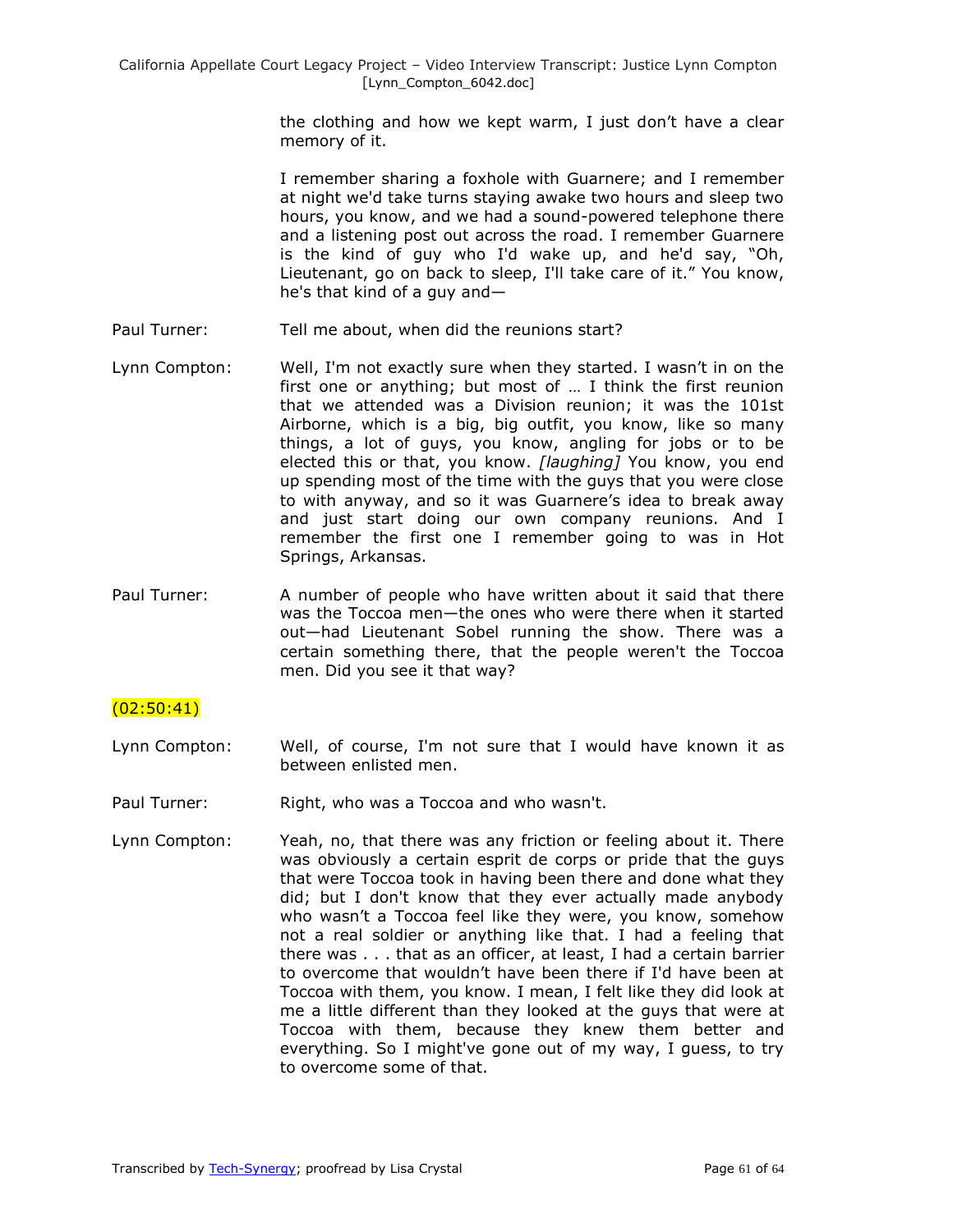the clothing and how we kept warm, I just don't have a clear memory of it.

I remember sharing a foxhole with Guarnere; and I remember at night we'd take turns staying awake two hours and sleep two hours, you know, and we had a sound-powered telephone there and a listening post out across the road. I remember Guarnere is the kind of guy who I'd wake up, and he'd say, "Oh, Lieutenant, go on back to sleep, I'll take care of it." You know, he's that kind of a guy and—

Paul Turner: Tell me about, when did the reunions start?

Lynn Compton: Well, I'm not exactly sure when they started. I wasn't in on the first one or anything; but most of … I think the first reunion that we attended was a Division reunion; it was the 101st Airborne, which is a big, big outfit, you know, like so many things, a lot of guys, you know, angling for jobs or to be elected this or that, you know. *[laughing]* You know, you end up spending most of the time with the guys that you were close to with anyway, and so it was Guarnere's idea to break away and just start doing our own company reunions. And I remember the first one I remember going to was in Hot Springs, Arkansas.

Paul Turner: A number of people who have written about it said that there was the Toccoa men—the ones who were there when it started out—had Lieutenant Sobel running the show. There was a certain something there, that the people weren't the Toccoa men. Did you see it that way?

(02:50:41)

Lynn Compton: Well, of course, I'm not sure that I would have known it as between enlisted men.

Paul Turner: Right, who was a Toccoa and who wasn't.

Lynn Compton: Yeah, no, that there was any friction or feeling about it. There was obviously a certain esprit de corps or pride that the guys that were Toccoa took in having been there and done what they did; but I don't know that they ever actually made anybody who wasn't a Toccoa feel like they were, you know, somehow not a real soldier or anything like that. I had a feeling that there was . . . that as an officer, at least, I had a certain barrier to overcome that wouldn't have been there if I'd have been at Toccoa with them, you know. I mean, I felt like they did look at me a little different than they looked at the guys that were at Toccoa with them, because they knew them better and everything. So I might've gone out of my way, I guess, to try to overcome some of that.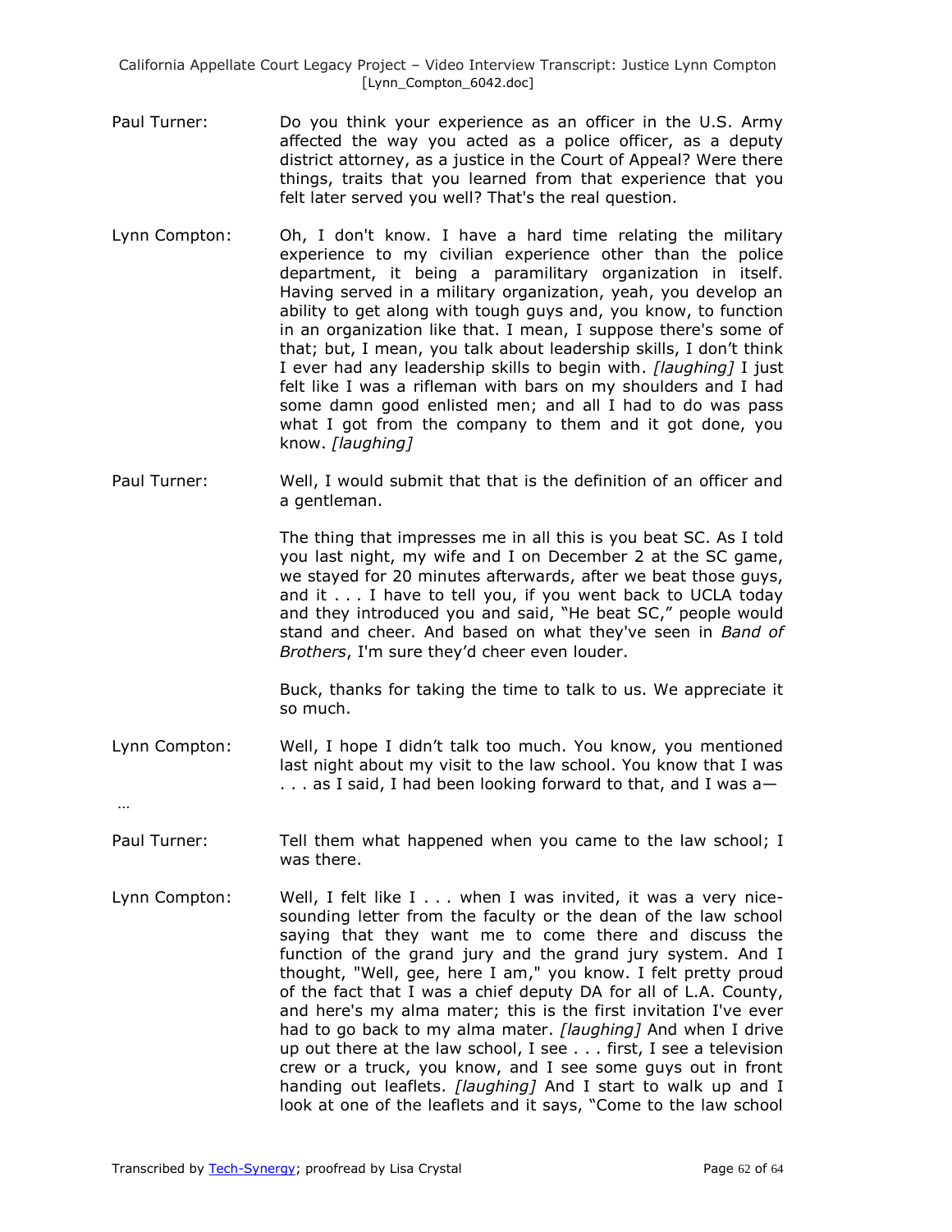Paul Turner: Do you think your experience as an officer in the U.S. Army affected the way you acted as a police officer, as a deputy district attorney, as a justice in the Court of Appeal? Were there things, traits that you learned from that experience that you felt later served you well? That's the real question.

Lynn Compton: Oh, I don't know. I have a hard time relating the military experience to my civilian experience other than the police department, it being a paramilitary organization in itself. Having served in a military organization, yeah, you develop an ability to get along with tough guys and, you know, to function in an organization like that. I mean, I suppose there's some of that; but, I mean, you talk about leadership skills, I don't think I ever had any leadership skills to begin with. *[laughing]* I just felt like I was a rifleman with bars on my shoulders and I had some damn good enlisted men; and all I had to do was pass what I got from the company to them and it got done, you know. *[laughing]*

Paul Turner: Well, I would submit that that is the definition of an officer and a gentleman.

The thing that impresses me in all this is you beat SC. As I told you last night, my wife and I on December 2 at the SC game, we stayed for 20 minutes afterwards, after we beat those guys, and it . . . I have to tell you, if you went back to UCLA today and they introduced you and said, "He beat SC," people would stand and cheer. And based on what they've seen in *Band of Brothers*, I'm sure they'd cheer even louder.

Buck, thanks for taking the time to talk to us. We appreciate it so much.

Lynn Compton: Well, I hope I didn't talk too much. You know, you mentioned last night about my visit to the law school. You know that I was . . . as I said, I had been looking forward to that, and I was a—

…

Paul Turner: Tell them what happened when you came to the law school; I was there.

Lynn Compton: Well, I felt like I . . . when I was invited, it was a very nice-sounding letter from the faculty or the dean of the law school saying that they want me to come there and discuss the function of the grand jury and the grand jury system. And I thought, "Well, gee, here I am," you know. I felt pretty proud of the fact that I was a chief deputy DA for all of L.A. County, and here's my alma mater; this is the first invitation I've ever had to go back to my alma mater. *[laughing]* And when I drive up out there at the law school, I see . . . first, I see a television crew or a truck, you know, and I see some guys out in front handing out leaflets. *[laughing]* And I start to walk up and I look at one of the leaflets and it says, "Come to the law school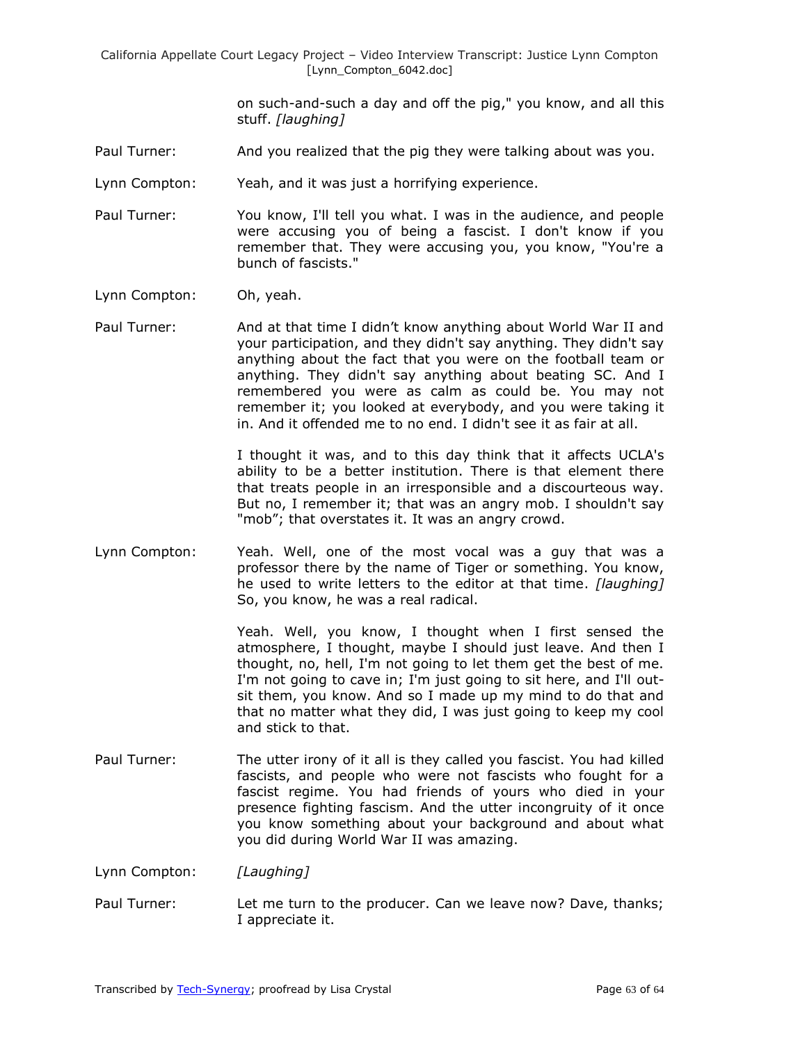on such-and-such a day and off the pig," you know, and all this stuff. *[laughing]*

Paul Turner: And you realized that the pig they were talking about was you.

Lynn Compton: Yeah, and it was just a horrifying experience.

Paul Turner: You know, I'll tell you what. I was in the audience, and people were accusing you of being a fascist. I don't know if you remember that. They were accusing you, you know, "You're a bunch of fascists."

Lynn Compton: Oh, yeah.

Paul Turner: And at that time I didn't know anything about World War II and your participation, and they didn't say anything. They didn't say anything about the fact that you were on the football team or anything. They didn't say anything about beating SC. And I remembered you were as calm as could be. You may not remember it; you looked at everybody, and you were taking it in. And it offended me to no end. I didn't see it as fair at all.

I thought it was, and to this day think that it affects UCLA's ability to be a better institution. There is that element there that treats people in an irresponsible and a discourteous way. But no, I remember it; that was an angry mob. I shouldn't say "mob"; that overstates it. It was an angry crowd.

Lynn Compton: Yeah. Well, one of the most vocal was a guy that was a professor there by the name of Tiger or something. You know, he used to write letters to the editor at that time. *[laughing]* So, you know, he was a real radical.

Yeah. Well, you know, I thought when I first sensed the atmosphere, I thought, maybe I should just leave. And then I thought, no, hell, I'm not going to let them get the best of me. I'm not going to cave in; I'm just going to sit here, and I'll out-sit them, you know. And so I made up my mind to do that and that no matter what they did, I was just going to keep my cool and stick to that.

Paul Turner: The utter irony of it all is they called you fascist. You had killed fascists, and people who were not fascists who fought for a fascist regime. You had friends of yours who died in your presence fighting fascism. And the utter incongruity of it once you know something about your background and about what you did during World War II was amazing.

Lynn Compton: *[Laughing]*

Paul Turner: Let me turn to the producer. Can we leave now? Dave, thanks; I appreciate it.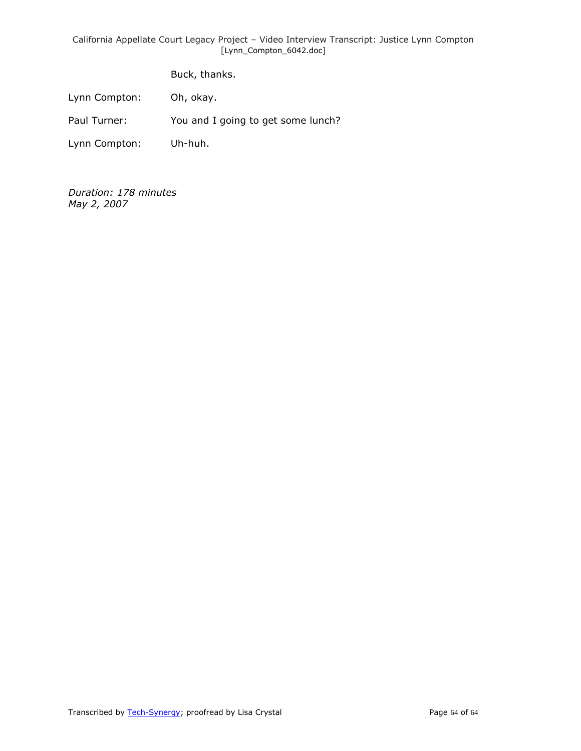Buck, thanks.

Lynn Compton: Oh, okay.

Paul Turner: You and I going to get some lunch?

Lynn Compton: Uh-huh.

*Duration: 178 minutes*
*May 2, 2007*

Transcribed by Tech-Synergy; proofread by Lisa Crystal